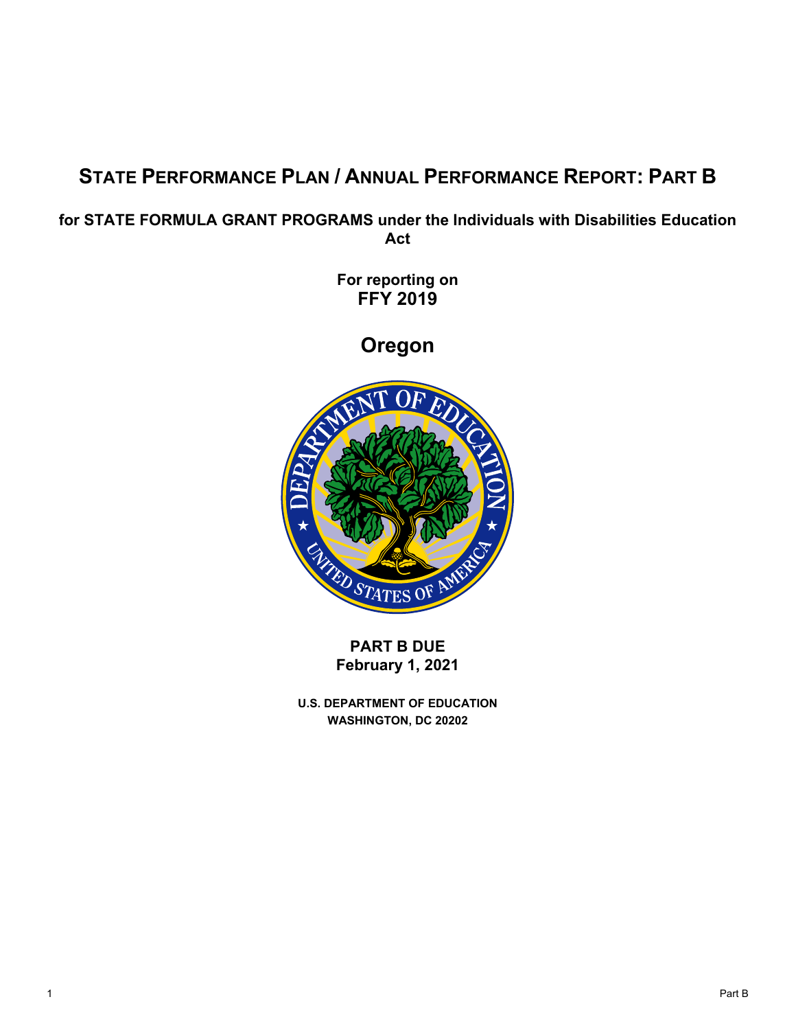# STATE PERFORMANCE PLAN / ANNUAL PERFORMANCE REPORT: PART B

**for STATE FORMULA GRANT PROGRAMS under the Individuals with Disabilities Education Act**

**For reporting on**
**FFY 2019**

## Oregon

**PART B DUE**
**February 1, 2021**

**U.S. DEPARTMENT OF EDUCATION**
**WASHINGTON, DC 20202**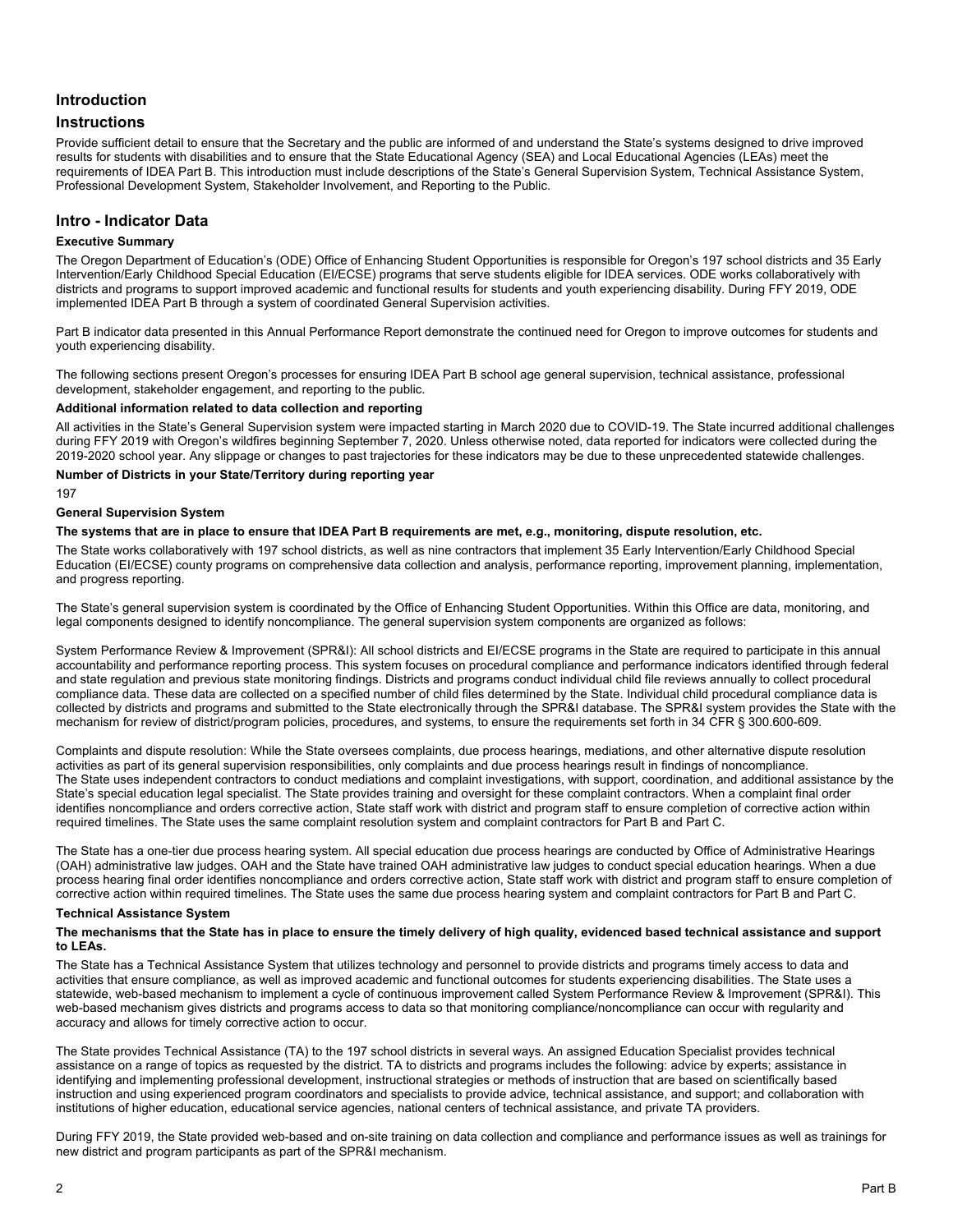## Introduction

## Instructions

Provide sufficient detail to ensure that the Secretary and the public are informed of and understand the State's systems designed to drive improved results for students with disabilities and to ensure that the State Educational Agency (SEA) and Local Educational Agencies (LEAs) meet the requirements of IDEA Part B. This introduction must include descriptions of the State's General Supervision System, Technical Assistance System, Professional Development System, Stakeholder Involvement, and Reporting to the Public.

## Intro - Indicator Data

**Executive Summary**

The Oregon Department of Education's (ODE) Office of Enhancing Student Opportunities is responsible for Oregon's 197 school districts and 35 Early Intervention/Early Childhood Special Education (EI/ECSE) programs that serve students eligible for IDEA services. ODE works collaboratively with districts and programs to support improved academic and functional results for students and youth experiencing disability. During FFY 2019, ODE implemented IDEA Part B through a system of coordinated General Supervision activities.

Part B indicator data presented in this Annual Performance Report demonstrate the continued need for Oregon to improve outcomes for students and youth experiencing disability.

The following sections present Oregon's processes for ensuring IDEA Part B school age general supervision, technical assistance, professional development, stakeholder engagement, and reporting to the public.

**Additional information related to data collection and reporting**

All activities in the State's General Supervision system were impacted starting in March 2020 due to COVID-19. The State incurred additional challenges during FFY 2019 with Oregon's wildfires beginning September 7, 2020. Unless otherwise noted, data reported for indicators were collected during the 2019-2020 school year. Any slippage or changes to past trajectories for these indicators may be due to these unprecedented statewide challenges.

**Number of Districts in your State/Territory during reporting year**

197

**General Supervision System**

**The systems that are in place to ensure that IDEA Part B requirements are met, e.g., monitoring, dispute resolution, etc.**

The State works collaboratively with 197 school districts, as well as nine contractors that implement 35 Early Intervention/Early Childhood Special Education (EI/ECSE) county programs on comprehensive data collection and analysis, performance reporting, improvement planning, implementation, and progress reporting.

The State's general supervision system is coordinated by the Office of Enhancing Student Opportunities. Within this Office are data, monitoring, and legal components designed to identify noncompliance. The general supervision system components are organized as follows:

System Performance Review & Improvement (SPR&I): All school districts and EI/ECSE programs in the State are required to participate in this annual accountability and performance reporting process. This system focuses on procedural compliance and performance indicators identified through federal and state regulation and previous state monitoring findings. Districts and programs conduct individual child file reviews annually to collect procedural compliance data. These data are collected on a specified number of child files determined by the State. Individual child procedural compliance data is collected by districts and programs and submitted to the State electronically through the SPR&I database. The SPR&I system provides the State with the mechanism for review of district/program policies, procedures, and systems, to ensure the requirements set forth in 34 CFR § 300.600-609.

Complaints and dispute resolution: While the State oversees complaints, due process hearings, mediations, and other alternative dispute resolution activities as part of its general supervision responsibilities, only complaints and due process hearings result in findings of noncompliance.
The State uses independent contractors to conduct mediations and complaint investigations, with support, coordination, and additional assistance by the State's special education legal specialist. The State provides training and oversight for these complaint contractors. When a complaint final order identifies noncompliance and orders corrective action, State staff work with district and program staff to ensure completion of corrective action within required timelines. The State uses the same complaint resolution system and complaint contractors for Part B and Part C.

The State has a one-tier due process hearing system. All special education due process hearings are conducted by Office of Administrative Hearings (OAH) administrative law judges. OAH and the State have trained OAH administrative law judges to conduct special education hearings. When a due process hearing final order identifies noncompliance and orders corrective action, State staff work with district and program staff to ensure completion of corrective action within required timelines. The State uses the same due process hearing system and complaint contractors for Part B and Part C.

**Technical Assistance System**

**The mechanisms that the State has in place to ensure the timely delivery of high quality, evidenced based technical assistance and support to LEAs.**

The State has a Technical Assistance System that utilizes technology and personnel to provide districts and programs timely access to data and activities that ensure compliance, as well as improved academic and functional outcomes for students experiencing disabilities. The State uses a statewide, web-based mechanism to implement a cycle of continuous improvement called System Performance Review & Improvement (SPR&I). This web-based mechanism gives districts and programs access to data so that monitoring compliance/noncompliance can occur with regularity and accuracy and allows for timely corrective action to occur.

The State provides Technical Assistance (TA) to the 197 school districts in several ways. An assigned Education Specialist provides technical assistance on a range of topics as requested by the district. TA to districts and programs includes the following: advice by experts; assistance in identifying and implementing professional development, instructional strategies or methods of instruction that are based on scientifically based instruction and using experienced program coordinators and specialists to provide advice, technical assistance, and support; and collaboration with institutions of higher education, educational service agencies, national centers of technical assistance, and private TA providers.

During FFY 2019, the State provided web-based and on-site training on data collection and compliance and performance issues as well as trainings for new district and program participants as part of the SPR&I mechanism.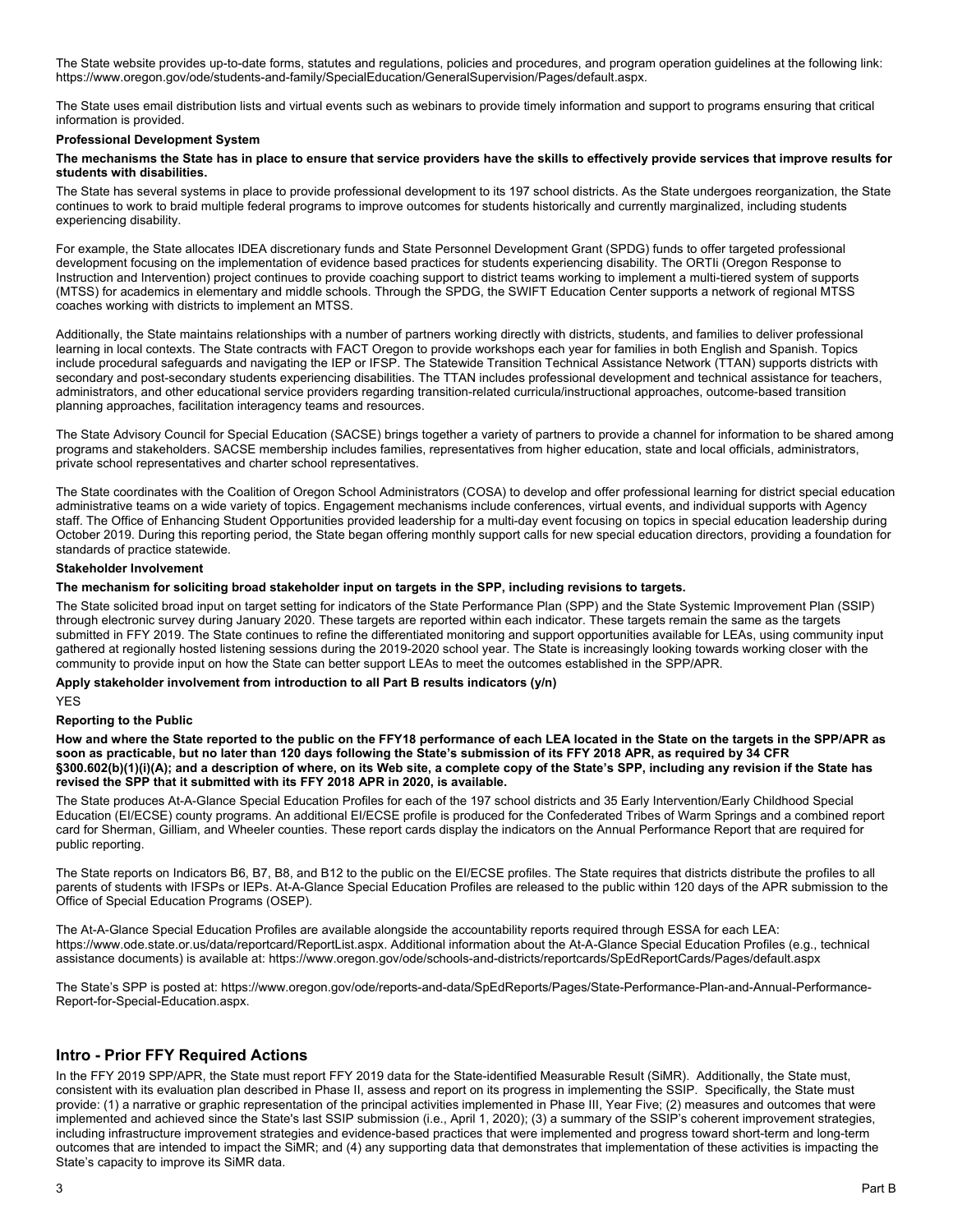The State website provides up-to-date forms, statutes and regulations, policies and procedures, and program operation guidelines at the following link: https://www.oregon.gov/ode/students-and-family/SpecialEducation/GeneralSupervision/Pages/default.aspx.

The State uses email distribution lists and virtual events such as webinars to provide timely information and support to programs ensuring that critical information is provided.

**Professional Development System**

**The mechanisms the State has in place to ensure that service providers have the skills to effectively provide services that improve results for students with disabilities.**

The State has several systems in place to provide professional development to its 197 school districts. As the State undergoes reorganization, the State continues to work to braid multiple federal programs to improve outcomes for students historically and currently marginalized, including students experiencing disability.

For example, the State allocates IDEA discretionary funds and State Personnel Development Grant (SPDG) funds to offer targeted professional development focusing on the implementation of evidence based practices for students experiencing disability. The ORTIi (Oregon Response to Instruction and Intervention) project continues to provide coaching support to district teams working to implement a multi-tiered system of supports (MTSS) for academics in elementary and middle schools. Through the SPDG, the SWIFT Education Center supports a network of regional MTSS coaches working with districts to implement an MTSS.

Additionally, the State maintains relationships with a number of partners working directly with districts, students, and families to deliver professional learning in local contexts. The State contracts with FACT Oregon to provide workshops each year for families in both English and Spanish. Topics include procedural safeguards and navigating the IEP or IFSP. The Statewide Transition Technical Assistance Network (TTAN) supports districts with secondary and post-secondary students experiencing disabilities. The TTAN includes professional development and technical assistance for teachers, administrators, and other educational service providers regarding transition-related curricula/instructional approaches, outcome-based transition planning approaches, facilitation interagency teams and resources.

The State Advisory Council for Special Education (SACSE) brings together a variety of partners to provide a channel for information to be shared among programs and stakeholders. SACSE membership includes families, representatives from higher education, state and local officials, administrators, private school representatives and charter school representatives.

The State coordinates with the Coalition of Oregon School Administrators (COSA) to develop and offer professional learning for district special education administrative teams on a wide variety of topics. Engagement mechanisms include conferences, virtual events, and individual supports with Agency staff. The Office of Enhancing Student Opportunities provided leadership for a multi-day event focusing on topics in special education leadership during October 2019. During this reporting period, the State began offering monthly support calls for new special education directors, providing a foundation for standards of practice statewide.

**Stakeholder Involvement**

**The mechanism for soliciting broad stakeholder input on targets in the SPP, including revisions to targets.**

The State solicited broad input on target setting for indicators of the State Performance Plan (SPP) and the State Systemic Improvement Plan (SSIP) through electronic survey during January 2020. These targets are reported within each indicator. These targets remain the same as the targets submitted in FFY 2019. The State continues to refine the differentiated monitoring and support opportunities available for LEAs, using community input gathered at regionally hosted listening sessions during the 2019-2020 school year. The State is increasingly looking towards working closer with the community to provide input on how the State can better support LEAs to meet the outcomes established in the SPP/APR.

**Apply stakeholder involvement from introduction to all Part B results indicators (y/n)**

YES

**Reporting to the Public**

**How and where the State reported to the public on the FFY18 performance of each LEA located in the State on the targets in the SPP/APR as soon as practicable, but no later than 120 days following the State's submission of its FFY 2018 APR, as required by 34 CFR §300.602(b)(1)(i)(A); and a description of where, on its Web site, a complete copy of the State's SPP, including any revision if the State has revised the SPP that it submitted with its FFY 2018 APR in 2020, is available.**

The State produces At-A-Glance Special Education Profiles for each of the 197 school districts and 35 Early Intervention/Early Childhood Special Education (EI/ECSE) county programs. An additional EI/ECSE profile is produced for the Confederated Tribes of Warm Springs and a combined report card for Sherman, Gilliam, and Wheeler counties. These report cards display the indicators on the Annual Performance Report that are required for public reporting.

The State reports on Indicators B6, B7, B8, and B12 to the public on the EI/ECSE profiles. The State requires that districts distribute the profiles to all parents of students with IFSPs or IEPs. At-A-Glance Special Education Profiles are released to the public within 120 days of the APR submission to the Office of Special Education Programs (OSEP).

The At-A-Glance Special Education Profiles are available alongside the accountability reports required through ESSA for each LEA: https://www.ode.state.or.us/data/reportcard/ReportList.aspx. Additional information about the At-A-Glance Special Education Profiles (e.g., technical assistance documents) is available at: https://www.oregon.gov/ode/schools-and-districts/reportcards/SpEdReportCards/Pages/default.aspx

The State's SPP is posted at: https://www.oregon.gov/ode/reports-and-data/SpEdReports/Pages/State-Performance-Plan-and-Annual-Performance-Report-for-Special-Education.aspx.

## Intro - Prior FFY Required Actions

In the FFY 2019 SPP/APR, the State must report FFY 2019 data for the State-identified Measurable Result (SiMR). Additionally, the State must, consistent with its evaluation plan described in Phase II, assess and report on its progress in implementing the SSIP. Specifically, the State must provide: (1) a narrative or graphic representation of the principal activities implemented in Phase III, Year Five; (2) measures and outcomes that were implemented and achieved since the State's last SSIP submission (i.e., April 1, 2020); (3) a summary of the SSIP's coherent improvement strategies, including infrastructure improvement strategies and evidence-based practices that were implemented and progress toward short-term and long-term outcomes that are intended to impact the SiMR; and (4) any supporting data that demonstrates that implementation of these activities is impacting the State's capacity to improve its SiMR data.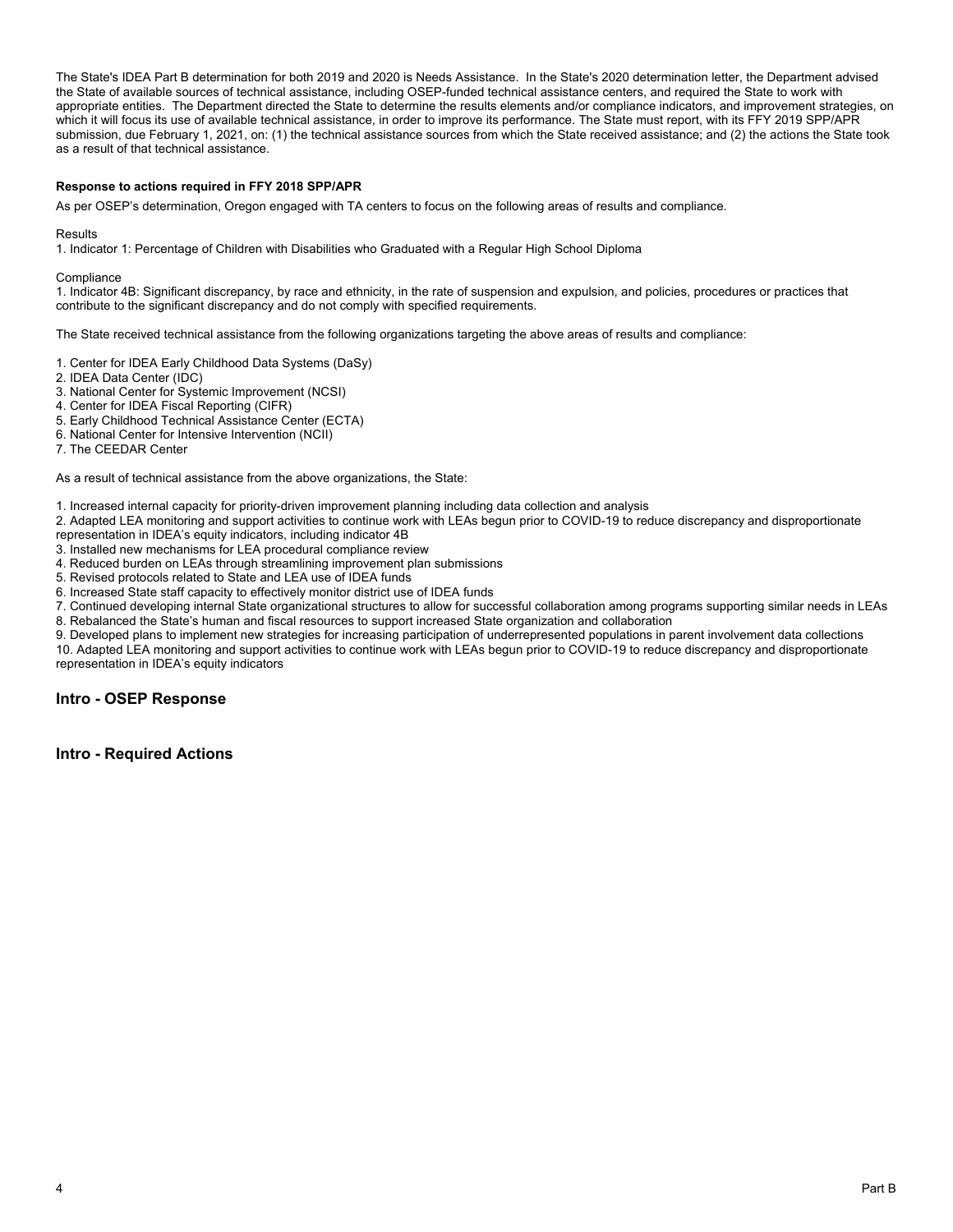The State's IDEA Part B determination for both 2019 and 2020 is Needs Assistance. In the State's 2020 determination letter, the Department advised the State of available sources of technical assistance, including OSEP-funded technical assistance centers, and required the State to work with appropriate entities. The Department directed the State to determine the results elements and/or compliance indicators, and improvement strategies, on which it will focus its use of available technical assistance, in order to improve its performance. The State must report, with its FFY 2019 SPP/APR submission, due February 1, 2021, on: (1) the technical assistance sources from which the State received assistance; and (2) the actions the State took as a result of that technical assistance.

**Response to actions required in FFY 2018 SPP/APR**

As per OSEP's determination, Oregon engaged with TA centers to focus on the following areas of results and compliance.

Results

1. Indicator 1: Percentage of Children with Disabilities who Graduated with a Regular High School Diploma

Compliance

1. Indicator 4B: Significant discrepancy, by race and ethnicity, in the rate of suspension and expulsion, and policies, procedures or practices that contribute to the significant discrepancy and do not comply with specified requirements.

The State received technical assistance from the following organizations targeting the above areas of results and compliance:

1. Center for IDEA Early Childhood Data Systems (DaSy)
2. IDEA Data Center (IDC)
3. National Center for Systemic Improvement (NCSI)
4. Center for IDEA Fiscal Reporting (CIFR)
5. Early Childhood Technical Assistance Center (ECTA)
6. National Center for Intensive Intervention (NCII)
7. The CEEDAR Center

As a result of technical assistance from the above organizations, the State:

1. Increased internal capacity for priority-driven improvement planning including data collection and analysis
2. Adapted LEA monitoring and support activities to continue work with LEAs begun prior to COVID-19 to reduce discrepancy and disproportionate representation in IDEA's equity indicators, including indicator 4B
3. Installed new mechanisms for LEA procedural compliance review
4. Reduced burden on LEAs through streamlining improvement plan submissions
5. Revised protocols related to State and LEA use of IDEA funds
6. Increased State staff capacity to effectively monitor district use of IDEA funds
7. Continued developing internal State organizational structures to allow for successful collaboration among programs supporting similar needs in LEAs
8. Rebalanced the State's human and fiscal resources to support increased State organization and collaboration
9. Developed plans to implement new strategies for increasing participation of underrepresented populations in parent involvement data collections
10. Adapted LEA monitoring and support activities to continue work with LEAs begun prior to COVID-19 to reduce discrepancy and disproportionate representation in IDEA's equity indicators

## Intro - OSEP Response

## Intro - Required Actions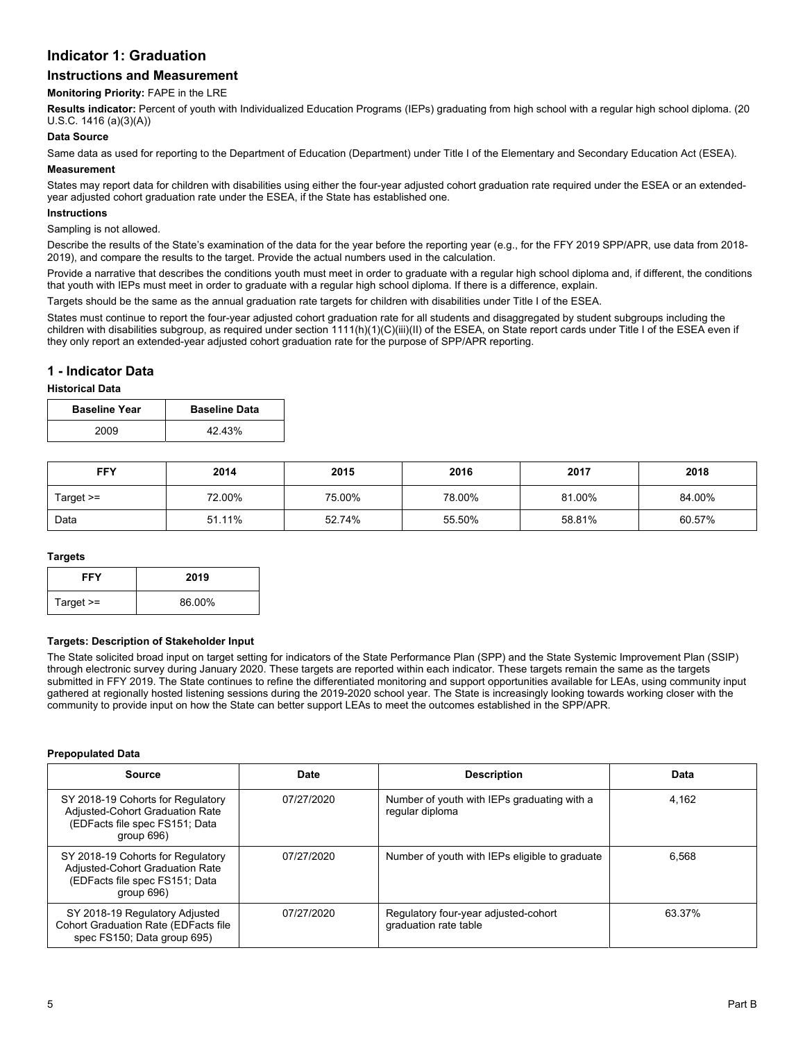## Indicator 1: Graduation

### Instructions and Measurement

**Monitoring Priority:** FAPE in the LRE

**Results indicator:** Percent of youth with Individualized Education Programs (IEPs) graduating from high school with a regular high school diploma. (20 U.S.C. 1416 (a)(3)(A))

**Data Source**

Same data as used for reporting to the Department of Education (Department) under Title I of the Elementary and Secondary Education Act (ESEA).

**Measurement**

States may report data for children with disabilities using either the four-year adjusted cohort graduation rate required under the ESEA or an extended-year adjusted cohort graduation rate under the ESEA, if the State has established one.

**Instructions**

Sampling is not allowed.

Describe the results of the State's examination of the data for the year before the reporting year (e.g., for the FFY 2019 SPP/APR, use data from 2018-2019), and compare the results to the target. Provide the actual numbers used in the calculation.

Provide a narrative that describes the conditions youth must meet in order to graduate with a regular high school diploma and, if different, the conditions that youth with IEPs must meet in order to graduate with a regular high school diploma. If there is a difference, explain.

Targets should be the same as the annual graduation rate targets for children with disabilities under Title I of the ESEA.

States must continue to report the four-year adjusted cohort graduation rate for all students and disaggregated by student subgroups including the children with disabilities subgroup, as required under section 1111(h)(1)(C)(iii)(II) of the ESEA, on State report cards under Title I of the ESEA even if they only report an extended-year adjusted cohort graduation rate for the purpose of SPP/APR reporting.

## 1 - Indicator Data

**Historical Data**

| Baseline Year | Baseline Data |
|---|---|
| 2009 | 42.43% |

| FFY | 2014 | 2015 | 2016 | 2017 | 2018 |
|---|---|---|---|---|---|
| Target >= | 72.00% | 75.00% | 78.00% | 81.00% | 84.00% |
| Data | 51.11% | 52.74% | 55.50% | 58.81% | 60.57% |

**Targets**

| FFY | 2019 |
|---|---|
| Target >= | 86.00% |

**Targets: Description of Stakeholder Input**

The State solicited broad input on target setting for indicators of the State Performance Plan (SPP) and the State Systemic Improvement Plan (SSIP) through electronic survey during January 2020. These targets are reported within each indicator. These targets remain the same as the targets submitted in FFY 2019. The State continues to refine the differentiated monitoring and support opportunities available for LEAs, using community input gathered at regionally hosted listening sessions during the 2019-2020 school year. The State is increasingly looking towards working closer with the community to provide input on how the State can better support LEAs to meet the outcomes established in the SPP/APR.

**Prepopulated Data**

| Source | Date | Description | Data |
|---|---|---|---|
| SY 2018-19 Cohorts for Regulatory Adjusted-Cohort Graduation Rate (EDFacts file spec FS151; Data group 696) | 07/27/2020 | Number of youth with IEPs graduating with a regular diploma | 4,162 |
| SY 2018-19 Cohorts for Regulatory Adjusted-Cohort Graduation Rate (EDFacts file spec FS151; Data group 696) | 07/27/2020 | Number of youth with IEPs eligible to graduate | 6,568 |
| SY 2018-19 Regulatory Adjusted Cohort Graduation Rate (EDFacts file spec FS150; Data group 695) | 07/27/2020 | Regulatory four-year adjusted-cohort graduation rate table | 63.37% |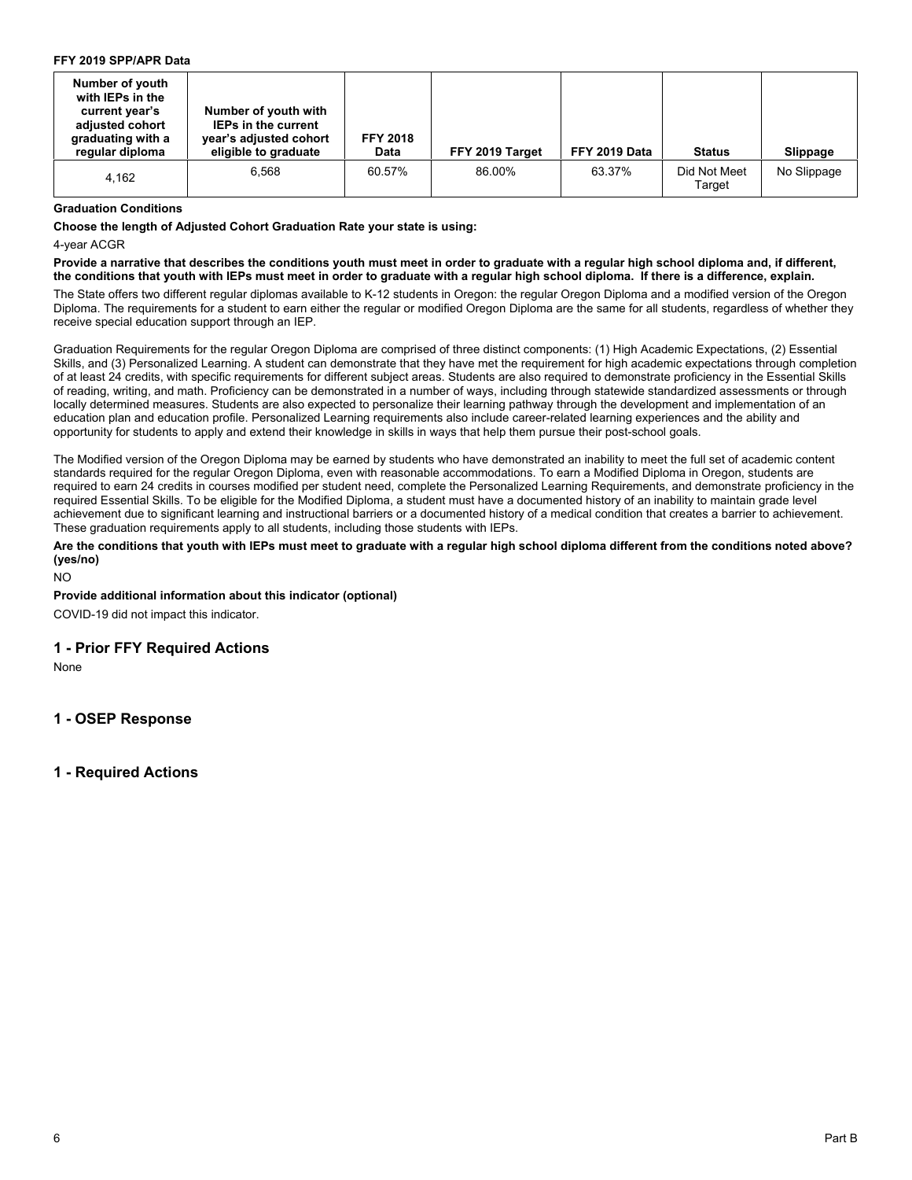**FFY 2019 SPP/APR Data**

| Number of youth with IEPs in the current year's adjusted cohort graduating with a regular diploma | Number of youth with IEPs in the current year's adjusted cohort eligible to graduate | FFY 2018 Data | FFY 2019 Target | FFY 2019 Data | Status | Slippage |
|---|---|---|---|---|---|---|
| 4,162 | 6,568 | 60.57% | 86.00% | 63.37% | Did Not Meet Target | No Slippage |

**Graduation Conditions**

**Choose the length of Adjusted Cohort Graduation Rate your state is using:**

4-year ACGR

**Provide a narrative that describes the conditions youth must meet in order to graduate with a regular high school diploma and, if different, the conditions that youth with IEPs must meet in order to graduate with a regular high school diploma. If there is a difference, explain.**

The State offers two different regular diplomas available to K-12 students in Oregon: the regular Oregon Diploma and a modified version of the Oregon Diploma. The requirements for a student to earn either the regular or modified Oregon Diploma are the same for all students, regardless of whether they receive special education support through an IEP.

Graduation Requirements for the regular Oregon Diploma are comprised of three distinct components: (1) High Academic Expectations, (2) Essential Skills, and (3) Personalized Learning. A student can demonstrate that they have met the requirement for high academic expectations through completion of at least 24 credits, with specific requirements for different subject areas. Students are also required to demonstrate proficiency in the Essential Skills of reading, writing, and math. Proficiency can be demonstrated in a number of ways, including through statewide standardized assessments or through locally determined measures. Students are also expected to personalize their learning pathway through the development and implementation of an education plan and education profile. Personalized Learning requirements also include career-related learning experiences and the ability and opportunity for students to apply and extend their knowledge in skills in ways that help them pursue their post-school goals.

The Modified version of the Oregon Diploma may be earned by students who have demonstrated an inability to meet the full set of academic content standards required for the regular Oregon Diploma, even with reasonable accommodations. To earn a Modified Diploma in Oregon, students are required to earn 24 credits in courses modified per student need, complete the Personalized Learning Requirements, and demonstrate proficiency in the required Essential Skills. To be eligible for the Modified Diploma, a student must have a documented history of an inability to maintain grade level achievement due to significant learning and instructional barriers or a documented history of a medical condition that creates a barrier to achievement. These graduation requirements apply to all students, including those students with IEPs.

**Are the conditions that youth with IEPs must meet to graduate with a regular high school diploma different from the conditions noted above? (yes/no)**

NO

**Provide additional information about this indicator (optional)**

COVID-19 did not impact this indicator.

## 1 - Prior FFY Required Actions

None

## 1 - OSEP Response

## 1 - Required Actions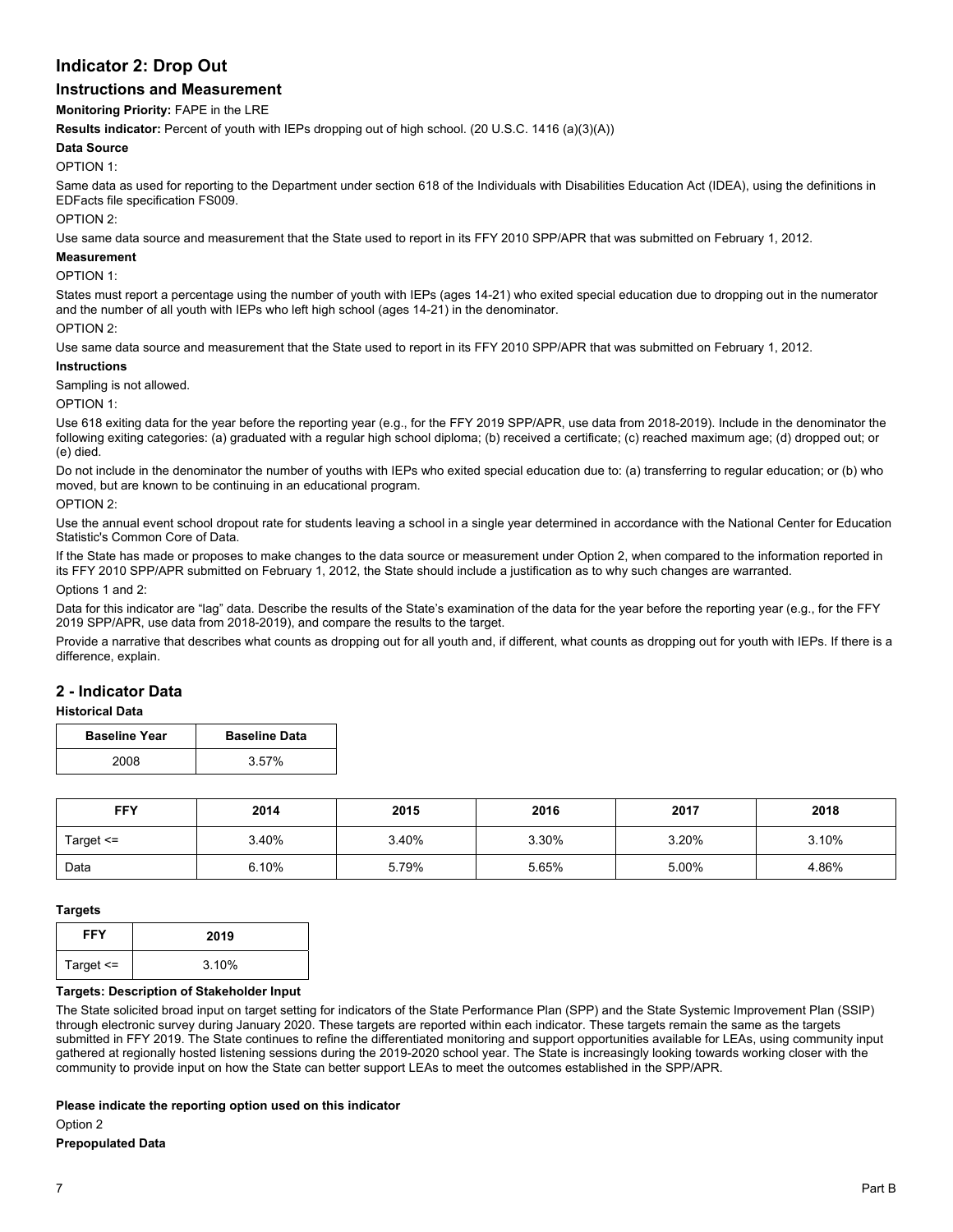## Indicator 2: Drop Out

### Instructions and Measurement

**Monitoring Priority:** FAPE in the LRE

**Results indicator:** Percent of youth with IEPs dropping out of high school. (20 U.S.C. 1416 (a)(3)(A))

**Data Source**

OPTION 1:

Same data as used for reporting to the Department under section 618 of the Individuals with Disabilities Education Act (IDEA), using the definitions in EDFacts file specification FS009.

OPTION 2:

Use same data source and measurement that the State used to report in its FFY 2010 SPP/APR that was submitted on February 1, 2012.

**Measurement**

OPTION 1:

States must report a percentage using the number of youth with IEPs (ages 14-21) who exited special education due to dropping out in the numerator and the number of all youth with IEPs who left high school (ages 14-21) in the denominator.

OPTION 2:

Use same data source and measurement that the State used to report in its FFY 2010 SPP/APR that was submitted on February 1, 2012.

**Instructions**

Sampling is not allowed.

OPTION 1:

Use 618 exiting data for the year before the reporting year (e.g., for the FFY 2019 SPP/APR, use data from 2018-2019). Include in the denominator the following exiting categories: (a) graduated with a regular high school diploma; (b) received a certificate; (c) reached maximum age; (d) dropped out; or (e) died.

Do not include in the denominator the number of youths with IEPs who exited special education due to: (a) transferring to regular education; or (b) who moved, but are known to be continuing in an educational program.

OPTION 2:

Use the annual event school dropout rate for students leaving a school in a single year determined in accordance with the National Center for Education Statistic's Common Core of Data.

If the State has made or proposes to make changes to the data source or measurement under Option 2, when compared to the information reported in its FFY 2010 SPP/APR submitted on February 1, 2012, the State should include a justification as to why such changes are warranted.

Options 1 and 2:

Data for this indicator are "lag" data. Describe the results of the State's examination of the data for the year before the reporting year (e.g., for the FFY 2019 SPP/APR, use data from 2018-2019), and compare the results to the target.

Provide a narrative that describes what counts as dropping out for all youth and, if different, what counts as dropping out for youth with IEPs. If there is a difference, explain.

## 2 - Indicator Data

**Historical Data**

| Baseline Year | Baseline Data |
|---|---|
| 2008 | 3.57% |

| FFY | 2014 | 2015 | 2016 | 2017 | 2018 |
|---|---|---|---|---|---|
| Target <= | 3.40% | 3.40% | 3.30% | 3.20% | 3.10% |
| Data | 6.10% | 5.79% | 5.65% | 5.00% | 4.86% |

**Targets**

| FFY | 2019 |
|---|---|
| Target <= | 3.10% |

**Targets: Description of Stakeholder Input**

The State solicited broad input on target setting for indicators of the State Performance Plan (SPP) and the State Systemic Improvement Plan (SSIP) through electronic survey during January 2020. These targets are reported within each indicator. These targets remain the same as the targets submitted in FFY 2019. The State continues to refine the differentiated monitoring and support opportunities available for LEAs, using community input gathered at regionally hosted listening sessions during the 2019-2020 school year. The State is increasingly looking towards working closer with the community to provide input on how the State can better support LEAs to meet the outcomes established in the SPP/APR.

**Please indicate the reporting option used on this indicator**

Option 2

**Prepopulated Data**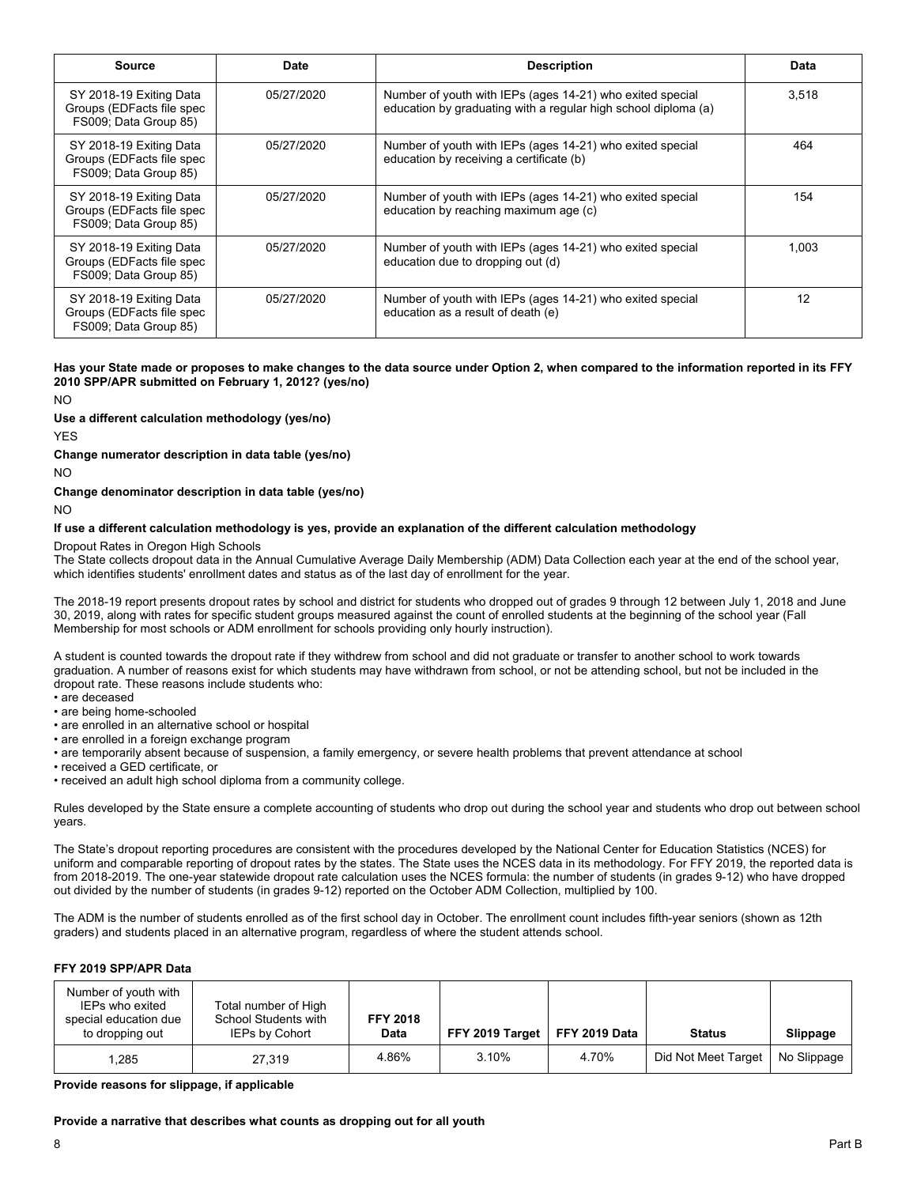| Source | Date | Description | Data |
|---|---|---|---|
| SY 2018-19 Exiting Data Groups (EDFacts file spec FS009; Data Group 85) | 05/27/2020 | Number of youth with IEPs (ages 14-21) who exited special education by graduating with a regular high school diploma (a) | 3,518 |
| SY 2018-19 Exiting Data Groups (EDFacts file spec FS009; Data Group 85) | 05/27/2020 | Number of youth with IEPs (ages 14-21) who exited special education by receiving a certificate (b) | 464 |
| SY 2018-19 Exiting Data Groups (EDFacts file spec FS009; Data Group 85) | 05/27/2020 | Number of youth with IEPs (ages 14-21) who exited special education by reaching maximum age (c) | 154 |
| SY 2018-19 Exiting Data Groups (EDFacts file spec FS009; Data Group 85) | 05/27/2020 | Number of youth with IEPs (ages 14-21) who exited special education due to dropping out (d) | 1,003 |
| SY 2018-19 Exiting Data Groups (EDFacts file spec FS009; Data Group 85) | 05/27/2020 | Number of youth with IEPs (ages 14-21) who exited special education as a result of death (e) | 12 |

**Has your State made or proposes to make changes to the data source under Option 2, when compared to the information reported in its FFY 2010 SPP/APR submitted on February 1, 2012? (yes/no)**

NO

**Use a different calculation methodology (yes/no)**

YES

**Change numerator description in data table (yes/no)**

NO

**Change denominator description in data table (yes/no)**

NO

**If use a different calculation methodology is yes, provide an explanation of the different calculation methodology**

Dropout Rates in Oregon High Schools
The State collects dropout data in the Annual Cumulative Average Daily Membership (ADM) Data Collection each year at the end of the school year, which identifies students' enrollment dates and status as of the last day of enrollment for the year.

The 2018-19 report presents dropout rates by school and district for students who dropped out of grades 9 through 12 between July 1, 2018 and June 30, 2019, along with rates for specific student groups measured against the count of enrolled students at the beginning of the school year (Fall Membership for most schools or ADM enrollment for schools providing only hourly instruction).

A student is counted towards the dropout rate if they withdrew from school and did not graduate or transfer to another school to work towards graduation. A number of reasons exist for which students may have withdrawn from school, or not be attending school, but not be included in the dropout rate. These reasons include students who:

- are deceased
- are being home-schooled
- are enrolled in an alternative school or hospital
- are enrolled in a foreign exchange program
- are temporarily absent because of suspension, a family emergency, or severe health problems that prevent attendance at school
- received a GED certificate, or
- received an adult high school diploma from a community college.

Rules developed by the State ensure a complete accounting of students who drop out during the school year and students who drop out between school years.

The State's dropout reporting procedures are consistent with the procedures developed by the National Center for Education Statistics (NCES) for uniform and comparable reporting of dropout rates by the states. The State uses the NCES data in its methodology. For FFY 2019, the reported data is from 2018-2019. The one-year statewide dropout rate calculation uses the NCES formula: the number of students (in grades 9-12) who have dropped out divided by the number of students (in grades 9-12) reported on the October ADM Collection, multiplied by 100.

The ADM is the number of students enrolled as of the first school day in October. The enrollment count includes fifth-year seniors (shown as 12th graders) and students placed in an alternative program, regardless of where the student attends school.

**FFY 2019 SPP/APR Data**

| Number of youth with IEPs who exited special education due to dropping out | Total number of High School Students with IEPs by Cohort | FFY 2018 Data | FFY 2019 Target | FFY 2019 Data | Status | Slippage |
|---|---|---|---|---|---|---|
| 1,285 | 27,319 | 4.86% | 3.10% | 4.70% | Did Not Meet Target | No Slippage |

**Provide reasons for slippage, if applicable**

**Provide a narrative that describes what counts as dropping out for all youth**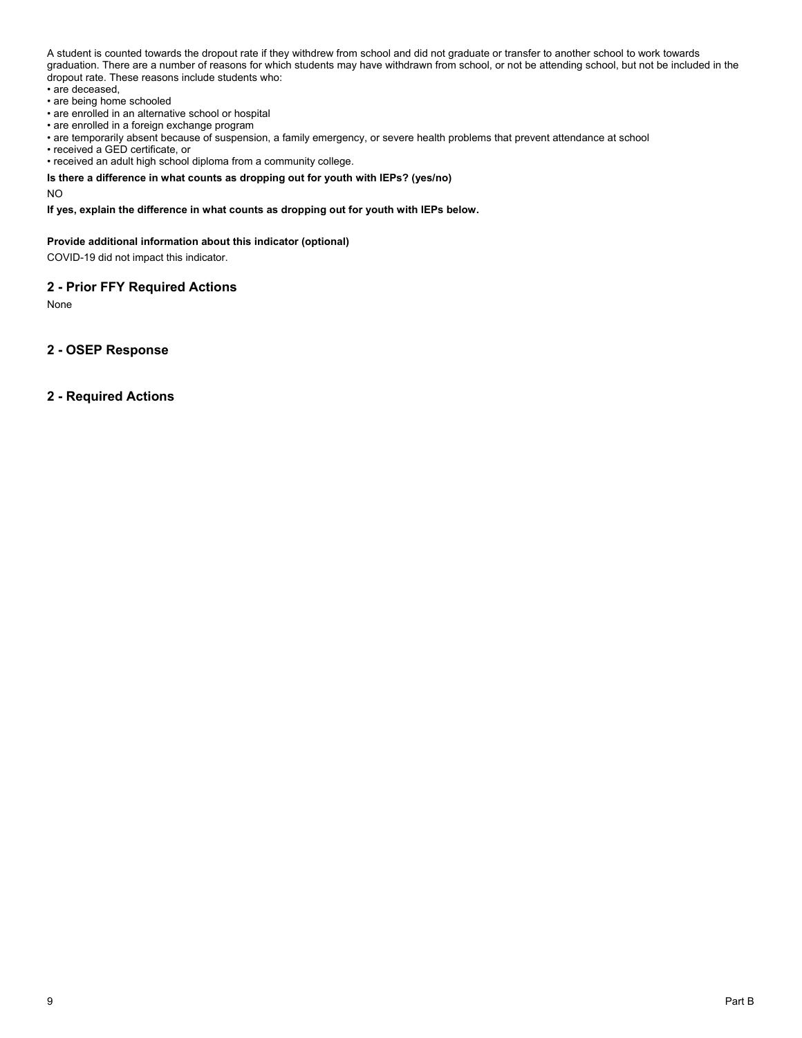A student is counted towards the dropout rate if they withdrew from school and did not graduate or transfer to another school to work towards graduation. There are a number of reasons for which students may have withdrawn from school, or not be attending school, but not be included in the dropout rate. These reasons include students who:

• are deceased,
• are being home schooled
• are enrolled in an alternative school or hospital
• are enrolled in a foreign exchange program
• are temporarily absent because of suspension, a family emergency, or severe health problems that prevent attendance at school
• received a GED certificate, or
• received an adult high school diploma from a community college.

**Is there a difference in what counts as dropping out for youth with IEPs? (yes/no)**

NO

**If yes, explain the difference in what counts as dropping out for youth with IEPs below.**

**Provide additional information about this indicator (optional)**

COVID-19 did not impact this indicator.

## 2 - Prior FFY Required Actions

None

## 2 - OSEP Response

## 2 - Required Actions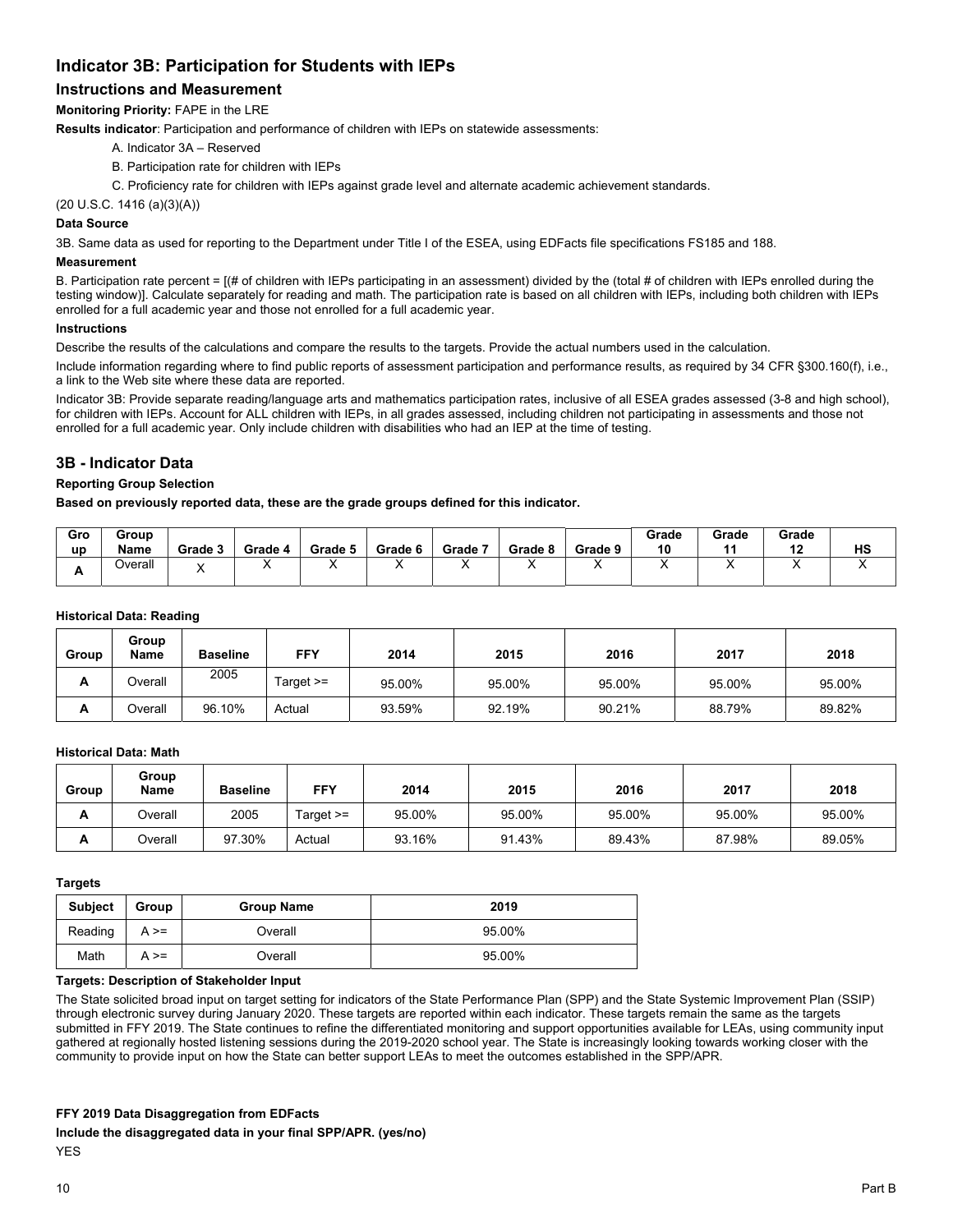## Indicator 3B: Participation for Students with IEPs

### Instructions and Measurement

**Monitoring Priority:** FAPE in the LRE

**Results indicator**: Participation and performance of children with IEPs on statewide assessments:

A. Indicator 3A – Reserved

B. Participation rate for children with IEPs

C. Proficiency rate for children with IEPs against grade level and alternate academic achievement standards.

(20 U.S.C. 1416 (a)(3)(A))

**Data Source**

3B. Same data as used for reporting to the Department under Title I of the ESEA, using EDFacts file specifications FS185 and 188.

**Measurement**

B. Participation rate percent = [(# of children with IEPs participating in an assessment) divided by the (total # of children with IEPs enrolled during the testing window)]. Calculate separately for reading and math. The participation rate is based on all children with IEPs, including both children with IEPs enrolled for a full academic year and those not enrolled for a full academic year.

**Instructions**

Describe the results of the calculations and compare the results to the targets. Provide the actual numbers used in the calculation.

Include information regarding where to find public reports of assessment participation and performance results, as required by 34 CFR §300.160(f), i.e., a link to the Web site where these data are reported.

Indicator 3B: Provide separate reading/language arts and mathematics participation rates, inclusive of all ESEA grades assessed (3-8 and high school), for children with IEPs. Account for ALL children with IEPs, in all grades assessed, including children not participating in assessments and those not enrolled for a full academic year. Only include children with disabilities who had an IEP at the time of testing.

## 3B - Indicator Data

**Reporting Group Selection**

**Based on previously reported data, these are the grade groups defined for this indicator.**

| Group | Group Name | Grade 3 | Grade 4 | Grade 5 | Grade 6 | Grade 7 | Grade 8 | Grade 9 | Grade 10 | Grade 11 | Grade 12 | HS |
|---|---|---|---|---|---|---|---|---|---|---|---|---|
| A | Overall | X | X | X | X | X | X | X | X | X | X | X |

**Historical Data: Reading**

| Group | Group Name | Baseline | FFY | 2014 | 2015 | 2016 | 2017 | 2018 |
|---|---|---|---|---|---|---|---|---|
| A | Overall | 2005 | Target >= | 95.00% | 95.00% | 95.00% | 95.00% | 95.00% |
| A | Overall | 96.10% | Actual | 93.59% | 92.19% | 90.21% | 88.79% | 89.82% |

**Historical Data: Math**

| Group | Group Name | Baseline | FFY | 2014 | 2015 | 2016 | 2017 | 2018 |
|---|---|---|---|---|---|---|---|---|
| A | Overall | 2005 | Target >= | 95.00% | 95.00% | 95.00% | 95.00% | 95.00% |
| A | Overall | 97.30% | Actual | 93.16% | 91.43% | 89.43% | 87.98% | 89.05% |

**Targets**

| Subject | Group | Group Name | 2019 |
|---|---|---|---|
| Reading | A >= | Overall | 95.00% |
| Math | A >= | Overall | 95.00% |

**Targets: Description of Stakeholder Input**

The State solicited broad input on target setting for indicators of the State Performance Plan (SPP) and the State Systemic Improvement Plan (SSIP) through electronic survey during January 2020. These targets are reported within each indicator. These targets remain the same as the targets submitted in FFY 2019. The State continues to refine the differentiated monitoring and support opportunities available for LEAs, using community input gathered at regionally hosted listening sessions during the 2019-2020 school year. The State is increasingly looking towards working closer with the community to provide input on how the State can better support LEAs to meet the outcomes established in the SPP/APR.

**FFY 2019 Data Disaggregation from EDFacts**

**Include the disaggregated data in your final SPP/APR. (yes/no)**

YES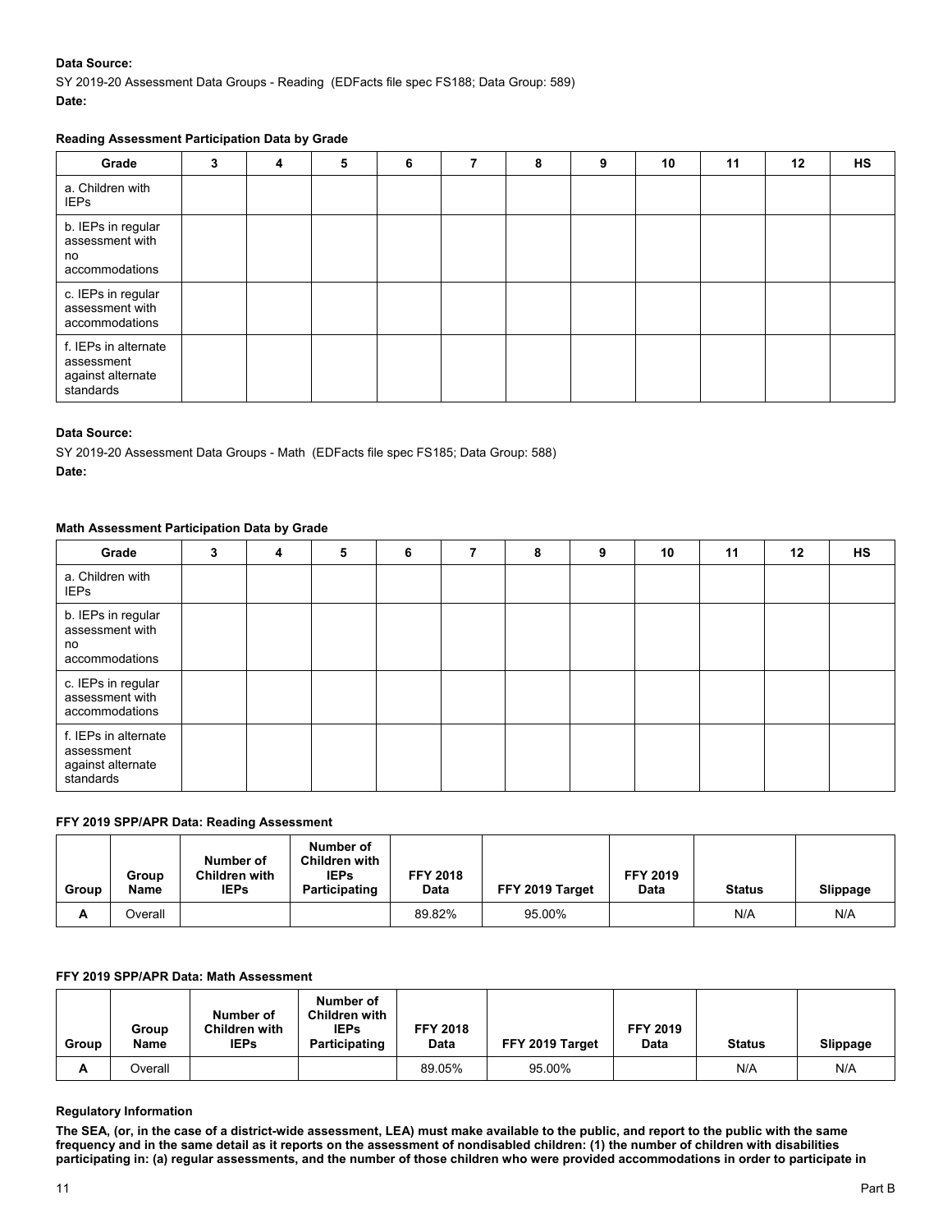**Data Source:**

SY 2019-20 Assessment Data Groups - Reading (EDFacts file spec FS188; Data Group: 589)

**Date:**

**Reading Assessment Participation Data by Grade**

| Grade | 3 | 4 | 5 | 6 | 7 | 8 | 9 | 10 | 11 | 12 | HS |
|---|---|---|---|---|---|---|---|---|---|---|---|
| a. Children with IEPs | | | | | | | | | | | |
| b. IEPs in regular assessment with no accommodations | | | | | | | | | | | |
| c. IEPs in regular assessment with accommodations | | | | | | | | | | | |
| f. IEPs in alternate assessment against alternate standards | | | | | | | | | | | |

**Data Source:**

SY 2019-20 Assessment Data Groups - Math (EDFacts file spec FS185; Data Group: 588)

**Date:**

**Math Assessment Participation Data by Grade**

| Grade | 3 | 4 | 5 | 6 | 7 | 8 | 9 | 10 | 11 | 12 | HS |
|---|---|---|---|---|---|---|---|---|---|---|---|
| a. Children with IEPs | | | | | | | | | | | |
| b. IEPs in regular assessment with no accommodations | | | | | | | | | | | |
| c. IEPs in regular assessment with accommodations | | | | | | | | | | | |
| f. IEPs in alternate assessment against alternate standards | | | | | | | | | | | |

**FFY 2019 SPP/APR Data: Reading Assessment**

| Group | Group Name | Number of Children with IEPs | Number of Children with IEPs Participating | FFY 2018 Data | FFY 2019 Target | FFY 2019 Data | Status | Slippage |
|---|---|---|---|---|---|---|---|---|
| A | Overall | | | 89.82% | 95.00% | | N/A | N/A |

**FFY 2019 SPP/APR Data: Math Assessment**

| Group | Group Name | Number of Children with IEPs | Number of Children with IEPs Participating | FFY 2018 Data | FFY 2019 Target | FFY 2019 Data | Status | Slippage |
|---|---|---|---|---|---|---|---|---|
| A | Overall | | | 89.05% | 95.00% | | N/A | N/A |

**Regulatory Information**

**The SEA, (or, in the case of a district-wide assessment, LEA) must make available to the public, and report to the public with the same frequency and in the same detail as it reports on the assessment of nondisabled children: (1) the number of children with disabilities participating in: (a) regular assessments, and the number of those children who were provided accommodations in order to participate in**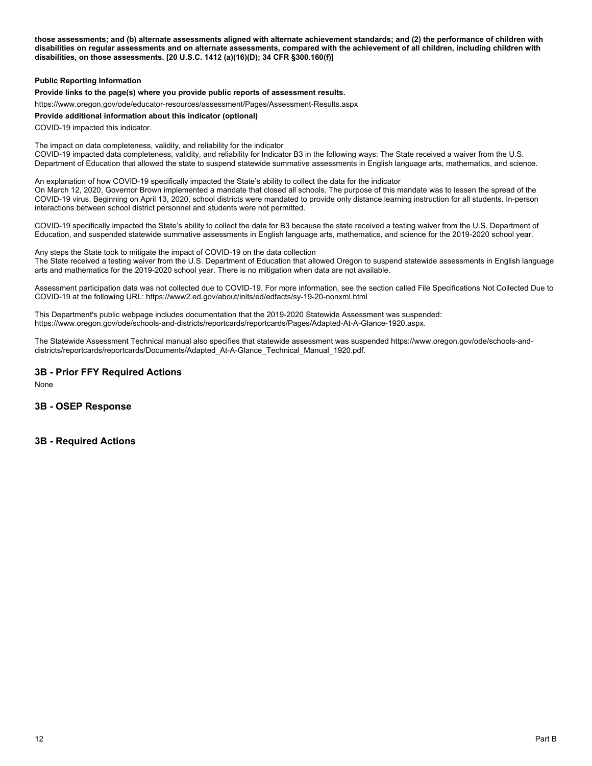**those assessments; and (b) alternate assessments aligned with alternate achievement standards; and (2) the performance of children with disabilities on regular assessments and on alternate assessments, compared with the achievement of all children, including children with disabilities, on those assessments. [20 U.S.C. 1412 (a)(16)(D); 34 CFR §300.160(f)]**

**Public Reporting Information**

**Provide links to the page(s) where you provide public reports of assessment results.**

https://www.oregon.gov/ode/educator-resources/assessment/Pages/Assessment-Results.aspx

**Provide additional information about this indicator (optional)**

COVID-19 impacted this indicator.

The impact on data completeness, validity, and reliability for the indicator
COVID-19 impacted data completeness, validity, and reliability for Indicator B3 in the following ways: The State received a waiver from the U.S. Department of Education that allowed the state to suspend statewide summative assessments in English language arts, mathematics, and science.

An explanation of how COVID-19 specifically impacted the State's ability to collect the data for the indicator
On March 12, 2020, Governor Brown implemented a mandate that closed all schools. The purpose of this mandate was to lessen the spread of the COVID-19 virus. Beginning on April 13, 2020, school districts were mandated to provide only distance learning instruction for all students. In-person interactions between school district personnel and students were not permitted.

COVID-19 specifically impacted the State's ability to collect the data for B3 because the state received a testing waiver from the U.S. Department of Education, and suspended statewide summative assessments in English language arts, mathematics, and science for the 2019-2020 school year.

Any steps the State took to mitigate the impact of COVID-19 on the data collection
The State received a testing waiver from the U.S. Department of Education that allowed Oregon to suspend statewide assessments in English language arts and mathematics for the 2019-2020 school year. There is no mitigation when data are not available.

Assessment participation data was not collected due to COVID-19. For more information, see the section called File Specifications Not Collected Due to COVID-19 at the following URL: https://www2.ed.gov/about/inits/ed/edfacts/sy-19-20-nonxml.html

This Department's public webpage includes documentation that the 2019-2020 Statewide Assessment was suspended: https://www.oregon.gov/ode/schools-and-districts/reportcards/reportcards/Pages/Adapted-At-A-Glance-1920.aspx.

The Statewide Assessment Technical manual also specifies that statewide assessment was suspended https://www.oregon.gov/ode/schools-and-districts/reportcards/reportcards/Documents/Adapted_At-A-Glance_Technical_Manual_1920.pdf.

## 3B - Prior FFY Required Actions

None

## 3B - OSEP Response

## 3B - Required Actions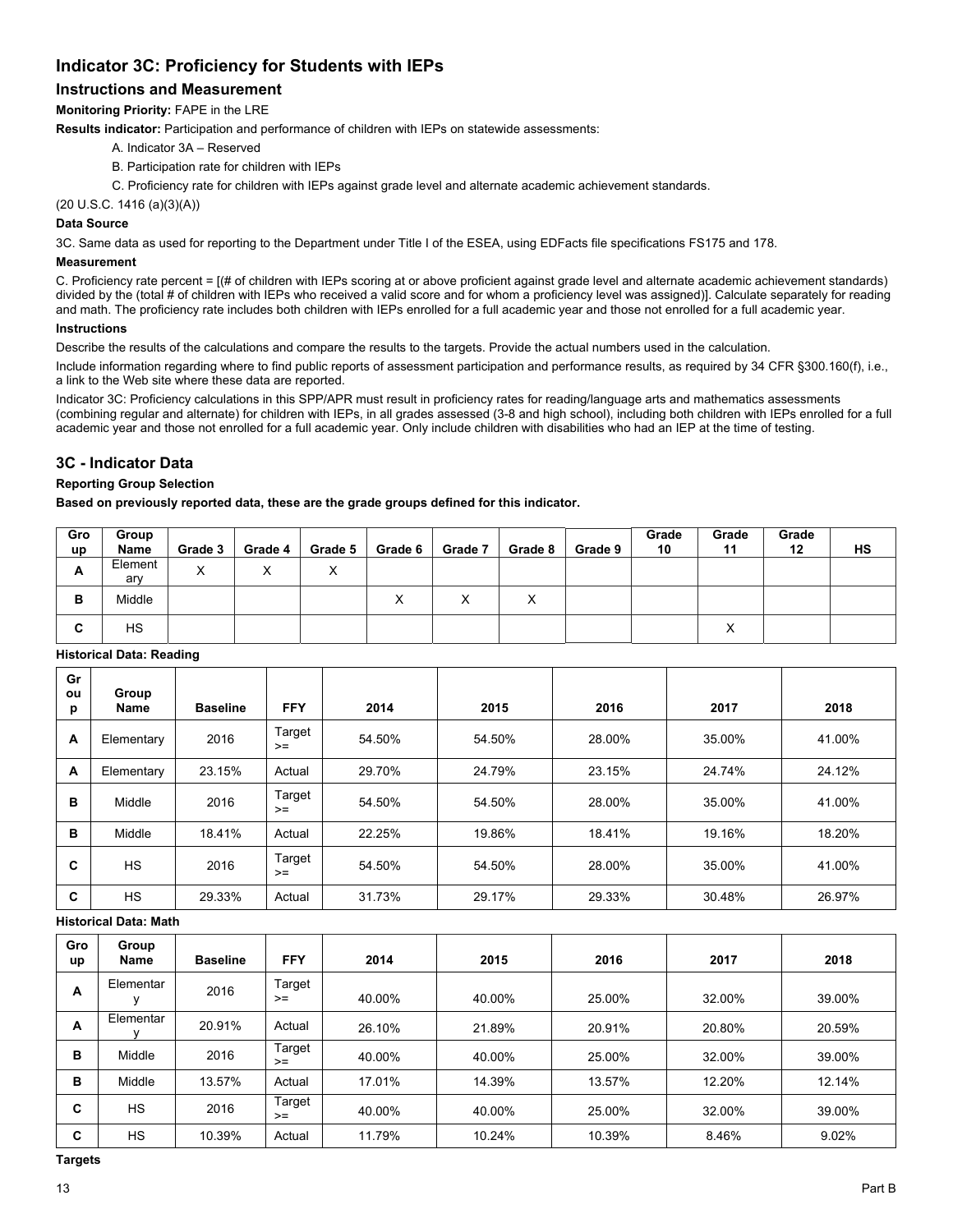## Indicator 3C: Proficiency for Students with IEPs

### Instructions and Measurement

**Monitoring Priority:** FAPE in the LRE

**Results indicator:** Participation and performance of children with IEPs on statewide assessments:

A. Indicator 3A – Reserved

B. Participation rate for children with IEPs

C. Proficiency rate for children with IEPs against grade level and alternate academic achievement standards.

(20 U.S.C. 1416 (a)(3)(A))

**Data Source**

3C. Same data as used for reporting to the Department under Title I of the ESEA, using EDFacts file specifications FS175 and 178.

**Measurement**

C. Proficiency rate percent = [(# of children with IEPs scoring at or above proficient against grade level and alternate academic achievement standards) divided by the (total # of children with IEPs who received a valid score and for whom a proficiency level was assigned)]. Calculate separately for reading and math. The proficiency rate includes both children with IEPs enrolled for a full academic year and those not enrolled for a full academic year.

**Instructions**

Describe the results of the calculations and compare the results to the targets. Provide the actual numbers used in the calculation.

Include information regarding where to find public reports of assessment participation and performance results, as required by 34 CFR §300.160(f), i.e., a link to the Web site where these data are reported.

Indicator 3C: Proficiency calculations in this SPP/APR must result in proficiency rates for reading/language arts and mathematics assessments (combining regular and alternate) for children with IEPs, in all grades assessed (3-8 and high school), including both children with IEPs enrolled for a full academic year and those not enrolled for a full academic year. Only include children with disabilities who had an IEP at the time of testing.

## 3C - Indicator Data

**Reporting Group Selection**

**Based on previously reported data, these are the grade groups defined for this indicator.**

| Group | Group Name | Grade 3 | Grade 4 | Grade 5 | Grade 6 | Grade 7 | Grade 8 | Grade 9 | Grade 10 | Grade 11 | Grade 12 | HS |
|---|---|---|---|---|---|---|---|---|---|---|---|---|
| A | Elementary | X | X | X | | | | | | | | |
| B | Middle | | | | X | X | X | | | | | |
| C | HS | | | | | | | | | X | | |

**Historical Data: Reading**

| Group | Group Name | Baseline | FFY | 2014 | 2015 | 2016 | 2017 | 2018 |
|---|---|---|---|---|---|---|---|---|
| A | Elementary | 2016 | Target >= | 54.50% | 54.50% | 28.00% | 35.00% | 41.00% |
| A | Elementary | 23.15% | Actual | 29.70% | 24.79% | 23.15% | 24.74% | 24.12% |
| B | Middle | 2016 | Target >= | 54.50% | 54.50% | 28.00% | 35.00% | 41.00% |
| B | Middle | 18.41% | Actual | 22.25% | 19.86% | 18.41% | 19.16% | 18.20% |
| C | HS | 2016 | Target >= | 54.50% | 54.50% | 28.00% | 35.00% | 41.00% |
| C | HS | 29.33% | Actual | 31.73% | 29.17% | 29.33% | 30.48% | 26.97% |

**Historical Data: Math**

| Group | Group Name | Baseline | FFY | 2014 | 2015 | 2016 | 2017 | 2018 |
|---|---|---|---|---|---|---|---|---|
| A | Elementary | 2016 | Target >= | 40.00% | 40.00% | 25.00% | 32.00% | 39.00% |
| A | Elementary | 20.91% | Actual | 26.10% | 21.89% | 20.91% | 20.80% | 20.59% |
| B | Middle | 2016 | Target >= | 40.00% | 40.00% | 25.00% | 32.00% | 39.00% |
| B | Middle | 13.57% | Actual | 17.01% | 14.39% | 13.57% | 12.20% | 12.14% |
| C | HS | 2016 | Target >= | 40.00% | 40.00% | 25.00% | 32.00% | 39.00% |
| C | HS | 10.39% | Actual | 11.79% | 10.24% | 10.39% | 8.46% | 9.02% |

**Targets**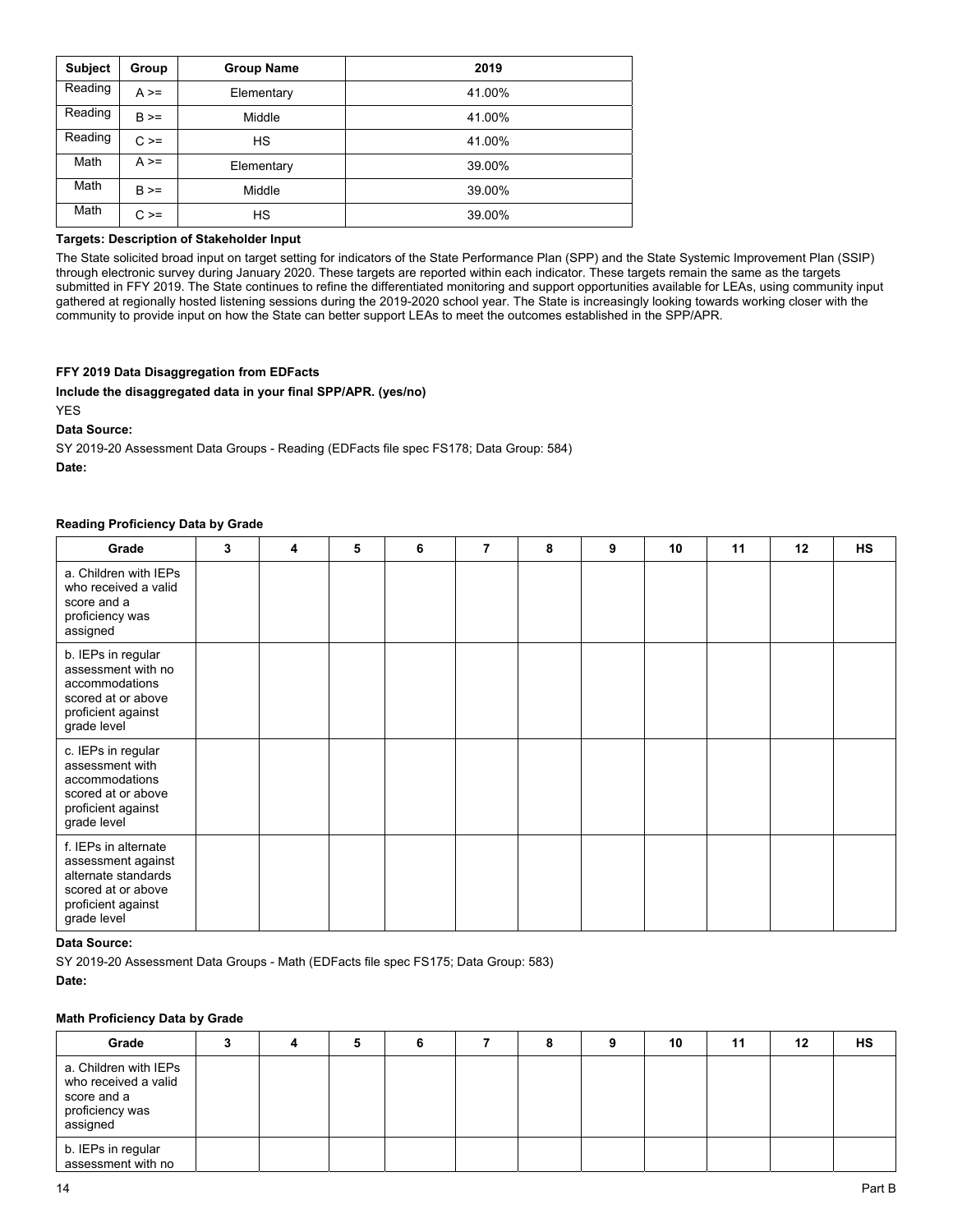| Subject | Group | Group Name | 2019 |
|---|---|---|---|
| Reading | A >= | Elementary | 41.00% |
| Reading | B >= | Middle | 41.00% |
| Reading | C >= | HS | 41.00% |
| Math | A >= | Elementary | 39.00% |
| Math | B >= | Middle | 39.00% |
| Math | C >= | HS | 39.00% |

**Targets: Description of Stakeholder Input**

The State solicited broad input on target setting for indicators of the State Performance Plan (SPP) and the State Systemic Improvement Plan (SSIP) through electronic survey during January 2020. These targets are reported within each indicator. These targets remain the same as the targets submitted in FFY 2019. The State continues to refine the differentiated monitoring and support opportunities available for LEAs, using community input gathered at regionally hosted listening sessions during the 2019-2020 school year. The State is increasingly looking towards working closer with the community to provide input on how the State can better support LEAs to meet the outcomes established in the SPP/APR.

**FFY 2019 Data Disaggregation from EDFacts**

**Include the disaggregated data in your final SPP/APR. (yes/no)**

YES

**Data Source:**

SY 2019-20 Assessment Data Groups - Reading (EDFacts file spec FS178; Data Group: 584)

**Date:**

**Reading Proficiency Data by Grade**

| Grade | 3 | 4 | 5 | 6 | 7 | 8 | 9 | 10 | 11 | 12 | HS |
|---|---|---|---|---|---|---|---|---|---|---|---|
| a. Children with IEPs who received a valid score and a proficiency was assigned | | | | | | | | | | | |
| b. IEPs in regular assessment with no accommodations scored at or above proficient against grade level | | | | | | | | | | | |
| c. IEPs in regular assessment with accommodations scored at or above proficient against grade level | | | | | | | | | | | |
| f. IEPs in alternate assessment against alternate standards scored at or above proficient against grade level | | | | | | | | | | | |

**Data Source:**

SY 2019-20 Assessment Data Groups - Math (EDFacts file spec FS175; Data Group: 583)

**Date:**

**Math Proficiency Data by Grade**

| Grade | 3 | 4 | 5 | 6 | 7 | 8 | 9 | 10 | 11 | 12 | HS |
|---|---|---|---|---|---|---|---|---|---|---|---|
| a. Children with IEPs who received a valid score and a proficiency was assigned | | | | | | | | | | | |
| b. IEPs in regular assessment with no | | | | | | | | | | | |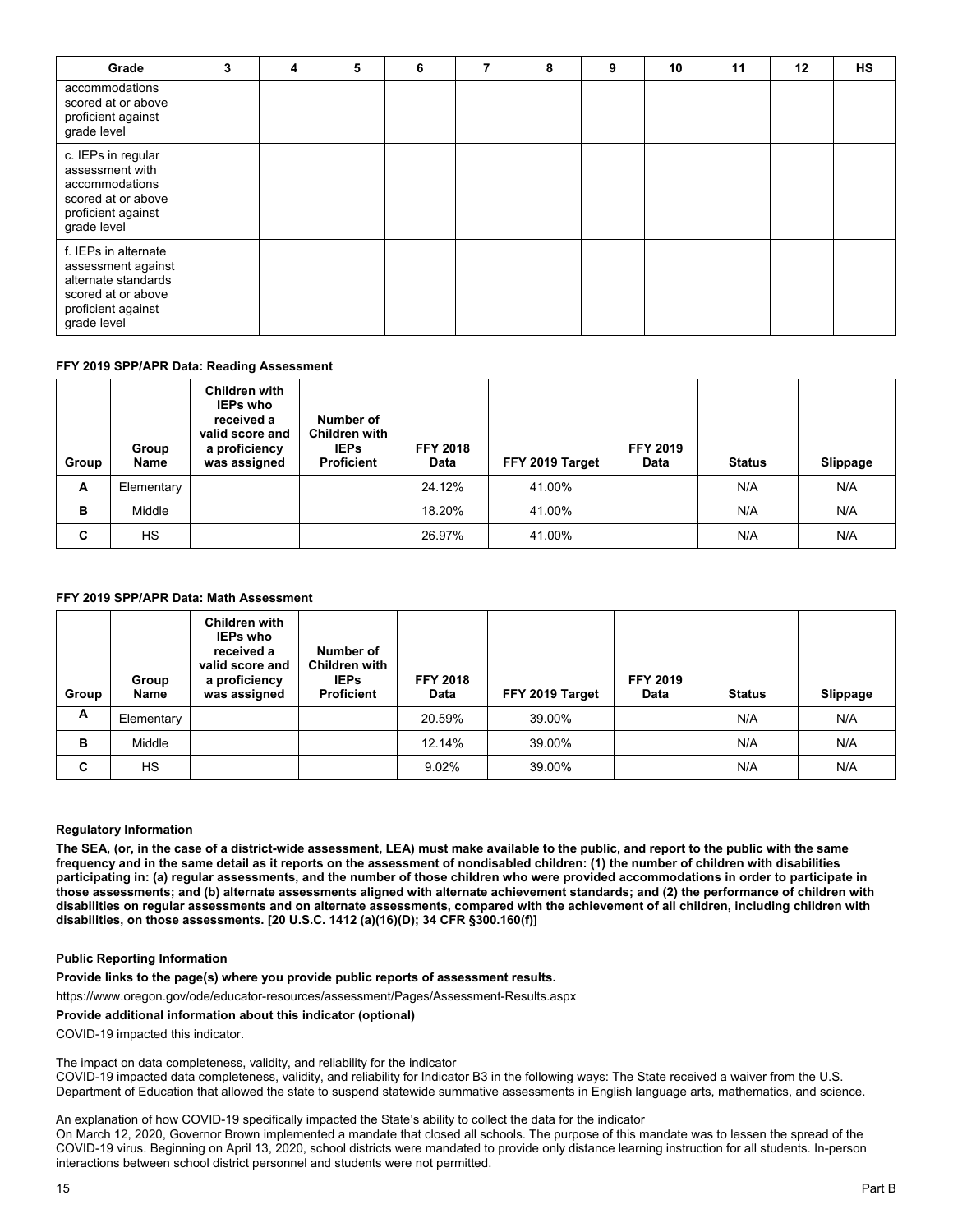| Grade | 3 | 4 | 5 | 6 | 7 | 8 | 9 | 10 | 11 | 12 | HS |
|---|---|---|---|---|---|---|---|---|---|---|---|
| accommodations scored at or above proficient against grade level | | | | | | | | | | | |
| c. IEPs in regular assessment with accommodations scored at or above proficient against grade level | | | | | | | | | | | |
| f. IEPs in alternate assessment against alternate standards scored at or above proficient against grade level | | | | | | | | | | | |

**FFY 2019 SPP/APR Data: Reading Assessment**

| Group | Group Name | Children with IEPs who received a valid score and a proficiency was assigned | Number of Children with IEPs Proficient | FFY 2018 Data | FFY 2019 Target | FFY 2019 Data | Status | Slippage |
|---|---|---|---|---|---|---|---|---|
| A | Elementary | | | 24.12% | 41.00% | | N/A | N/A |
| B | Middle | | | 18.20% | 41.00% | | N/A | N/A |
| C | HS | | | 26.97% | 41.00% | | N/A | N/A |

**FFY 2019 SPP/APR Data: Math Assessment**

| Group | Group Name | Children with IEPs who received a valid score and a proficiency was assigned | Number of Children with IEPs Proficient | FFY 2018 Data | FFY 2019 Target | FFY 2019 Data | Status | Slippage |
|---|---|---|---|---|---|---|---|---|
| A | Elementary | | | 20.59% | 39.00% | | N/A | N/A |
| B | Middle | | | 12.14% | 39.00% | | N/A | N/A |
| C | HS | | | 9.02% | 39.00% | | N/A | N/A |

**Regulatory Information**

**The SEA, (or, in the case of a district-wide assessment, LEA) must make available to the public, and report to the public with the same frequency and in the same detail as it reports on the assessment of nondisabled children: (1) the number of children with disabilities participating in: (a) regular assessments, and the number of those children who were provided accommodations in order to participate in those assessments; and (b) alternate assessments aligned with alternate achievement standards; and (2) the performance of children with disabilities on regular assessments and on alternate assessments, compared with the achievement of all children, including children with disabilities, on those assessments. [20 U.S.C. 1412 (a)(16)(D); 34 CFR §300.160(f)]**

**Public Reporting Information**

**Provide links to the page(s) where you provide public reports of assessment results.**

https://www.oregon.gov/ode/educator-resources/assessment/Pages/Assessment-Results.aspx

**Provide additional information about this indicator (optional)**

COVID-19 impacted this indicator.

The impact on data completeness, validity, and reliability for the indicator
COVID-19 impacted data completeness, validity, and reliability for Indicator B3 in the following ways: The State received a waiver from the U.S. Department of Education that allowed the state to suspend statewide summative assessments in English language arts, mathematics, and science.

An explanation of how COVID-19 specifically impacted the State's ability to collect the data for the indicator
On March 12, 2020, Governor Brown implemented a mandate that closed all schools. The purpose of this mandate was to lessen the spread of the COVID-19 virus. Beginning on April 13, 2020, school districts were mandated to provide only distance learning instruction for all students. In-person interactions between school district personnel and students were not permitted.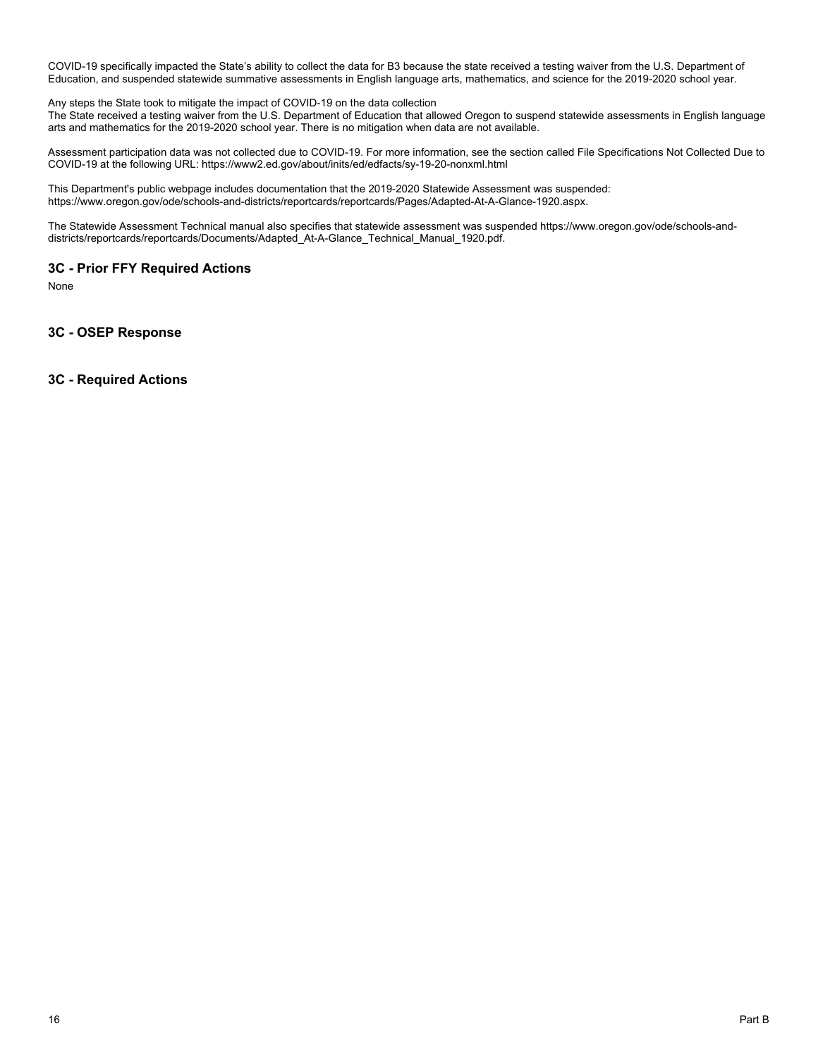COVID-19 specifically impacted the State’s ability to collect the data for B3 because the state received a testing waiver from the U.S. Department of Education, and suspended statewide summative assessments in English language arts, mathematics, and science for the 2019-2020 school year.

Any steps the State took to mitigate the impact of COVID-19 on the data collection
The State received a testing waiver from the U.S. Department of Education that allowed Oregon to suspend statewide assessments in English language arts and mathematics for the 2019-2020 school year. There is no mitigation when data are not available.

Assessment participation data was not collected due to COVID-19. For more information, see the section called File Specifications Not Collected Due to COVID-19 at the following URL: https://www2.ed.gov/about/inits/ed/edfacts/sy-19-20-nonxml.html

This Department's public webpage includes documentation that the 2019-2020 Statewide Assessment was suspended: https://www.oregon.gov/ode/schools-and-districts/reportcards/reportcards/Pages/Adapted-At-A-Glance-1920.aspx.

The Statewide Assessment Technical manual also specifies that statewide assessment was suspended https://www.oregon.gov/ode/schools-and-districts/reportcards/reportcards/Documents/Adapted_At-A-Glance_Technical_Manual_1920.pdf.

## 3C - Prior FFY Required Actions

None

## 3C - OSEP Response

## 3C - Required Actions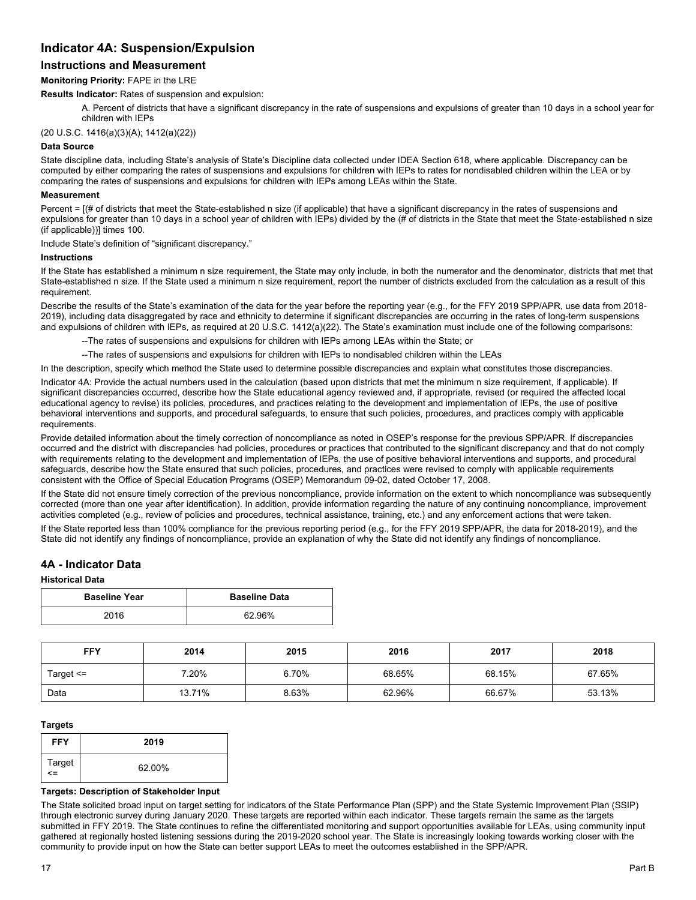## Indicator 4A: Suspension/Expulsion

### Instructions and Measurement

**Monitoring Priority:** FAPE in the LRE

**Results Indicator:** Rates of suspension and expulsion:

A. Percent of districts that have a significant discrepancy in the rate of suspensions and expulsions of greater than 10 days in a school year for children with IEPs

(20 U.S.C. 1416(a)(3)(A); 1412(a)(22))

#### Data Source

State discipline data, including State's analysis of State's Discipline data collected under IDEA Section 618, where applicable. Discrepancy can be computed by either comparing the rates of suspensions and expulsions for children with IEPs to rates for nondisabled children within the LEA or by comparing the rates of suspensions and expulsions for children with IEPs among LEAs within the State.

#### Measurement

Percent = [(# of districts that meet the State-established n size (if applicable) that have a significant discrepancy in the rates of suspensions and expulsions for greater than 10 days in a school year of children with IEPs) divided by the (# of districts in the State that meet the State-established n size (if applicable))] times 100.

Include State's definition of "significant discrepancy."

#### Instructions

If the State has established a minimum n size requirement, the State may only include, in both the numerator and the denominator, districts that met that State-established n size. If the State used a minimum n size requirement, report the number of districts excluded from the calculation as a result of this requirement.

Describe the results of the State's examination of the data for the year before the reporting year (e.g., for the FFY 2019 SPP/APR, use data from 2018-2019), including data disaggregated by race and ethnicity to determine if significant discrepancies are occurring in the rates of long-term suspensions and expulsions of children with IEPs, as required at 20 U.S.C. 1412(a)(22). The State's examination must include one of the following comparisons:

--The rates of suspensions and expulsions for children with IEPs among LEAs within the State; or

--The rates of suspensions and expulsions for children with IEPs to nondisabled children within the LEAs

In the description, specify which method the State used to determine possible discrepancies and explain what constitutes those discrepancies.

Indicator 4A: Provide the actual numbers used in the calculation (based upon districts that met the minimum n size requirement, if applicable). If significant discrepancies occurred, describe how the State educational agency reviewed and, if appropriate, revised (or required the affected local educational agency to revise) its policies, procedures, and practices relating to the development and implementation of IEPs, the use of positive behavioral interventions and supports, and procedural safeguards, to ensure that such policies, procedures, and practices comply with applicable requirements.

Provide detailed information about the timely correction of noncompliance as noted in OSEP's response for the previous SPP/APR. If discrepancies occurred and the district with discrepancies had policies, procedures or practices that contributed to the significant discrepancy and that do not comply with requirements relating to the development and implementation of IEPs, the use of positive behavioral interventions and supports, and procedural safeguards, describe how the State ensured that such policies, procedures, and practices were revised to comply with applicable requirements consistent with the Office of Special Education Programs (OSEP) Memorandum 09-02, dated October 17, 2008.

If the State did not ensure timely correction of the previous noncompliance, provide information on the extent to which noncompliance was subsequently corrected (more than one year after identification). In addition, provide information regarding the nature of any continuing noncompliance, improvement activities completed (e.g., review of policies and procedures, technical assistance, training, etc.) and any enforcement actions that were taken.

If the State reported less than 100% compliance for the previous reporting period (e.g., for the FFY 2019 SPP/APR, the data for 2018-2019), and the State did not identify any findings of noncompliance, provide an explanation of why the State did not identify any findings of noncompliance.

## 4A - Indicator Data

#### Historical Data

| Baseline Year | Baseline Data |
|---|---|
| 2016 | 62.96% |

| FFY | 2014 | 2015 | 2016 | 2017 | 2018 |
|---|---|---|---|---|---|
| Target <= | 7.20% | 6.70% | 68.65% | 68.15% | 67.65% |
| Data | 13.71% | 8.63% | 62.96% | 66.67% | 53.13% |

#### Targets

| FFY | 2019 |
|---|---|
| Target <= | 62.00% |

#### Targets: Description of Stakeholder Input

The State solicited broad input on target setting for indicators of the State Performance Plan (SPP) and the State Systemic Improvement Plan (SSIP) through electronic survey during January 2020. These targets are reported within each indicator. These targets remain the same as the targets submitted in FFY 2019. The State continues to refine the differentiated monitoring and support opportunities available for LEAs, using community input gathered at regionally hosted listening sessions during the 2019-2020 school year. The State is increasingly looking towards working closer with the community to provide input on how the State can better support LEAs to meet the outcomes established in the SPP/APR.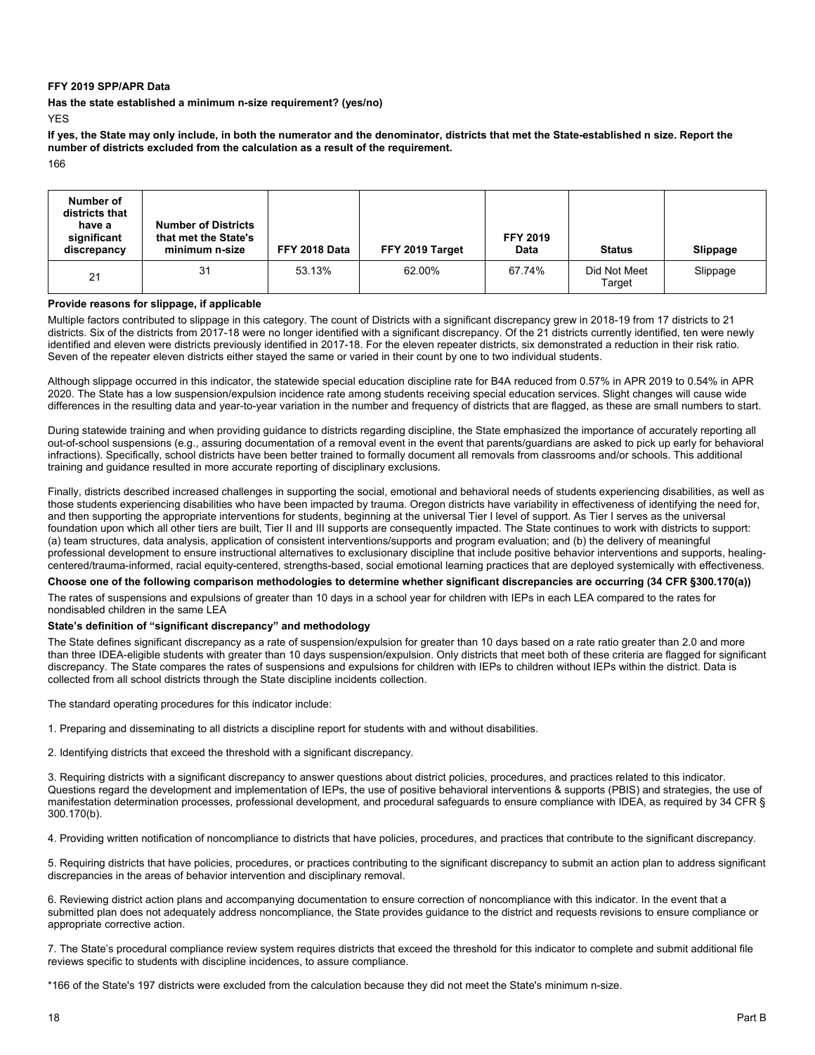**FFY 2019 SPP/APR Data**

**Has the state established a minimum n-size requirement? (yes/no)**

YES

**If yes, the State may only include, in both the numerator and the denominator, districts that met the State-established n size. Report the number of districts excluded from the calculation as a result of the requirement.**

166

| Number of districts that have a significant discrepancy | Number of Districts that met the State's minimum n-size | FFY 2018 Data | FFY 2019 Target | FFY 2019 Data | Status | Slippage |
|---|---|---|---|---|---|---|
| 21 | 31 | 53.13% | 62.00% | 67.74% | Did Not Meet Target | Slippage |

**Provide reasons for slippage, if applicable**

Multiple factors contributed to slippage in this category. The count of Districts with a significant discrepancy grew in 2018-19 from 17 districts to 21 districts. Six of the districts from 2017-18 were no longer identified with a significant discrepancy. Of the 21 districts currently identified, ten were newly identified and eleven were districts previously identified in 2017-18. For the eleven repeater districts, six demonstrated a reduction in their risk ratio. Seven of the repeater eleven districts either stayed the same or varied in their count by one to two individual students.

Although slippage occurred in this indicator, the statewide special education discipline rate for B4A reduced from 0.57% in APR 2019 to 0.54% in APR 2020. The State has a low suspension/expulsion incidence rate among students receiving special education services. Slight changes will cause wide differences in the resulting data and year-to-year variation in the number and frequency of districts that are flagged, as these are small numbers to start.

During statewide training and when providing guidance to districts regarding discipline, the State emphasized the importance of accurately reporting all out-of-school suspensions (e.g., assuring documentation of a removal event in the event that parents/guardians are asked to pick up early for behavioral infractions). Specifically, school districts have been better trained to formally document all removals from classrooms and/or schools. This additional training and guidance resulted in more accurate reporting of disciplinary exclusions.

Finally, districts described increased challenges in supporting the social, emotional and behavioral needs of students experiencing disabilities, as well as those students experiencing disabilities who have been impacted by trauma. Oregon districts have variability in effectiveness of identifying the need for, and then supporting the appropriate interventions for students, beginning at the universal Tier I level of support. As Tier I serves as the universal foundation upon which all other tiers are built, Tier II and III supports are consequently impacted. The State continues to work with districts to support: (a) team structures, data analysis, application of consistent interventions/supports and program evaluation; and (b) the delivery of meaningful professional development to ensure instructional alternatives to exclusionary discipline that include positive behavior interventions and supports, healing-centered/trauma-informed, racial equity-centered, strengths-based, social emotional learning practices that are deployed systemically with effectiveness.

**Choose one of the following comparison methodologies to determine whether significant discrepancies are occurring (34 CFR §300.170(a))**

The rates of suspensions and expulsions of greater than 10 days in a school year for children with IEPs in each LEA compared to the rates for nondisabled children in the same LEA

**State's definition of "significant discrepancy" and methodology**

The State defines significant discrepancy as a rate of suspension/expulsion for greater than 10 days based on a rate ratio greater than 2.0 and more than three IDEA-eligible students with greater than 10 days suspension/expulsion. Only districts that meet both of these criteria are flagged for significant discrepancy. The State compares the rates of suspensions and expulsions for children with IEPs to children without IEPs within the district. Data is collected from all school districts through the State discipline incidents collection.

The standard operating procedures for this indicator include:

1. Preparing and disseminating to all districts a discipline report for students with and without disabilities.

2. Identifying districts that exceed the threshold with a significant discrepancy.

3. Requiring districts with a significant discrepancy to answer questions about district policies, procedures, and practices related to this indicator. Questions regard the development and implementation of IEPs, the use of positive behavioral interventions & supports (PBIS) and strategies, the use of manifestation determination processes, professional development, and procedural safeguards to ensure compliance with IDEA, as required by 34 CFR § 300.170(b).

4. Providing written notification of noncompliance to districts that have policies, procedures, and practices that contribute to the significant discrepancy.

5. Requiring districts that have policies, procedures, or practices contributing to the significant discrepancy to submit an action plan to address significant discrepancies in the areas of behavior intervention and disciplinary removal.

6. Reviewing district action plans and accompanying documentation to ensure correction of noncompliance with this indicator. In the event that a submitted plan does not adequately address noncompliance, the State provides guidance to the district and requests revisions to ensure compliance or appropriate corrective action.

7. The State's procedural compliance review system requires districts that exceed the threshold for this indicator to complete and submit additional file reviews specific to students with discipline incidences, to assure compliance.

*166 of the State's 197 districts were excluded from the calculation because they did not meet the State's minimum n-size.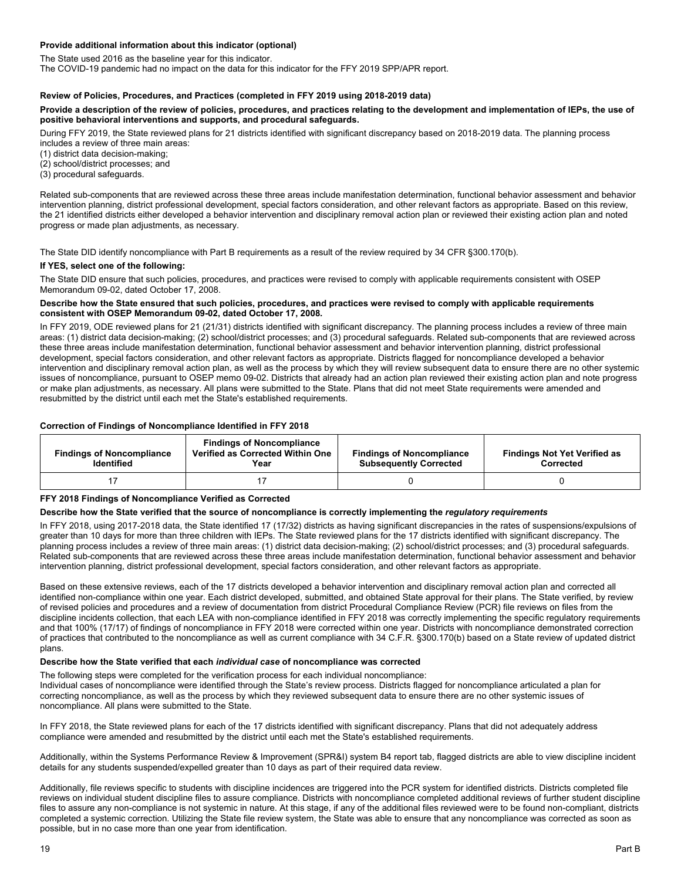**Provide additional information about this indicator (optional)**

The State used 2016 as the baseline year for this indicator.
The COVID-19 pandemic had no impact on the data for this indicator for the FFY 2019 SPP/APR report.

**Review of Policies, Procedures, and Practices (completed in FFY 2019 using 2018-2019 data)**

**Provide a description of the review of policies, procedures, and practices relating to the development and implementation of IEPs, the use of positive behavioral interventions and supports, and procedural safeguards.**

During FFY 2019, the State reviewed plans for 21 districts identified with significant discrepancy based on 2018-2019 data. The planning process includes a review of three main areas:
(1) district data decision-making;
(2) school/district processes; and
(3) procedural safeguards.

Related sub-components that are reviewed across these three areas include manifestation determination, functional behavior assessment and behavior intervention planning, district professional development, special factors consideration, and other relevant factors as appropriate. Based on this review, the 21 identified districts either developed a behavior intervention and disciplinary removal action plan or reviewed their existing action plan and noted progress or made plan adjustments, as necessary.

The State DID identify noncompliance with Part B requirements as a result of the review required by 34 CFR §300.170(b).

**If YES, select one of the following:**

The State DID ensure that such policies, procedures, and practices were revised to comply with applicable requirements consistent with OSEP Memorandum 09-02, dated October 17, 2008.

**Describe how the State ensured that such policies, procedures, and practices were revised to comply with applicable requirements consistent with OSEP Memorandum 09-02, dated October 17, 2008.**

In FFY 2019, ODE reviewed plans for 21 (21/31) districts identified with significant discrepancy. The planning process includes a review of three main areas: (1) district data decision-making; (2) school/district processes; and (3) procedural safeguards. Related sub-components that are reviewed across these three areas include manifestation determination, functional behavior assessment and behavior intervention planning, district professional development, special factors consideration, and other relevant factors as appropriate. Districts flagged for noncompliance developed a behavior intervention and disciplinary removal action plan, as well as the process by which they will review subsequent data to ensure there are no other systemic issues of noncompliance, pursuant to OSEP memo 09-02. Districts that already had an action plan reviewed their existing action plan and note progress or make plan adjustments, as necessary. All plans were submitted to the State. Plans that did not meet State requirements were amended and resubmitted by the district until each met the State's established requirements.

**Correction of Findings of Noncompliance Identified in FFY 2018**

| Findings of Noncompliance Identified | Findings of Noncompliance Verified as Corrected Within One Year | Findings of Noncompliance Subsequently Corrected | Findings Not Yet Verified as Corrected |
|---|---|---|---|
| 17 | 17 | 0 | 0 |

**FFY 2018 Findings of Noncompliance Verified as Corrected**

**Describe how the State verified that the source of noncompliance is correctly implementing the *regulatory requirements***

In FFY 2018, using 2017-2018 data, the State identified 17 (17/32) districts as having significant discrepancies in the rates of suspensions/expulsions of greater than 10 days for more than three children with IEPs. The State reviewed plans for the 17 districts identified with significant discrepancy. The planning process includes a review of three main areas: (1) district data decision-making; (2) school/district processes; and (3) procedural safeguards. Related sub-components that are reviewed across these three areas include manifestation determination, functional behavior assessment and behavior intervention planning, district professional development, special factors consideration, and other relevant factors as appropriate.

Based on these extensive reviews, each of the 17 districts developed a behavior intervention and disciplinary removal action plan and corrected all identified non-compliance within one year. Each district developed, submitted, and obtained State approval for their plans. The State verified, by review of revised policies and procedures and a review of documentation from district Procedural Compliance Review (PCR) file reviews on files from the discipline incidents collection, that each LEA with non-compliance identified in FFY 2018 was correctly implementing the specific regulatory requirements and that 100% (17/17) of findings of noncompliance in FFY 2018 were corrected within one year. Districts with noncompliance demonstrated correction of practices that contributed to the noncompliance as well as current compliance with 34 C.F.R. §300.170(b) based on a State review of updated district plans.

**Describe how the State verified that each *individual case* of noncompliance was corrected**

The following steps were completed for the verification process for each individual noncompliance:
Individual cases of noncompliance were identified through the State's review process. Districts flagged for noncompliance articulated a plan for correcting noncompliance, as well as the process by which they reviewed subsequent data to ensure there are no other systemic issues of noncompliance. All plans were submitted to the State.

In FFY 2018, the State reviewed plans for each of the 17 districts identified with significant discrepancy. Plans that did not adequately address compliance were amended and resubmitted by the district until each met the State's established requirements.

Additionally, within the Systems Performance Review & Improvement (SPR&I) system B4 report tab, flagged districts are able to view discipline incident details for any students suspended/expelled greater than 10 days as part of their required data review.

Additionally, file reviews specific to students with discipline incidences are triggered into the PCR system for identified districts. Districts completed file reviews on individual student discipline files to assure compliance. Districts with noncompliance completed additional reviews of further student discipline files to assure any non-compliance is not systemic in nature. At this stage, if any of the additional files reviewed were to be found non-compliant, districts completed a systemic correction. Utilizing the State file review system, the State was able to ensure that any noncompliance was corrected as soon as possible, but in no case more than one year from identification.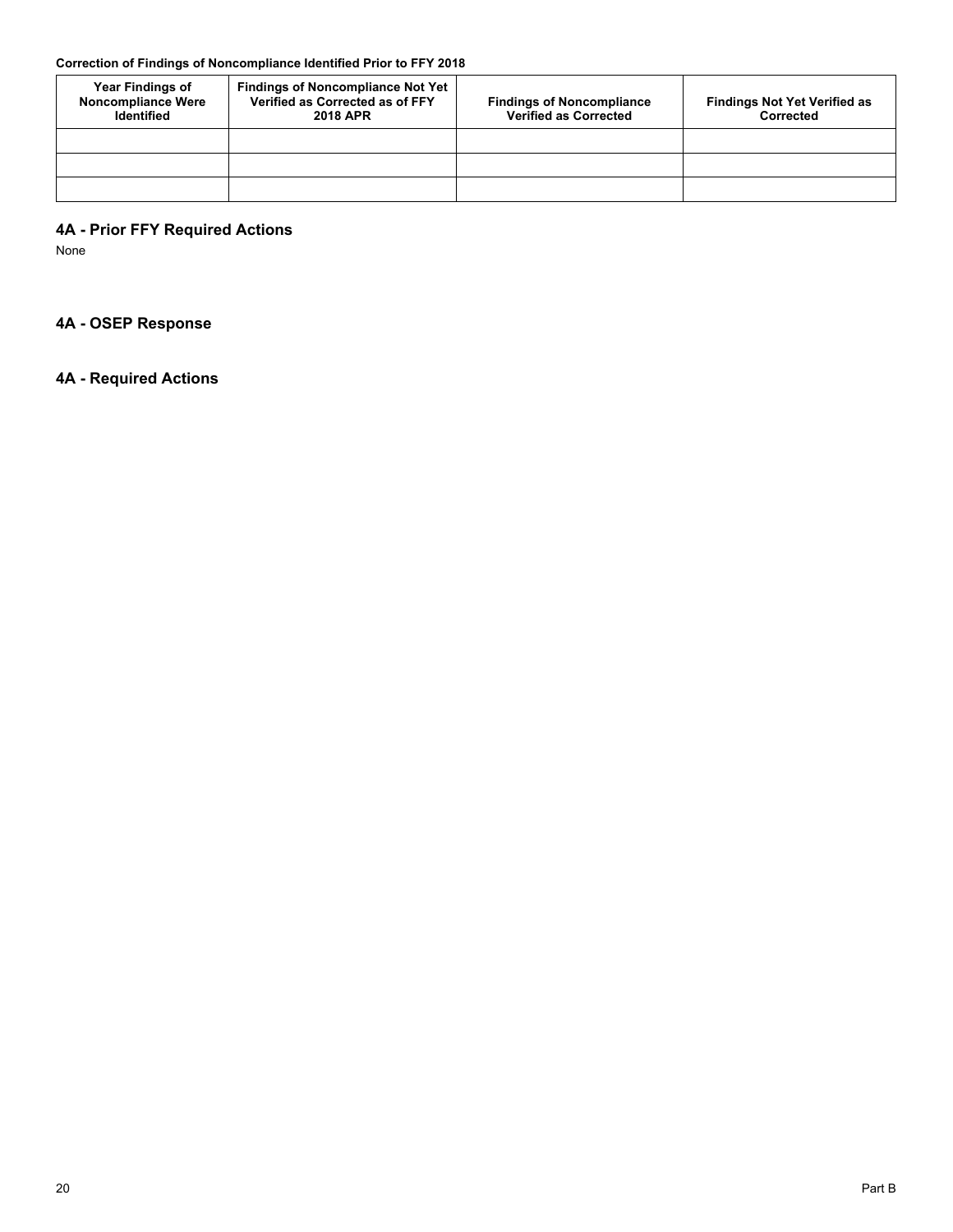**Correction of Findings of Noncompliance Identified Prior to FFY 2018**

| Year Findings of Noncompliance Were Identified | Findings of Noncompliance Not Yet Verified as Corrected as of FFY 2018 APR | Findings of Noncompliance Verified as Corrected | Findings Not Yet Verified as Corrected |
|---|---|---|---|
| | | | |
| | | | |
| | | | |

## 4A - Prior FFY Required Actions

None

## 4A - OSEP Response

## 4A - Required Actions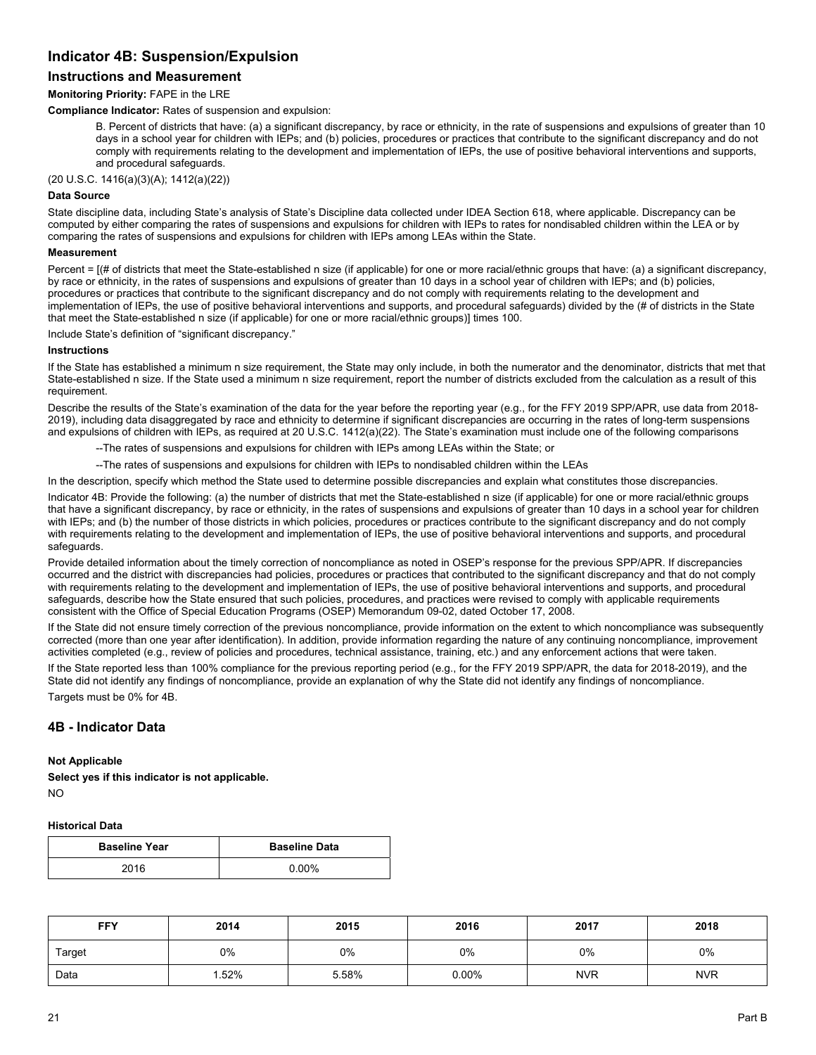## Indicator 4B: Suspension/Expulsion

### Instructions and Measurement

**Monitoring Priority:** FAPE in the LRE

**Compliance Indicator:** Rates of suspension and expulsion:

B. Percent of districts that have: (a) a significant discrepancy, by race or ethnicity, in the rate of suspensions and expulsions of greater than 10 days in a school year for children with IEPs; and (b) policies, procedures or practices that contribute to the significant discrepancy and do not comply with requirements relating to the development and implementation of IEPs, the use of positive behavioral interventions and supports, and procedural safeguards.

(20 U.S.C. 1416(a)(3)(A); 1412(a)(22))

**Data Source**

State discipline data, including State's analysis of State's Discipline data collected under IDEA Section 618, where applicable. Discrepancy can be computed by either comparing the rates of suspensions and expulsions for children with IEPs to rates for nondisabled children within the LEA or by comparing the rates of suspensions and expulsions for children with IEPs among LEAs within the State.

**Measurement**

Percent = [(# of districts that meet the State-established n size (if applicable) for one or more racial/ethnic groups that have: (a) a significant discrepancy, by race or ethnicity, in the rates of suspensions and expulsions of greater than 10 days in a school year of children with IEPs; and (b) policies, procedures or practices that contribute to the significant discrepancy and do not comply with requirements relating to the development and implementation of IEPs, the use of positive behavioral interventions and supports, and procedural safeguards) divided by the (# of districts in the State that meet the State-established n size (if applicable) for one or more racial/ethnic groups)] times 100.

Include State's definition of "significant discrepancy."

**Instructions**

If the State has established a minimum n size requirement, the State may only include, in both the numerator and the denominator, districts that met that State-established n size. If the State used a minimum n size requirement, report the number of districts excluded from the calculation as a result of this requirement.

Describe the results of the State's examination of the data for the year before the reporting year (e.g., for the FFY 2019 SPP/APR, use data from 2018-2019), including data disaggregated by race and ethnicity to determine if significant discrepancies are occurring in the rates of long-term suspensions and expulsions of children with IEPs, as required at 20 U.S.C. 1412(a)(22). The State's examination must include one of the following comparisons

--The rates of suspensions and expulsions for children with IEPs among LEAs within the State; or

--The rates of suspensions and expulsions for children with IEPs to nondisabled children within the LEAs

In the description, specify which method the State used to determine possible discrepancies and explain what constitutes those discrepancies.

Indicator 4B: Provide the following: (a) the number of districts that met the State-established n size (if applicable) for one or more racial/ethnic groups that have a significant discrepancy, by race or ethnicity, in the rates of suspensions and expulsions of greater than 10 days in a school year for children with IEPs; and (b) the number of those districts in which policies, procedures or practices contribute to the significant discrepancy and do not comply with requirements relating to the development and implementation of IEPs, the use of positive behavioral interventions and supports, and procedural safeguards.

Provide detailed information about the timely correction of noncompliance as noted in OSEP's response for the previous SPP/APR. If discrepancies occurred and the district with discrepancies had policies, procedures or practices that contributed to the significant discrepancy and that do not comply with requirements relating to the development and implementation of IEPs, the use of positive behavioral interventions and supports, and procedural safeguards, describe how the State ensured that such policies, procedures, and practices were revised to comply with applicable requirements consistent with the Office of Special Education Programs (OSEP) Memorandum 09-02, dated October 17, 2008.

If the State did not ensure timely correction of the previous noncompliance, provide information on the extent to which noncompliance was subsequently corrected (more than one year after identification). In addition, provide information regarding the nature of any continuing noncompliance, improvement activities completed (e.g., review of policies and procedures, technical assistance, training, etc.) and any enforcement actions that were taken.

If the State reported less than 100% compliance for the previous reporting period (e.g., for the FFY 2019 SPP/APR, the data for 2018-2019), and the State did not identify any findings of noncompliance, provide an explanation of why the State did not identify any findings of noncompliance.

Targets must be 0% for 4B.

## 4B - Indicator Data

**Not Applicable**

**Select yes if this indicator is not applicable.**

NO

**Historical Data**

| Baseline Year | Baseline Data |
|---|---|
| 2016 | 0.00% |

| FFY | 2014 | 2015 | 2016 | 2017 | 2018 |
|---|---|---|---|---|---|
| Target | 0% | 0% | 0% | 0% | 0% |
| Data | 1.52% | 5.58% | 0.00% | NVR | NVR |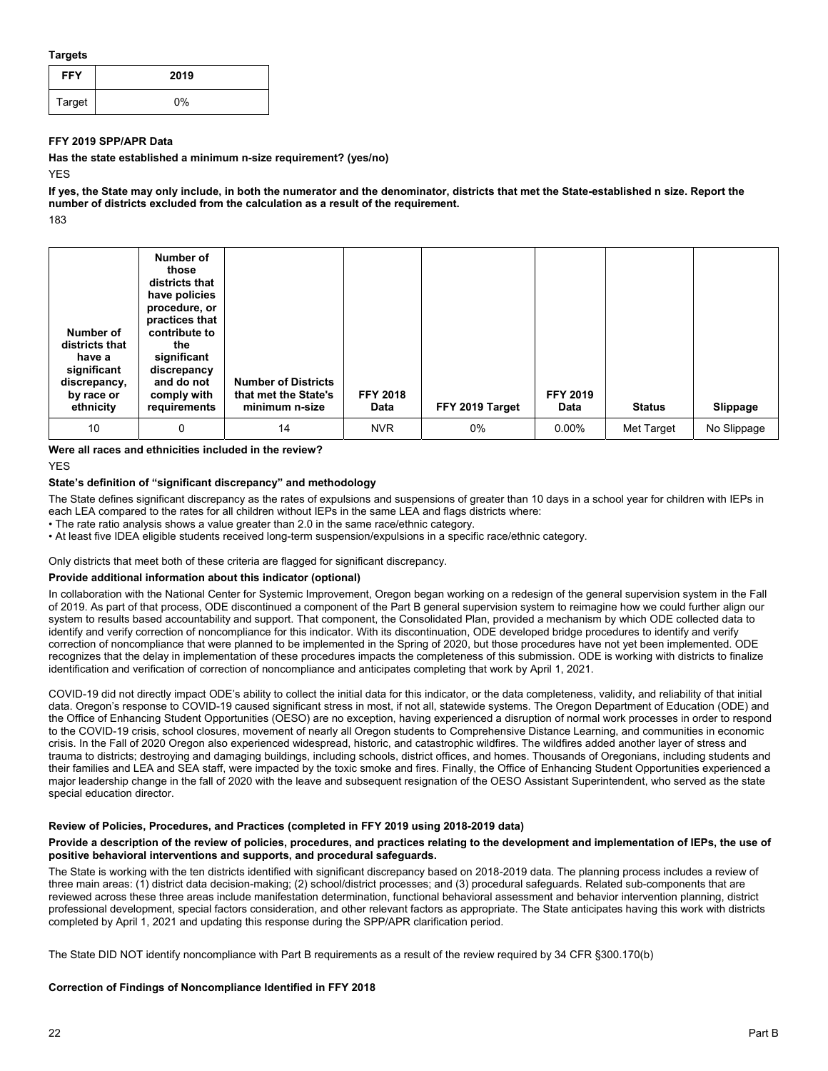**Targets**

| FFY | 2019 |
| --- | --- |
| Target | 0% |

**FFY 2019 SPP/APR Data**

**Has the state established a minimum n-size requirement? (yes/no)**

YES

**If yes, the State may only include, in both the numerator and the denominator, districts that met the State-established n size. Report the number of districts excluded from the calculation as a result of the requirement.**

183

| Number of districts that have a significant discrepancy, by race or ethnicity | Number of those districts that have policies procedure, or practices that contribute to the significant discrepancy and do not comply with requirements | Number of Districts that met the State's minimum n-size | FFY 2018 Data | FFY 2019 Target | FFY 2019 Data | Status | Slippage |
| --- | --- | --- | --- | --- | --- | --- | --- |
| 10 | 0 | 14 | NVR | 0% | 0.00% | Met Target | No Slippage |

**Were all races and ethnicities included in the review?**

YES

**State's definition of "significant discrepancy" and methodology**

The State defines significant discrepancy as the rates of expulsions and suspensions of greater than 10 days in a school year for children with IEPs in each LEA compared to the rates for all children without IEPs in the same LEA and flags districts where:

- The rate ratio analysis shows a value greater than 2.0 in the same race/ethnic category.
- At least five IDEA eligible students received long-term suspension/expulsions in a specific race/ethnic category.

Only districts that meet both of these criteria are flagged for significant discrepancy.

**Provide additional information about this indicator (optional)**

In collaboration with the National Center for Systemic Improvement, Oregon began working on a redesign of the general supervision system in the Fall of 2019. As part of that process, ODE discontinued a component of the Part B general supervision system to reimagine how we could further align our system to results based accountability and support. That component, the Consolidated Plan, provided a mechanism by which ODE collected data to identify and verify correction of noncompliance for this indicator. With its discontinuation, ODE developed bridge procedures to identify and verify correction of noncompliance that were planned to be implemented in the Spring of 2020, but those procedures have not yet been implemented. ODE recognizes that the delay in implementation of these procedures impacts the completeness of this submission. ODE is working with districts to finalize identification and verification of correction of noncompliance and anticipates completing that work by April 1, 2021.

COVID-19 did not directly impact ODE's ability to collect the initial data for this indicator, or the data completeness, validity, and reliability of that initial data. Oregon's response to COVID-19 caused significant stress in most, if not all, statewide systems. The Oregon Department of Education (ODE) and the Office of Enhancing Student Opportunities (OESO) are no exception, having experienced a disruption of normal work processes in order to respond to the COVID-19 crisis, school closures, movement of nearly all Oregon students to Comprehensive Distance Learning, and communities in economic crisis. In the Fall of 2020 Oregon also experienced widespread, historic, and catastrophic wildfires. The wildfires added another layer of stress and trauma to districts; destroying and damaging buildings, including schools, district offices, and homes. Thousands of Oregonians, including students and their families and LEA and SEA staff, were impacted by the toxic smoke and fires. Finally, the Office of Enhancing Student Opportunities experienced a major leadership change in the fall of 2020 with the leave and subsequent resignation of the OESO Assistant Superintendent, who served as the state special education director.

**Review of Policies, Procedures, and Practices (completed in FFY 2019 using 2018-2019 data)**

**Provide a description of the review of policies, procedures, and practices relating to the development and implementation of IEPs, the use of positive behavioral interventions and supports, and procedural safeguards.**

The State is working with the ten districts identified with significant discrepancy based on 2018-2019 data. The planning process includes a review of three main areas: (1) district data decision-making; (2) school/district processes; and (3) procedural safeguards. Related sub-components that are reviewed across these three areas include manifestation determination, functional behavioral assessment and behavior intervention planning, district professional development, special factors consideration, and other relevant factors as appropriate. The State anticipates having this work with districts completed by April 1, 2021 and updating this response during the SPP/APR clarification period.

The State DID NOT identify noncompliance with Part B requirements as a result of the review required by 34 CFR §300.170(b)

**Correction of Findings of Noncompliance Identified in FFY 2018**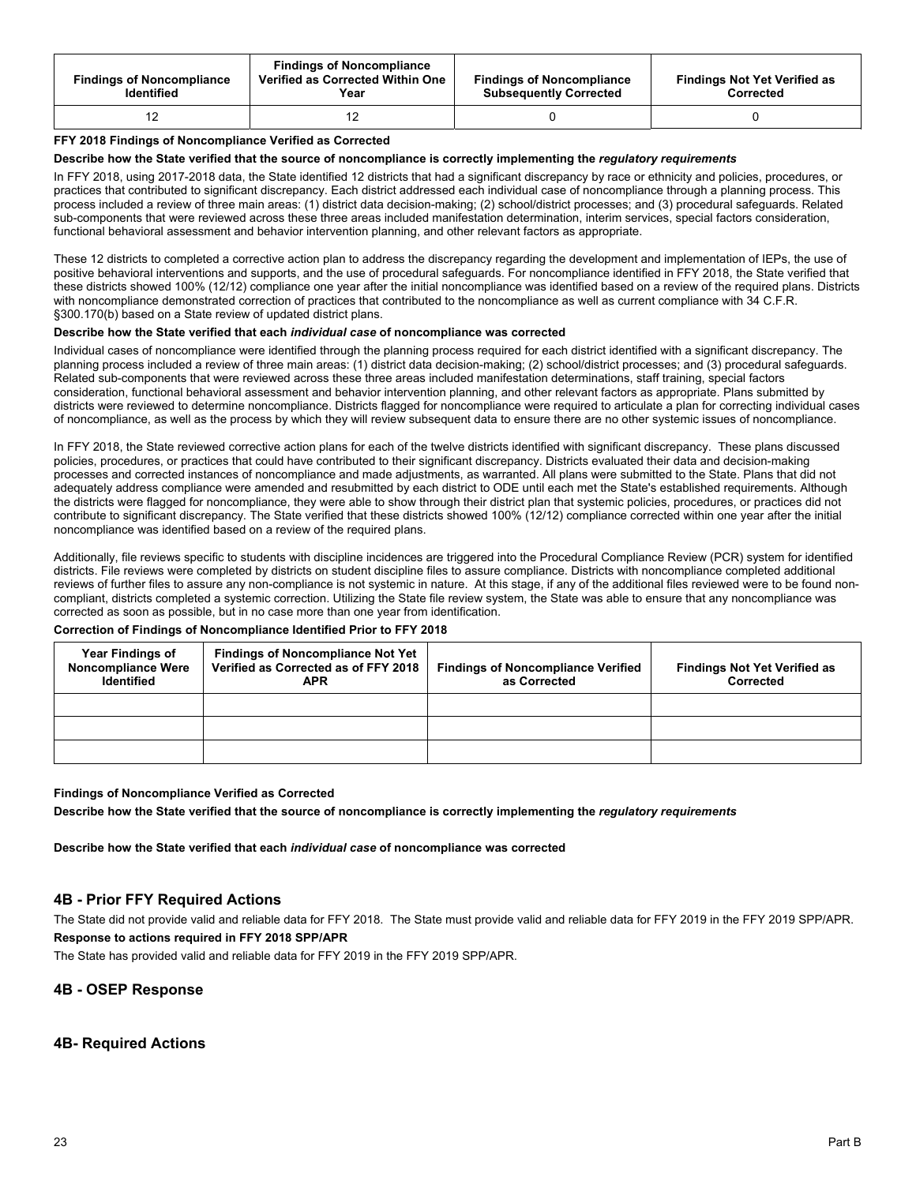| Findings of Noncompliance Identified | Findings of Noncompliance Verified as Corrected Within One Year | Findings of Noncompliance Subsequently Corrected | Findings Not Yet Verified as Corrected |
|---|---|---|---|
| 12 | 12 | 0 | 0 |

**FFY 2018 Findings of Noncompliance Verified as Corrected**

**Describe how the State verified that the source of noncompliance is correctly implementing the *regulatory requirements***

In FFY 2018, using 2017-2018 data, the State identified 12 districts that had a significant discrepancy by race or ethnicity and policies, procedures, or practices that contributed to significant discrepancy. Each district addressed each individual case of noncompliance through a planning process. This process included a review of three main areas: (1) district data decision-making; (2) school/district processes; and (3) procedural safeguards. Related sub-components that were reviewed across these three areas included manifestation determination, interim services, special factors consideration, functional behavioral assessment and behavior intervention planning, and other relevant factors as appropriate.

These 12 districts to completed a corrective action plan to address the discrepancy regarding the development and implementation of IEPs, the use of positive behavioral interventions and supports, and the use of procedural safeguards. For noncompliance identified in FFY 2018, the State verified that these districts showed 100% (12/12) compliance one year after the initial noncompliance was identified based on a review of the required plans. Districts with noncompliance demonstrated correction of practices that contributed to the noncompliance as well as current compliance with 34 C.F.R. §300.170(b) based on a State review of updated district plans.

**Describe how the State verified that each *individual case* of noncompliance was corrected**

Individual cases of noncompliance were identified through the planning process required for each district identified with a significant discrepancy. The planning process included a review of three main areas: (1) district data decision-making; (2) school/district processes; and (3) procedural safeguards. Related sub-components that were reviewed across these three areas included manifestation determinations, staff training, special factors consideration, functional behavioral assessment and behavior intervention planning, and other relevant factors as appropriate. Plans submitted by districts were reviewed to determine noncompliance. Districts flagged for noncompliance were required to articulate a plan for correcting individual cases of noncompliance, as well as the process by which they will review subsequent data to ensure there are no other systemic issues of noncompliance.

In FFY 2018, the State reviewed corrective action plans for each of the twelve districts identified with significant discrepancy. These plans discussed policies, procedures, or practices that could have contributed to their significant discrepancy. Districts evaluated their data and decision-making processes and corrected instances of noncompliance and made adjustments, as warranted. All plans were submitted to the State. Plans that did not adequately address compliance were amended and resubmitted by each district to ODE until each met the State's established requirements. Although the districts were flagged for noncompliance, they were able to show through their district plan that systemic policies, procedures, or practices did not contribute to significant discrepancy. The State verified that these districts showed 100% (12/12) compliance corrected within one year after the initial noncompliance was identified based on a review of the required plans.

Additionally, file reviews specific to students with discipline incidences are triggered into the Procedural Compliance Review (PCR) system for identified districts. File reviews were completed by districts on student discipline files to assure compliance. Districts with noncompliance completed additional reviews of further files to assure any non-compliance is not systemic in nature. At this stage, if any of the additional files reviewed were to be found non-compliant, districts completed a systemic correction. Utilizing the State file review system, the State was able to ensure that any noncompliance was corrected as soon as possible, but in no case more than one year from identification.

**Correction of Findings of Noncompliance Identified Prior to FFY 2018**

| Year Findings of Noncompliance Were Identified | Findings of Noncompliance Not Yet Verified as Corrected as of FFY 2018 APR | Findings of Noncompliance Verified as Corrected | Findings Not Yet Verified as Corrected |
|---|---|---|---|
| | | | |
| | | | |
| | | | |

**Findings of Noncompliance Verified as Corrected**

**Describe how the State verified that the source of noncompliance is correctly implementing the *regulatory requirements***

**Describe how the State verified that each *individual case* of noncompliance was corrected**

## 4B - Prior FFY Required Actions

The State did not provide valid and reliable data for FFY 2018. The State must provide valid and reliable data for FFY 2019 in the FFY 2019 SPP/APR.

**Response to actions required in FFY 2018 SPP/APR**

The State has provided valid and reliable data for FFY 2019 in the FFY 2019 SPP/APR.

## 4B - OSEP Response

## 4B- Required Actions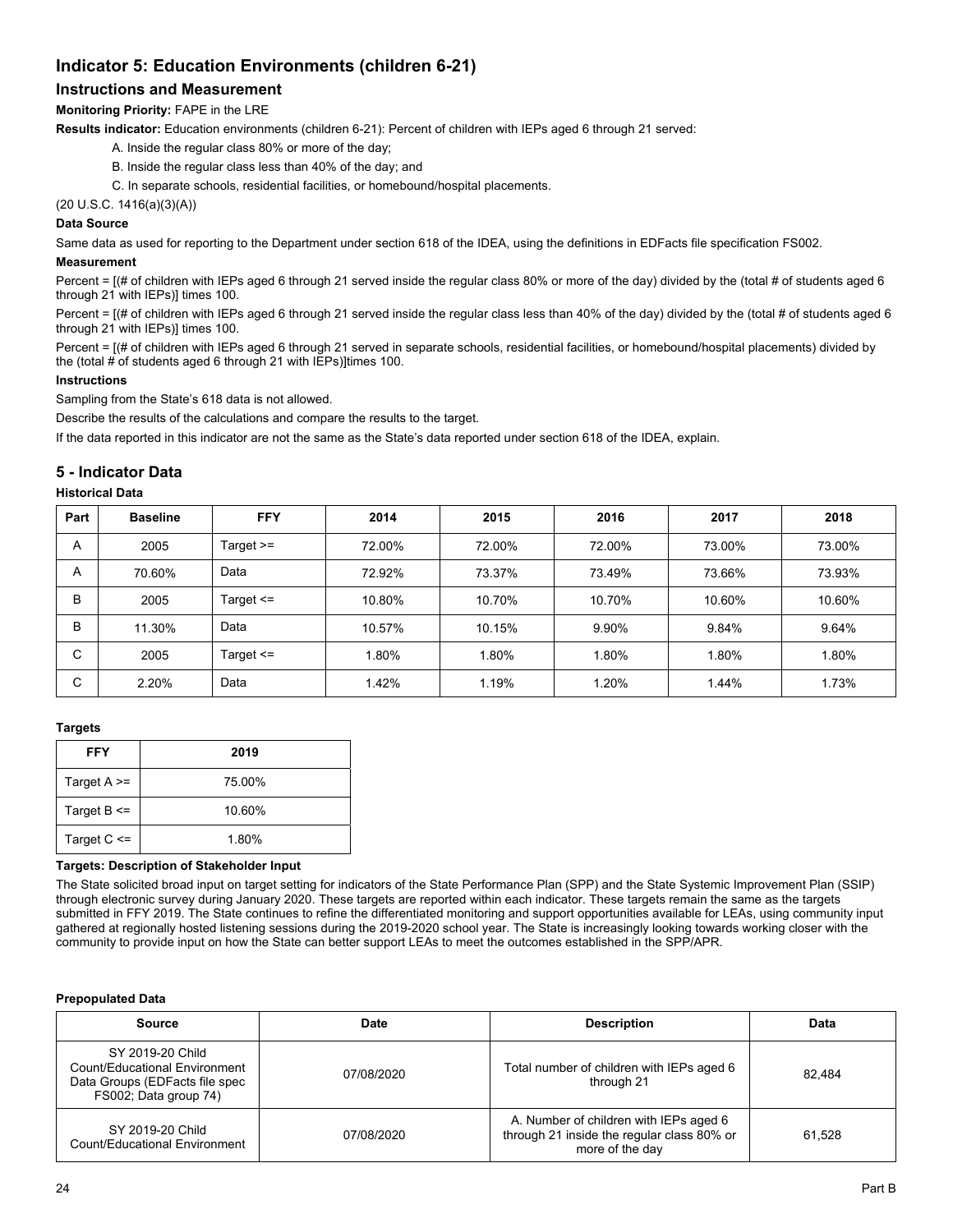# Indicator 5: Education Environments (children 6-21)

## Instructions and Measurement

**Monitoring Priority:** FAPE in the LRE

**Results indicator:** Education environments (children 6-21): Percent of children with IEPs aged 6 through 21 served:

A. Inside the regular class 80% or more of the day;

B. Inside the regular class less than 40% of the day; and

C. In separate schools, residential facilities, or homebound/hospital placements.

(20 U.S.C. 1416(a)(3)(A))

**Data Source**

Same data as used for reporting to the Department under section 618 of the IDEA, using the definitions in EDFacts file specification FS002.

**Measurement**

Percent = [(# of children with IEPs aged 6 through 21 served inside the regular class 80% or more of the day) divided by the (total # of students aged 6 through 21 with IEPs)] times 100.

Percent = [(# of children with IEPs aged 6 through 21 served inside the regular class less than 40% of the day) divided by the (total # of students aged 6 through 21 with IEPs)] times 100.

Percent = [(# of children with IEPs aged 6 through 21 served in separate schools, residential facilities, or homebound/hospital placements) divided by the (total # of students aged 6 through 21 with IEPs)]times 100.

**Instructions**

Sampling from the State's 618 data is not allowed.

Describe the results of the calculations and compare the results to the target.

If the data reported in this indicator are not the same as the State's data reported under section 618 of the IDEA, explain.

## 5 - Indicator Data

**Historical Data**

| Part | Baseline | FFY | 2014 | 2015 | 2016 | 2017 | 2018 |
|---|---|---|---|---|---|---|---|
| A | 2005 | Target >= | 72.00% | 72.00% | 72.00% | 73.00% | 73.00% |
| A | 70.60% | Data | 72.92% | 73.37% | 73.49% | 73.66% | 73.93% |
| B | 2005 | Target <= | 10.80% | 10.70% | 10.70% | 10.60% | 10.60% |
| B | 11.30% | Data | 10.57% | 10.15% | 9.90% | 9.84% | 9.64% |
| C | 2005 | Target <= | 1.80% | 1.80% | 1.80% | 1.80% | 1.80% |
| C | 2.20% | Data | 1.42% | 1.19% | 1.20% | 1.44% | 1.73% |

**Targets**

| FFY | 2019 |
|---|---|
| Target A >= | 75.00% |
| Target B <= | 10.60% |
| Target C <= | 1.80% |

**Targets: Description of Stakeholder Input**

The State solicited broad input on target setting for indicators of the State Performance Plan (SPP) and the State Systemic Improvement Plan (SSIP) through electronic survey during January 2020. These targets are reported within each indicator. These targets remain the same as the targets submitted in FFY 2019. The State continues to refine the differentiated monitoring and support opportunities available for LEAs, using community input gathered at regionally hosted listening sessions during the 2019-2020 school year. The State is increasingly looking towards working closer with the community to provide input on how the State can better support LEAs to meet the outcomes established in the SPP/APR.

**Prepopulated Data**

| Source | Date | Description | Data |
|---|---|---|---|
| SY 2019-20 Child Count/Educational Environment Data Groups (EDFacts file spec FS002; Data group 74) | 07/08/2020 | Total number of children with IEPs aged 6 through 21 | 82,484 |
| SY 2019-20 Child Count/Educational Environment | 07/08/2020 | A. Number of children with IEPs aged 6 through 21 inside the regular class 80% or more of the day | 61,528 |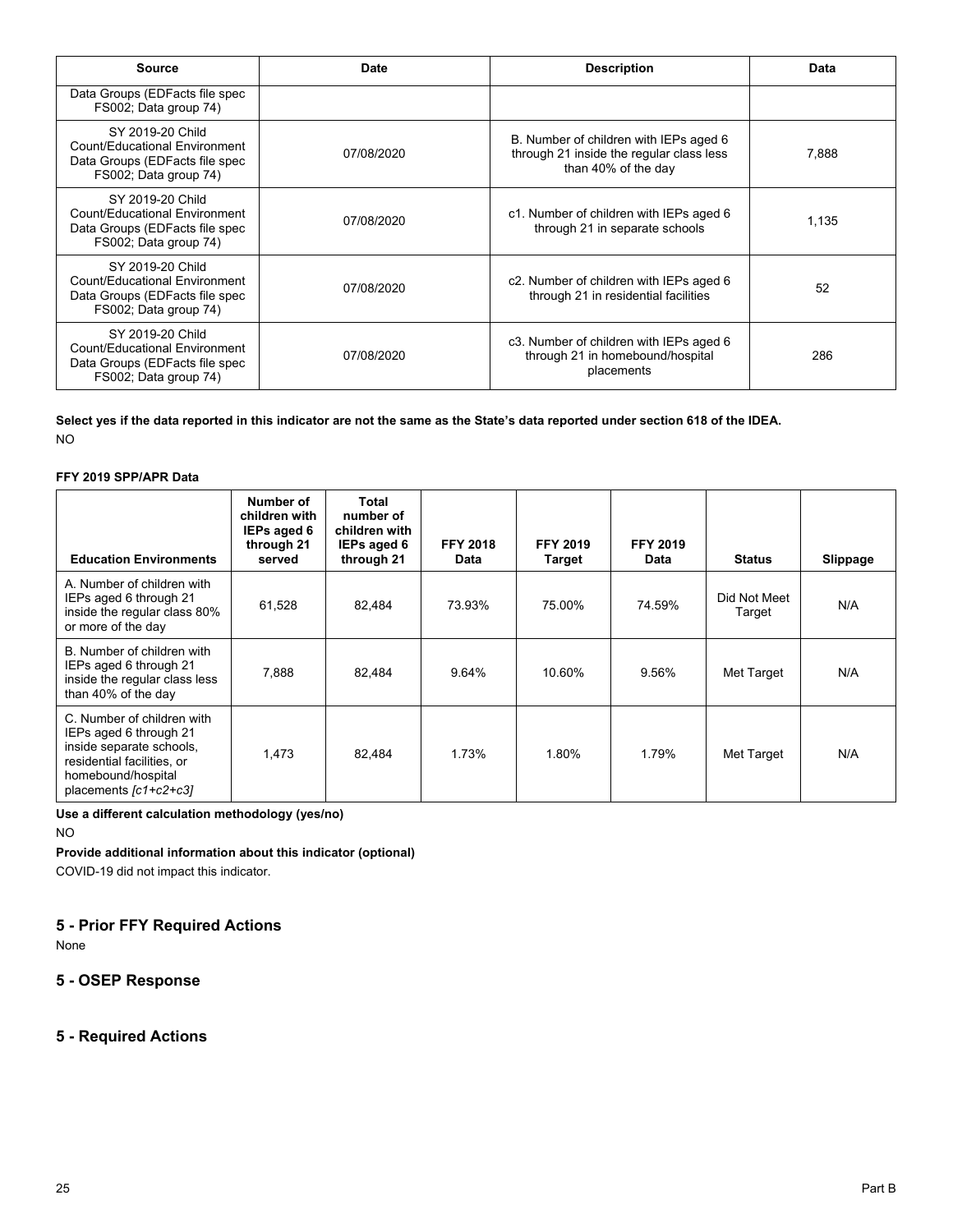| Source | Date | Description | Data |
|---|---|---|---|
| Data Groups (EDFacts file spec FS002; Data group 74) | | | |
| SY 2019-20 Child Count/Educational Environment Data Groups (EDFacts file spec FS002; Data group 74) | 07/08/2020 | B. Number of children with IEPs aged 6 through 21 inside the regular class less than 40% of the day | 7,888 |
| SY 2019-20 Child Count/Educational Environment Data Groups (EDFacts file spec FS002; Data group 74) | 07/08/2020 | c1. Number of children with IEPs aged 6 through 21 in separate schools | 1,135 |
| SY 2019-20 Child Count/Educational Environment Data Groups (EDFacts file spec FS002; Data group 74) | 07/08/2020 | c2. Number of children with IEPs aged 6 through 21 in residential facilities | 52 |
| SY 2019-20 Child Count/Educational Environment Data Groups (EDFacts file spec FS002; Data group 74) | 07/08/2020 | c3. Number of children with IEPs aged 6 through 21 in homebound/hospital placements | 286 |

**Select yes if the data reported in this indicator are not the same as the State's data reported under section 618 of the IDEA.**

NO

**FFY 2019 SPP/APR Data**

| Education Environments | Number of children with IEPs aged 6 through 21 served | Total number of children with IEPs aged 6 through 21 | FFY 2018 Data | FFY 2019 Target | FFY 2019 Data | Status | Slippage |
|---|---|---|---|---|---|---|---|
| A. Number of children with IEPs aged 6 through 21 inside the regular class 80% or more of the day | 61,528 | 82,484 | 73.93% | 75.00% | 74.59% | Did Not Meet Target | N/A |
| B. Number of children with IEPs aged 6 through 21 inside the regular class less than 40% of the day | 7,888 | 82,484 | 9.64% | 10.60% | 9.56% | Met Target | N/A |
| C. Number of children with IEPs aged 6 through 21 inside separate schools, residential facilities, or homebound/hospital placements *[c1+c2+c3]* | 1,473 | 82,484 | 1.73% | 1.80% | 1.79% | Met Target | N/A |

**Use a different calculation methodology (yes/no)**

NO

**Provide additional information about this indicator (optional)**

COVID-19 did not impact this indicator.

## 5 - Prior FFY Required Actions

None

## 5 - OSEP Response

## 5 - Required Actions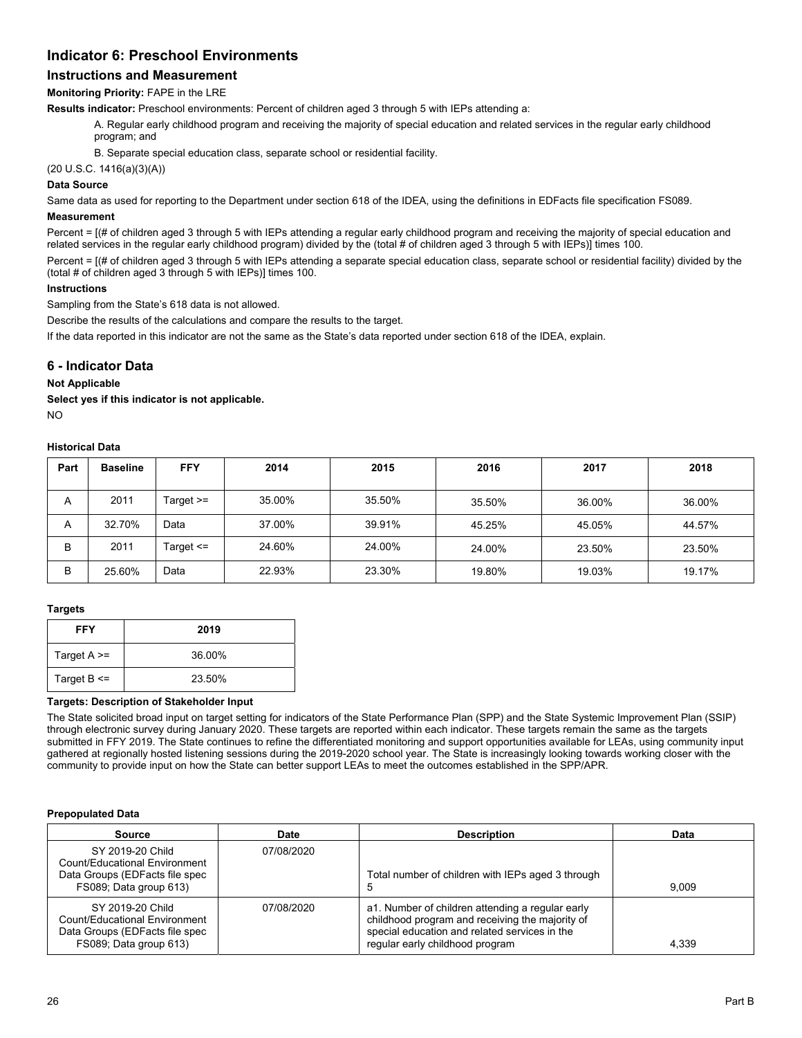## Indicator 6: Preschool Environments

### Instructions and Measurement

**Monitoring Priority:** FAPE in the LRE

**Results indicator:** Preschool environments: Percent of children aged 3 through 5 with IEPs attending a:

A. Regular early childhood program and receiving the majority of special education and related services in the regular early childhood program; and

B. Separate special education class, separate school or residential facility.

(20 U.S.C. 1416(a)(3)(A))

**Data Source**

Same data as used for reporting to the Department under section 618 of the IDEA, using the definitions in EDFacts file specification FS089.

**Measurement**

Percent = [(# of children aged 3 through 5 with IEPs attending a regular early childhood program and receiving the majority of special education and related services in the regular early childhood program) divided by the (total # of children aged 3 through 5 with IEPs)] times 100.

Percent = [(# of children aged 3 through 5 with IEPs attending a separate special education class, separate school or residential facility) divided by the (total # of children aged 3 through 5 with IEPs)] times 100.

**Instructions**

Sampling from the State's 618 data is not allowed.

Describe the results of the calculations and compare the results to the target.

If the data reported in this indicator are not the same as the State's data reported under section 618 of the IDEA, explain.

## 6 - Indicator Data

**Not Applicable**

**Select yes if this indicator is not applicable.**

NO

**Historical Data**

| Part | Baseline | FFY | 2014 | 2015 | 2016 | 2017 | 2018 |
|---|---|---|---|---|---|---|---|
| A | 2011 | Target >= | 35.00% | 35.50% | 35.50% | 36.00% | 36.00% |
| A | 32.70% | Data | 37.00% | 39.91% | 45.25% | 45.05% | 44.57% |
| B | 2011 | Target <= | 24.60% | 24.00% | 24.00% | 23.50% | 23.50% |
| B | 25.60% | Data | 22.93% | 23.30% | 19.80% | 19.03% | 19.17% |

**Targets**

| FFY | 2019 |
|---|---|
| Target A >= | 36.00% |
| Target B <= | 23.50% |

**Targets: Description of Stakeholder Input**

The State solicited broad input on target setting for indicators of the State Performance Plan (SPP) and the State Systemic Improvement Plan (SSIP) through electronic survey during January 2020. These targets are reported within each indicator. These targets remain the same as the targets submitted in FFY 2019. The State continues to refine the differentiated monitoring and support opportunities available for LEAs, using community input gathered at regionally hosted listening sessions during the 2019-2020 school year. The State is increasingly looking towards working closer with the community to provide input on how the State can better support LEAs to meet the outcomes established in the SPP/APR.

**Prepopulated Data**

| Source | Date | Description | Data |
|---|---|---|---|
| SY 2019-20 Child Count/Educational Environment Data Groups (EDFacts file spec FS089; Data group 613) | 07/08/2020 | Total number of children with IEPs aged 3 through 5 | 9,009 |
| SY 2019-20 Child Count/Educational Environment Data Groups (EDFacts file spec FS089; Data group 613) | 07/08/2020 | a1. Number of children attending a regular early childhood program and receiving the majority of special education and related services in the regular early childhood program | 4,339 |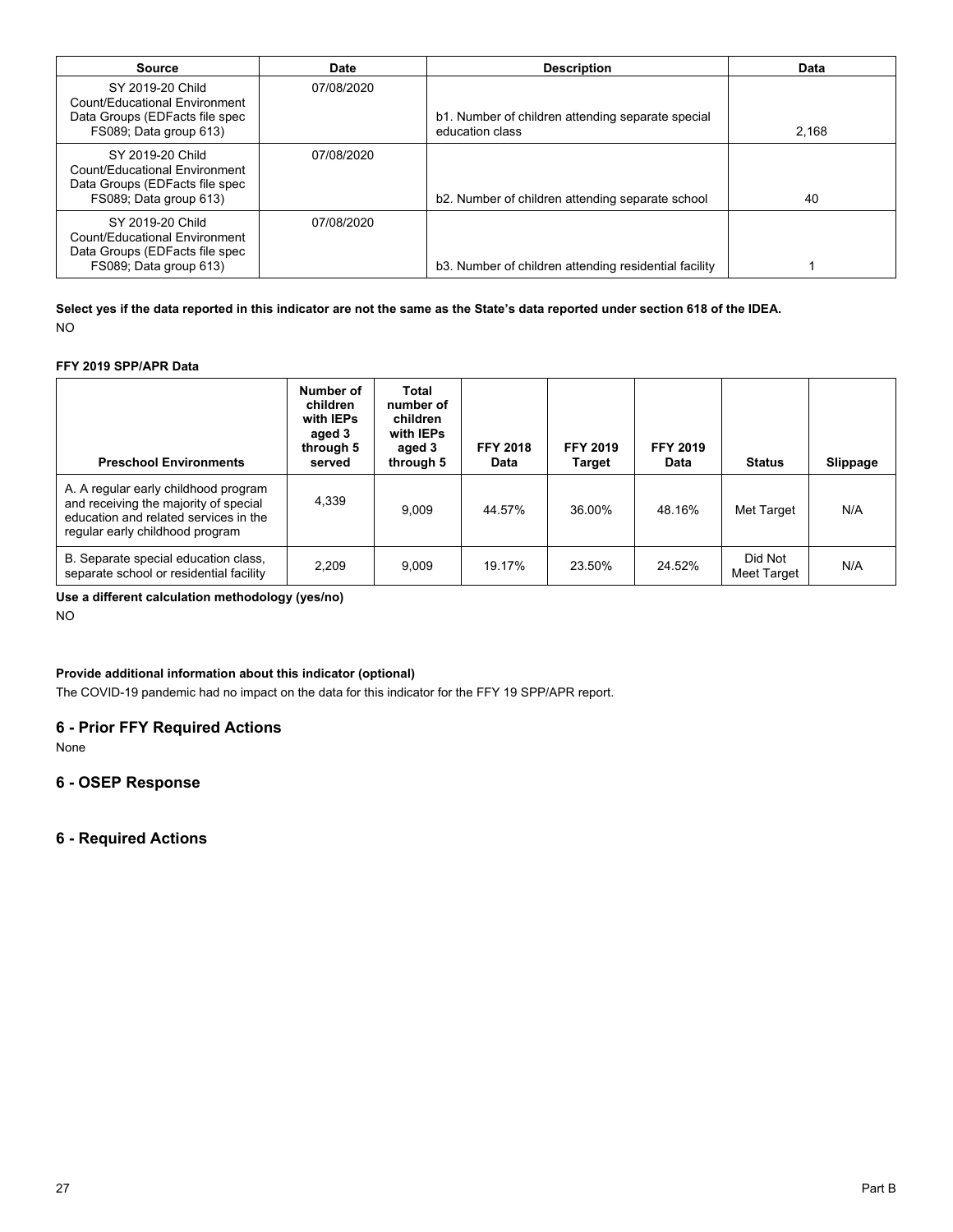| Source | Date | Description | Data |
|---|---|---|---|
| SY 2019-20 Child Count/Educational Environment Data Groups (EDFacts file spec FS089; Data group 613) | 07/08/2020 | b1. Number of children attending separate special education class | 2,168 |
| SY 2019-20 Child Count/Educational Environment Data Groups (EDFacts file spec FS089; Data group 613) | 07/08/2020 | b2. Number of children attending separate school | 40 |
| SY 2019-20 Child Count/Educational Environment Data Groups (EDFacts file spec FS089; Data group 613) | 07/08/2020 | b3. Number of children attending residential facility | 1 |

**Select yes if the data reported in this indicator are not the same as the State's data reported under section 618 of the IDEA.**

NO

**FFY 2019 SPP/APR Data**

| Preschool Environments | Number of children with IEPs aged 3 through 5 served | Total number of children with IEPs aged 3 through 5 | FFY 2018 Data | FFY 2019 Target | FFY 2019 Data | Status | Slippage |
|---|---|---|---|---|---|---|---|
| A. A regular early childhood program and receiving the majority of special education and related services in the regular early childhood program | 4,339 | 9,009 | 44.57% | 36.00% | 48.16% | Met Target | N/A |
| B. Separate special education class, separate school or residential facility | 2,209 | 9,009 | 19.17% | 23.50% | 24.52% | Did Not Meet Target | N/A |

**Use a different calculation methodology (yes/no)**

NO

**Provide additional information about this indicator (optional)**

The COVID-19 pandemic had no impact on the data for this indicator for the FFY 19 SPP/APR report.

## 6 - Prior FFY Required Actions

None

## 6 - OSEP Response

## 6 - Required Actions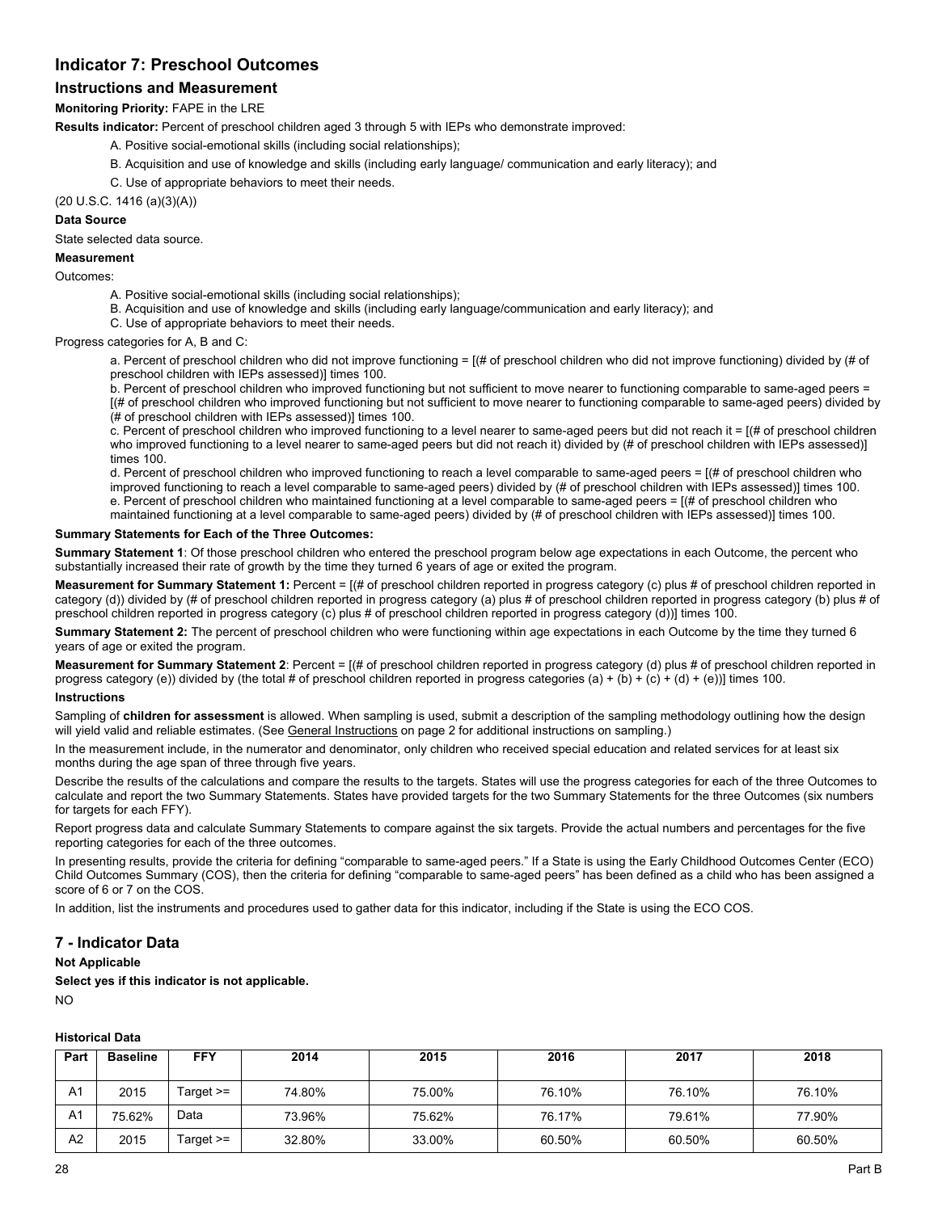## Indicator 7: Preschool Outcomes

### Instructions and Measurement

**Monitoring Priority:** FAPE in the LRE

**Results indicator:** Percent of preschool children aged 3 through 5 with IEPs who demonstrate improved:

A. Positive social-emotional skills (including social relationships);

B. Acquisition and use of knowledge and skills (including early language/ communication and early literacy); and

C. Use of appropriate behaviors to meet their needs.

(20 U.S.C. 1416 (a)(3)(A))

**Data Source**

State selected data source.

**Measurement**

Outcomes:

A. Positive social-emotional skills (including social relationships);
B. Acquisition and use of knowledge and skills (including early language/communication and early literacy); and
C. Use of appropriate behaviors to meet their needs.

Progress categories for A, B and C:

a. Percent of preschool children who did not improve functioning = [(# of preschool children who did not improve functioning) divided by (# of preschool children with IEPs assessed)] times 100.
b. Percent of preschool children who improved functioning but not sufficient to move nearer to functioning comparable to same-aged peers = [(# of preschool children who improved functioning but not sufficient to move nearer to functioning comparable to same-aged peers) divided by (# of preschool children with IEPs assessed)] times 100.
c. Percent of preschool children who improved functioning to a level nearer to same-aged peers but did not reach it = [(# of preschool children who improved functioning to a level nearer to same-aged peers but did not reach it) divided by (# of preschool children with IEPs assessed)] times 100.
d. Percent of preschool children who improved functioning to reach a level comparable to same-aged peers = [(# of preschool children who improved functioning to reach a level comparable to same-aged peers) divided by (# of preschool children with IEPs assessed)] times 100.
e. Percent of preschool children who maintained functioning at a level comparable to same-aged peers = [(# of preschool children who maintained functioning at a level comparable to same-aged peers) divided by (# of preschool children with IEPs assessed)] times 100.

**Summary Statements for Each of the Three Outcomes:**

**Summary Statement 1**: Of those preschool children who entered the preschool program below age expectations in each Outcome, the percent who substantially increased their rate of growth by the time they turned 6 years of age or exited the program.

**Measurement for Summary Statement 1:** Percent = [(# of preschool children reported in progress category (c) plus # of preschool children reported in category (d)) divided by (# of preschool children reported in progress category (a) plus # of preschool children reported in progress category (b) plus # of preschool children reported in progress category (c) plus # of preschool children reported in progress category (d))] times 100.

**Summary Statement 2:** The percent of preschool children who were functioning within age expectations in each Outcome by the time they turned 6 years of age or exited the program.

**Measurement for Summary Statement 2**: Percent = [(# of preschool children reported in progress category (d) plus # of preschool children reported in progress category (e)) divided by (the total # of preschool children reported in progress categories (a) + (b) + (c) + (d) + (e))] times 100.

**Instructions**

Sampling of **children for assessment** is allowed. When sampling is used, submit a description of the sampling methodology outlining how the design will yield valid and reliable estimates. (See General Instructions on page 2 for additional instructions on sampling.)

In the measurement include, in the numerator and denominator, only children who received special education and related services for at least six months during the age span of three through five years.

Describe the results of the calculations and compare the results to the targets. States will use the progress categories for each of the three Outcomes to calculate and report the two Summary Statements. States have provided targets for the two Summary Statements for the three Outcomes (six numbers for targets for each FFY).

Report progress data and calculate Summary Statements to compare against the six targets. Provide the actual numbers and percentages for the five reporting categories for each of the three outcomes.

In presenting results, provide the criteria for defining "comparable to same-aged peers." If a State is using the Early Childhood Outcomes Center (ECO) Child Outcomes Summary (COS), then the criteria for defining "comparable to same-aged peers" has been defined as a child who has been assigned a score of 6 or 7 on the COS.

In addition, list the instruments and procedures used to gather data for this indicator, including if the State is using the ECO COS.

## 7 - Indicator Data

**Not Applicable**

**Select yes if this indicator is not applicable.**

NO

**Historical Data**

| Part | Baseline | FFY | 2014 | 2015 | 2016 | 2017 | 2018 |
|---|---|---|---|---|---|---|---|
| A1 | 2015 | Target >= | 74.80% | 75.00% | 76.10% | 76.10% | 76.10% |
| A1 | 75.62% | Data | 73.96% | 75.62% | 76.17% | 79.61% | 77.90% |
| A2 | 2015 | Target >= | 32.80% | 33.00% | 60.50% | 60.50% | 60.50% |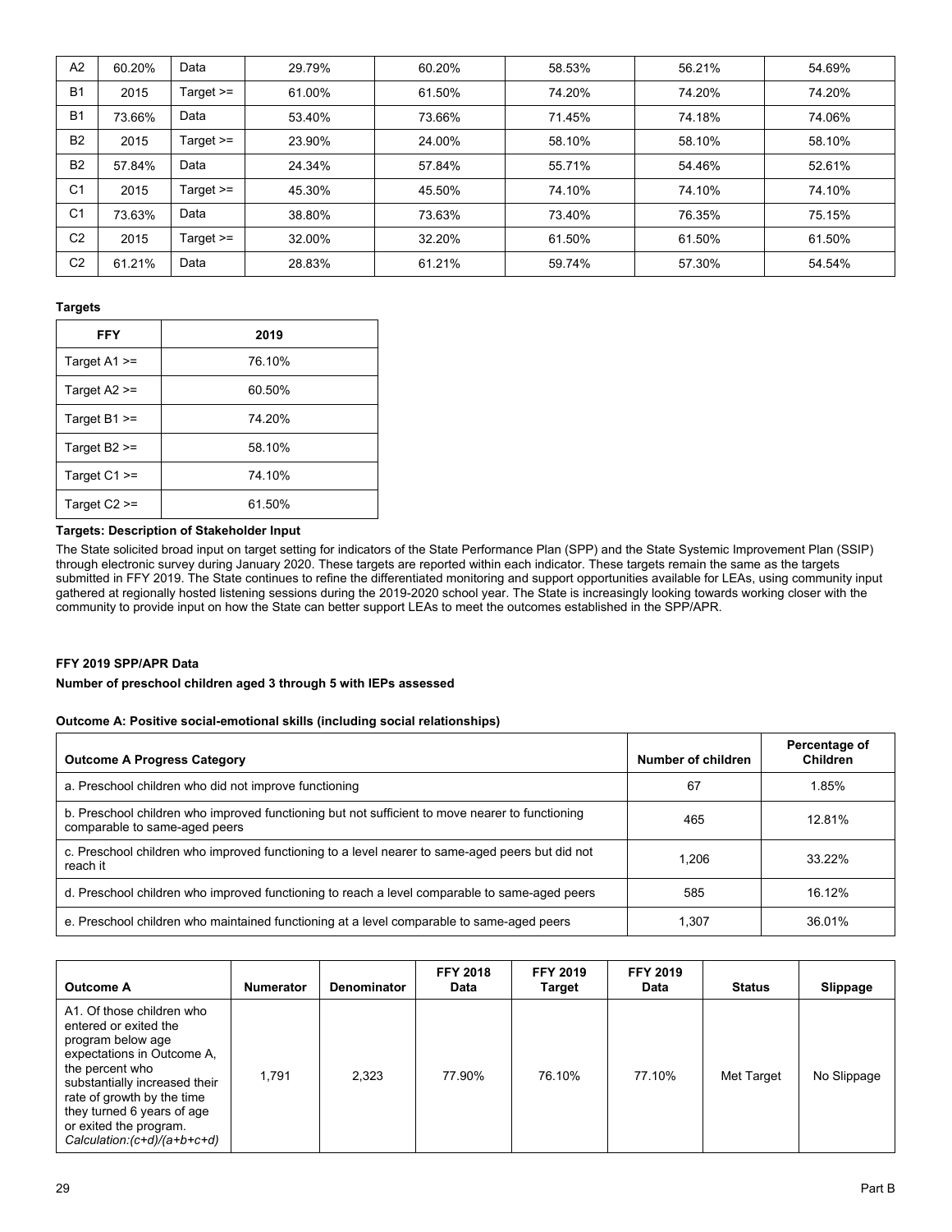| A2 | 60.20% | Data | 29.79% | 60.20% | 58.53% | 56.21% | 54.69% |
|---|---|---|---|---|---|---|---|
| B1 | 2015 | Target >= | 61.00% | 61.50% | 74.20% | 74.20% | 74.20% |
| B1 | 73.66% | Data | 53.40% | 73.66% | 71.45% | 74.18% | 74.06% |
| B2 | 2015 | Target >= | 23.90% | 24.00% | 58.10% | 58.10% | 58.10% |
| B2 | 57.84% | Data | 24.34% | 57.84% | 55.71% | 54.46% | 52.61% |
| C1 | 2015 | Target >= | 45.30% | 45.50% | 74.10% | 74.10% | 74.10% |
| C1 | 73.63% | Data | 38.80% | 73.63% | 73.40% | 76.35% | 75.15% |
| C2 | 2015 | Target >= | 32.00% | 32.20% | 61.50% | 61.50% | 61.50% |
| C2 | 61.21% | Data | 28.83% | 61.21% | 59.74% | 57.30% | 54.54% |

**Targets**

| FFY | 2019 |
|---|---|
| Target A1 >= | 76.10% |
| Target A2 >= | 60.50% |
| Target B1 >= | 74.20% |
| Target B2 >= | 58.10% |
| Target C1 >= | 74.10% |
| Target C2 >= | 61.50% |

**Targets: Description of Stakeholder Input**

The State solicited broad input on target setting for indicators of the State Performance Plan (SPP) and the State Systemic Improvement Plan (SSIP) through electronic survey during January 2020. These targets are reported within each indicator. These targets remain the same as the targets submitted in FFY 2019. The State continues to refine the differentiated monitoring and support opportunities available for LEAs, using community input gathered at regionally hosted listening sessions during the 2019-2020 school year. The State is increasingly looking towards working closer with the community to provide input on how the State can better support LEAs to meet the outcomes established in the SPP/APR.

**FFY 2019 SPP/APR Data**

**Number of preschool children aged 3 through 5 with IEPs assessed**

**Outcome A: Positive social-emotional skills (including social relationships)**

| Outcome A Progress Category | Number of children | Percentage of Children |
|---|---|---|
| a. Preschool children who did not improve functioning | 67 | 1.85% |
| b. Preschool children who improved functioning but not sufficient to move nearer to functioning comparable to same-aged peers | 465 | 12.81% |
| c. Preschool children who improved functioning to a level nearer to same-aged peers but did not reach it | 1,206 | 33.22% |
| d. Preschool children who improved functioning to reach a level comparable to same-aged peers | 585 | 16.12% |
| e. Preschool children who maintained functioning at a level comparable to same-aged peers | 1,307 | 36.01% |

| Outcome A | Numerator | Denominator | FFY 2018 Data | FFY 2019 Target | FFY 2019 Data | Status | Slippage |
|---|---|---|---|---|---|---|---|
| A1. Of those children who entered or exited the program below age expectations in Outcome A, the percent who substantially increased their rate of growth by the time they turned 6 years of age or exited the program. *Calculation:(c+d)/(a+b+c+d)* | 1,791 | 2,323 | 77.90% | 76.10% | 77.10% | Met Target | No Slippage |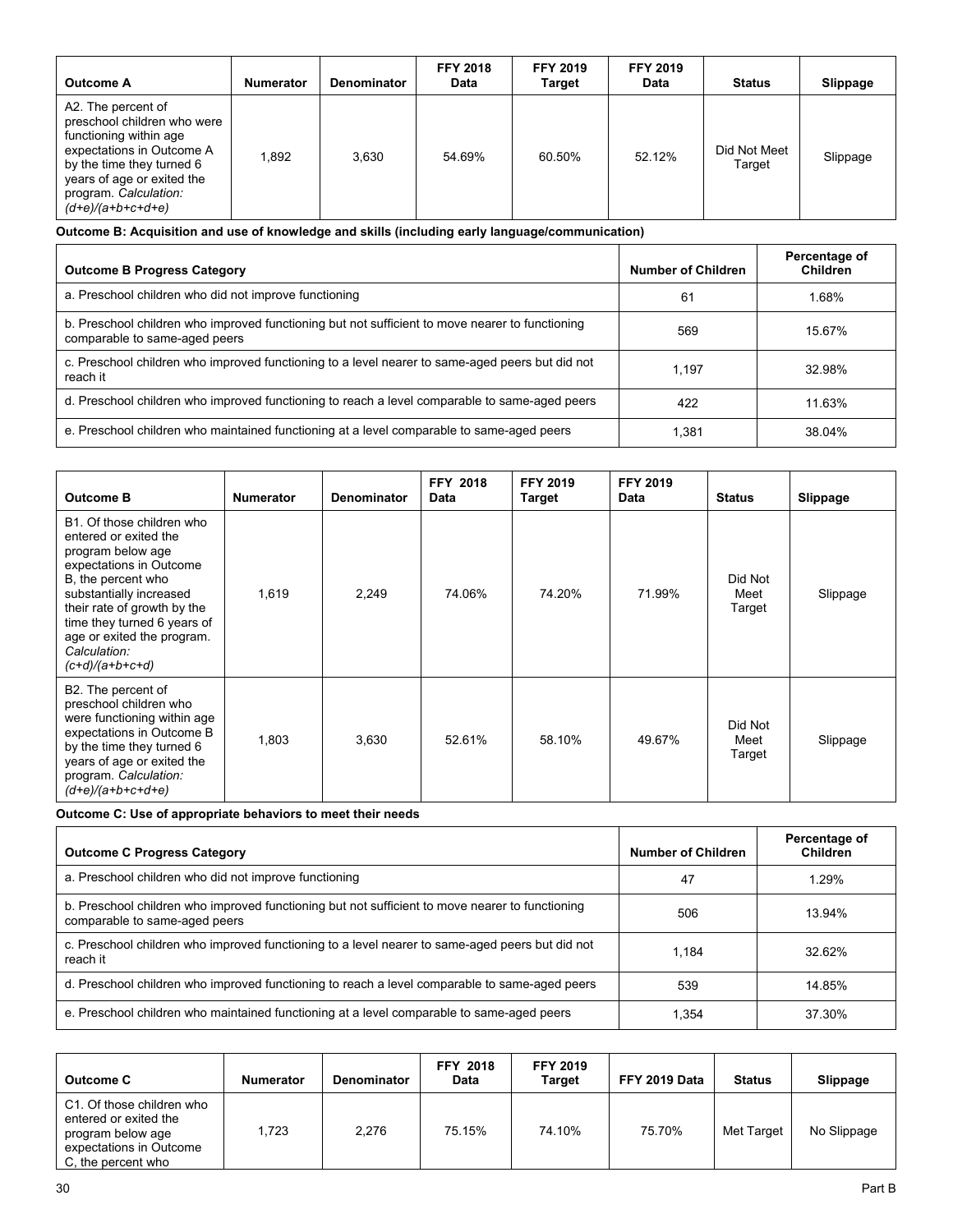| Outcome A | Numerator | Denominator | FFY 2018 Data | FFY 2019 Target | FFY 2019 Data | Status | Slippage |
|---|---|---|---|---|---|---|---|
| A2. The percent of preschool children who were functioning within age expectations in Outcome A by the time they turned 6 years of age or exited the program. *Calculation: (d+e)/(a+b+c+d+e)* | 1,892 | 3,630 | 54.69% | 60.50% | 52.12% | Did Not Meet Target | Slippage |

**Outcome B: Acquisition and use of knowledge and skills (including early language/communication)**

| Outcome B Progress Category | Number of Children | Percentage of Children |
|---|---|---|
| a. Preschool children who did not improve functioning | 61 | 1.68% |
| b. Preschool children who improved functioning but not sufficient to move nearer to functioning comparable to same-aged peers | 569 | 15.67% |
| c. Preschool children who improved functioning to a level nearer to same-aged peers but did not reach it | 1,197 | 32.98% |
| d. Preschool children who improved functioning to reach a level comparable to same-aged peers | 422 | 11.63% |
| e. Preschool children who maintained functioning at a level comparable to same-aged peers | 1,381 | 38.04% |

| Outcome B | Numerator | Denominator | FFY 2018 Data | FFY 2019 Target | FFY 2019 Data | Status | Slippage |
|---|---|---|---|---|---|---|---|
| B1. Of those children who entered or exited the program below age expectations in Outcome B, the percent who substantially increased their rate of growth by the time they turned 6 years of age or exited the program. *Calculation: (c+d)/(a+b+c+d)* | 1,619 | 2,249 | 74.06% | 74.20% | 71.99% | Did Not Meet Target | Slippage |
| B2. The percent of preschool children who were functioning within age expectations in Outcome B by the time they turned 6 years of age or exited the program. *Calculation: (d+e)/(a+b+c+d+e)* | 1,803 | 3,630 | 52.61% | 58.10% | 49.67% | Did Not Meet Target | Slippage |

**Outcome C: Use of appropriate behaviors to meet their needs**

| Outcome C Progress Category | Number of Children | Percentage of Children |
|---|---|---|
| a. Preschool children who did not improve functioning | 47 | 1.29% |
| b. Preschool children who improved functioning but not sufficient to move nearer to functioning comparable to same-aged peers | 506 | 13.94% |
| c. Preschool children who improved functioning to a level nearer to same-aged peers but did not reach it | 1,184 | 32.62% |
| d. Preschool children who improved functioning to reach a level comparable to same-aged peers | 539 | 14.85% |
| e. Preschool children who maintained functioning at a level comparable to same-aged peers | 1,354 | 37.30% |

| Outcome C | Numerator | Denominator | FFY 2018 Data | FFY 2019 Target | FFY 2019 Data | Status | Slippage |
|---|---|---|---|---|---|---|---|
| C1. Of those children who entered or exited the program below age expectations in Outcome C, the percent who | 1,723 | 2,276 | 75.15% | 74.10% | 75.70% | Met Target | No Slippage |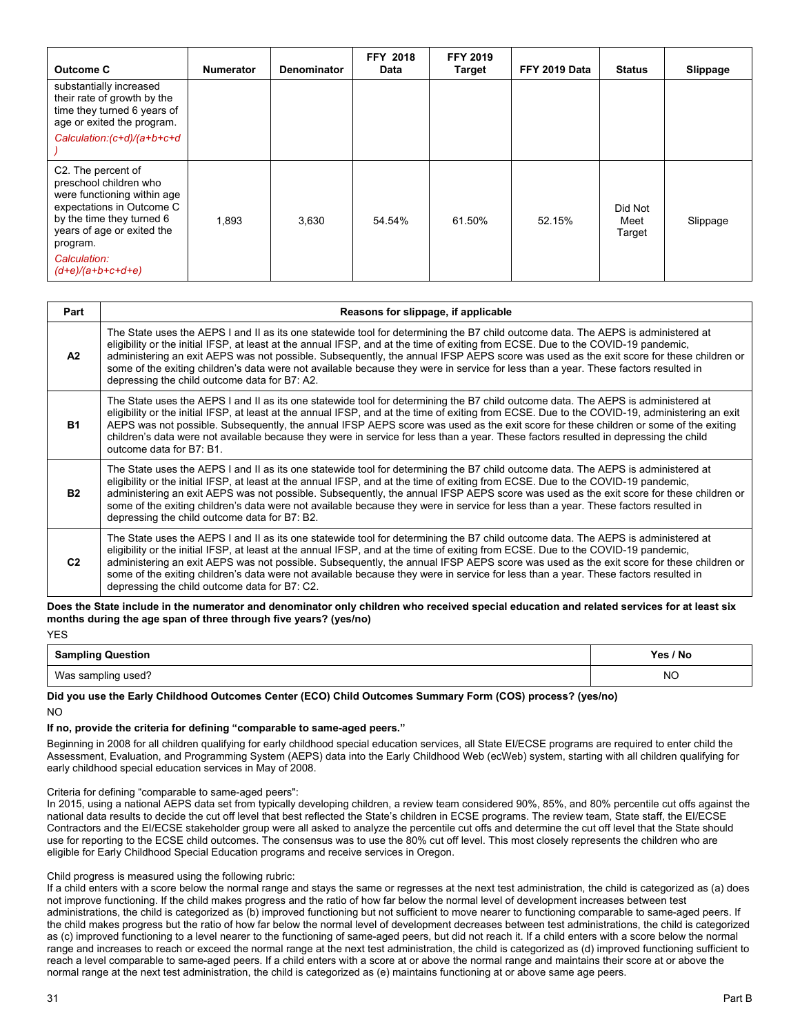| Outcome C | Numerator | Denominator | FFY 2018 Data | FFY 2019 Target | FFY 2019 Data | Status | Slippage |
|---|---|---|---|---|---|---|---|
| substantially increased their rate of growth by the time they turned 6 years of age or exited the program. *Calculation:(c+d)/(a+b+c+d)* | | | | | | | |
| C2. The percent of preschool children who were functioning within age expectations in Outcome C by the time they turned 6 years of age or exited the program. *Calculation: (d+e)/(a+b+c+d+e)* | 1,893 | 3,630 | 54.54% | 61.50% | 52.15% | Did Not Meet Target | Slippage |

| Part | Reasons for slippage, if applicable |
|---|---|
| **A2** | The State uses the AEPS I and II as its one statewide tool for determining the B7 child outcome data. The AEPS is administered at eligibility or the initial IFSP, at least at the annual IFSP, and at the time of exiting from ECSE. Due to the COVID-19 pandemic, administering an exit AEPS was not possible. Subsequently, the annual IFSP AEPS score was used as the exit score for these children or some of the exiting children's data were not available because they were in service for less than a year. These factors resulted in depressing the child outcome data for B7: A2. |
| **B1** | The State uses the AEPS I and II as its one statewide tool for determining the B7 child outcome data. The AEPS is administered at eligibility or the initial IFSP, at least at the annual IFSP, and at the time of exiting from ECSE. Due to the COVID-19, administering an exit AEPS was not possible. Subsequently, the annual IFSP AEPS score was used as the exit score for these children or some of the exiting children's data were not available because they were in service for less than a year. These factors resulted in depressing the child outcome data for B7: B1. |
| **B2** | The State uses the AEPS I and II as its one statewide tool for determining the B7 child outcome data. The AEPS is administered at eligibility or the initial IFSP, at least at the annual IFSP, and at the time of exiting from ECSE. Due to the COVID-19 pandemic, administering an exit AEPS was not possible. Subsequently, the annual IFSP AEPS score was used as the exit score for these children or some of the exiting children's data were not available because they were in service for less than a year. These factors resulted in depressing the child outcome data for B7: B2. |
| **C2** | The State uses the AEPS I and II as its one statewide tool for determining the B7 child outcome data. The AEPS is administered at eligibility or the initial IFSP, at least at the annual IFSP, and at the time of exiting from ECSE. Due to the COVID-19 pandemic, administering an exit AEPS was not possible. Subsequently, the annual IFSP AEPS score was used as the exit score for these children or some of the exiting children's data were not available because they were in service for less than a year. These factors resulted in depressing the child outcome data for B7: C2. |

**Does the State include in the numerator and denominator only children who received special education and related services for at least six months during the age span of three through five years? (yes/no)**

YES

| Sampling Question | Yes / No |
|---|---|
| Was sampling used? | NO |

**Did you use the Early Childhood Outcomes Center (ECO) Child Outcomes Summary Form (COS) process? (yes/no)**

NO

**If no, provide the criteria for defining "comparable to same-aged peers."**

Beginning in 2008 for all children qualifying for early childhood special education services, all State EI/ECSE programs are required to enter child the Assessment, Evaluation, and Programming System (AEPS) data into the Early Childhood Web (ecWeb) system, starting with all children qualifying for early childhood special education services in May of 2008.

Criteria for defining "comparable to same-aged peers":
In 2015, using a national AEPS data set from typically developing children, a review team considered 90%, 85%, and 80% percentile cut offs against the national data results to decide the cut off level that best reflected the State's children in ECSE programs. The review team, State staff, the EI/ECSE Contractors and the EI/ECSE stakeholder group were all asked to analyze the percentile cut offs and determine the cut off level that the State should use for reporting to the ECSE child outcomes. The consensus was to use the 80% cut off level. This most closely represents the children who are eligible for Early Childhood Special Education programs and receive services in Oregon.

Child progress is measured using the following rubric:
If a child enters with a score below the normal range and stays the same or regresses at the next test administration, the child is categorized as (a) does not improve functioning. If the child makes progress and the ratio of how far below the normal level of development increases between test administrations, the child is categorized as (b) improved functioning but not sufficient to move nearer to functioning comparable to same-aged peers. If the child makes progress but the ratio of how far below the normal level of development decreases between test administrations, the child is categorized as (c) improved functioning to a level nearer to the functioning of same-aged peers, but did not reach it. If a child enters with a score below the normal range and increases to reach or exceed the normal range at the next test administration, the child is categorized as (d) improved functioning sufficient to reach a level comparable to same-aged peers. If a child enters with a score at or above the normal range and maintains their score at or above the normal range at the next test administration, the child is categorized as (e) maintains functioning at or above same age peers.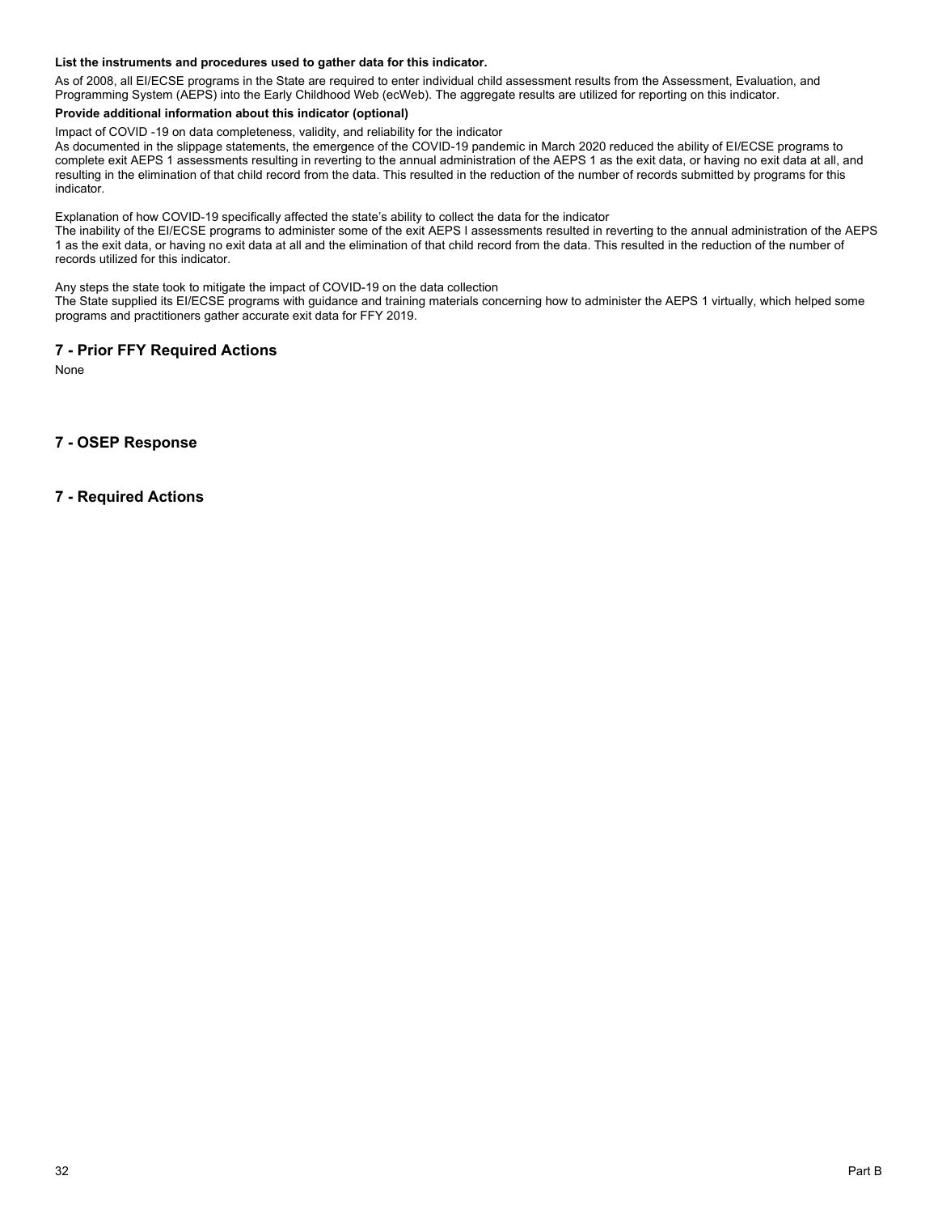**List the instruments and procedures used to gather data for this indicator.**

As of 2008, all EI/ECSE programs in the State are required to enter individual child assessment results from the Assessment, Evaluation, and Programming System (AEPS) into the Early Childhood Web (ecWeb). The aggregate results are utilized for reporting on this indicator.

**Provide additional information about this indicator (optional)**

Impact of COVID -19 on data completeness, validity, and reliability for the indicator

As documented in the slippage statements, the emergence of the COVID-19 pandemic in March 2020 reduced the ability of EI/ECSE programs to complete exit AEPS 1 assessments resulting in reverting to the annual administration of the AEPS 1 as the exit data, or having no exit data at all, and resulting in the elimination of that child record from the data. This resulted in the reduction of the number of records submitted by programs for this indicator.

Explanation of how COVID-19 specifically affected the state's ability to collect the data for the indicator

The inability of the EI/ECSE programs to administer some of the exit AEPS I assessments resulted in reverting to the annual administration of the AEPS 1 as the exit data, or having no exit data at all and the elimination of that child record from the data. This resulted in the reduction of the number of records utilized for this indicator.

Any steps the state took to mitigate the impact of COVID-19 on the data collection

The State supplied its EI/ECSE programs with guidance and training materials concerning how to administer the AEPS 1 virtually, which helped some programs and practitioners gather accurate exit data for FFY 2019.

## 7 - Prior FFY Required Actions

None

## 7 - OSEP Response

## 7 - Required Actions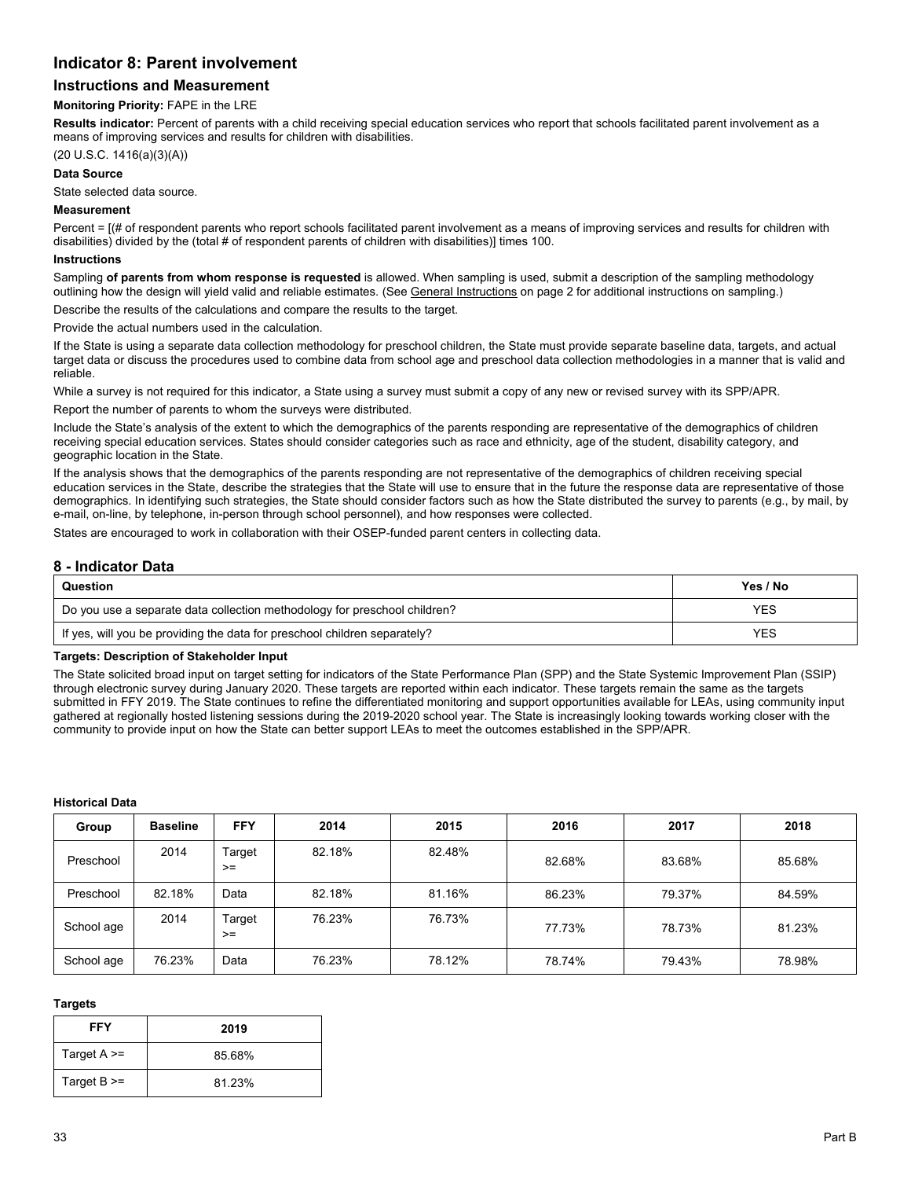## Indicator 8: Parent involvement

### Instructions and Measurement

**Monitoring Priority:** FAPE in the LRE

**Results indicator:** Percent of parents with a child receiving special education services who report that schools facilitated parent involvement as a means of improving services and results for children with disabilities.

(20 U.S.C. 1416(a)(3)(A))

**Data Source**

State selected data source.

**Measurement**

Percent = [(# of respondent parents who report schools facilitated parent involvement as a means of improving services and results for children with disabilities) divided by the (total # of respondent parents of children with disabilities)] times 100.

**Instructions**

Sampling **of parents from whom response is requested** is allowed. When sampling is used, submit a description of the sampling methodology outlining how the design will yield valid and reliable estimates. (See General Instructions on page 2 for additional instructions on sampling.)

Describe the results of the calculations and compare the results to the target.

Provide the actual numbers used in the calculation.

If the State is using a separate data collection methodology for preschool children, the State must provide separate baseline data, targets, and actual target data or discuss the procedures used to combine data from school age and preschool data collection methodologies in a manner that is valid and reliable.

While a survey is not required for this indicator, a State using a survey must submit a copy of any new or revised survey with its SPP/APR.

Report the number of parents to whom the surveys were distributed.

Include the State's analysis of the extent to which the demographics of the parents responding are representative of the demographics of children receiving special education services. States should consider categories such as race and ethnicity, age of the student, disability category, and geographic location in the State.

If the analysis shows that the demographics of the parents responding are not representative of the demographics of children receiving special education services in the State, describe the strategies that the State will use to ensure that in the future the response data are representative of those demographics. In identifying such strategies, the State should consider factors such as how the State distributed the survey to parents (e.g., by mail, by e-mail, on-line, by telephone, in-person through school personnel), and how responses were collected.

States are encouraged to work in collaboration with their OSEP-funded parent centers in collecting data.

### 8 - Indicator Data

| Question | Yes / No |
|---|---|
| Do you use a separate data collection methodology for preschool children? | YES |
| If yes, will you be providing the data for preschool children separately? | YES |

**Targets: Description of Stakeholder Input**

The State solicited broad input on target setting for indicators of the State Performance Plan (SPP) and the State Systemic Improvement Plan (SSIP) through electronic survey during January 2020. These targets are reported within each indicator. These targets remain the same as the targets submitted in FFY 2019. The State continues to refine the differentiated monitoring and support opportunities available for LEAs, using community input gathered at regionally hosted listening sessions during the 2019-2020 school year. The State is increasingly looking towards working closer with the community to provide input on how the State can better support LEAs to meet the outcomes established in the SPP/APR.

**Historical Data**

| Group | Baseline | FFY | 2014 | 2015 | 2016 | 2017 | 2018 |
|---|---|---|---|---|---|---|---|
| Preschool | 2014 | Target >= | 82.18% | 82.48% | 82.68% | 83.68% | 85.68% |
| Preschool | 82.18% | Data | 82.18% | 81.16% | 86.23% | 79.37% | 84.59% |
| School age | 2014 | Target >= | 76.23% | 76.73% | 77.73% | 78.73% | 81.23% |
| School age | 76.23% | Data | 76.23% | 78.12% | 78.74% | 79.43% | 78.98% |

**Targets**

| FFY | 2019 |
|---|---|
| Target A >= | 85.68% |
| Target B >= | 81.23% |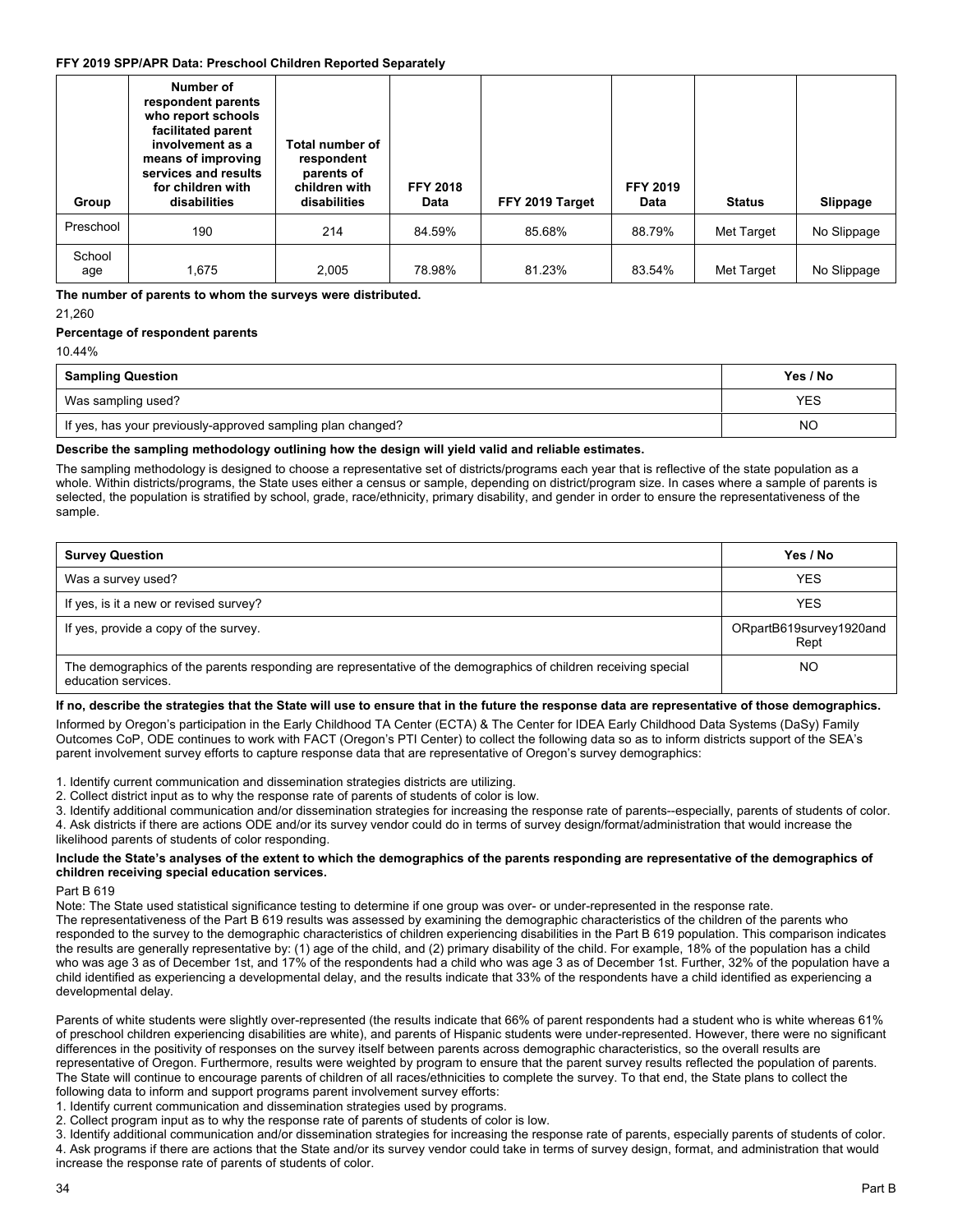**FFY 2019 SPP/APR Data: Preschool Children Reported Separately**

| Group | Number of respondent parents who report schools facilitated parent involvement as a means of improving services and results for children with disabilities | Total number of respondent parents of children with disabilities | FFY 2018 Data | FFY 2019 Target | FFY 2019 Data | Status | Slippage |
|---|---|---|---|---|---|---|---|
| Preschool | 190 | 214 | 84.59% | 85.68% | 88.79% | Met Target | No Slippage |
| School age | 1,675 | 2,005 | 78.98% | 81.23% | 83.54% | Met Target | No Slippage |

**The number of parents to whom the surveys were distributed.**

21,260

**Percentage of respondent parents**

10.44%

| Sampling Question | Yes / No |
|---|---|
| Was sampling used? | YES |
| If yes, has your previously-approved sampling plan changed? | NO |

**Describe the sampling methodology outlining how the design will yield valid and reliable estimates.**

The sampling methodology is designed to choose a representative set of districts/programs each year that is reflective of the state population as a whole. Within districts/programs, the State uses either a census or sample, depending on district/program size. In cases where a sample of parents is selected, the population is stratified by school, grade, race/ethnicity, primary disability, and gender in order to ensure the representativeness of the sample.

| Survey Question | Yes / No |
|---|---|
| Was a survey used? | YES |
| If yes, is it a new or revised survey? | YES |
| If yes, provide a copy of the survey. | ORpartB619survey1920and Rept |
| The demographics of the parents responding are representative of the demographics of children receiving special education services. | NO |

**If no, describe the strategies that the State will use to ensure that in the future the response data are representative of those demographics.**

Informed by Oregon's participation in the Early Childhood TA Center (ECTA) & The Center for IDEA Early Childhood Data Systems (DaSy) Family Outcomes CoP, ODE continues to work with FACT (Oregon's PTI Center) to collect the following data so as to inform districts support of the SEA's parent involvement survey efforts to capture response data that are representative of Oregon's survey demographics:

1. Identify current communication and dissemination strategies districts are utilizing.
2. Collect district input as to why the response rate of parents of students of color is low.
3. Identify additional communication and/or dissemination strategies for increasing the response rate of parents--especially, parents of students of color.
4. Ask districts if there are actions ODE and/or its survey vendor could do in terms of survey design/format/administration that would increase the likelihood parents of students of color responding.

**Include the State's analyses of the extent to which the demographics of the parents responding are representative of the demographics of children receiving special education services.**

Part B 619

Note: The State used statistical significance testing to determine if one group was over- or under-represented in the response rate.

The representativeness of the Part B 619 results was assessed by examining the demographic characteristics of the children of the parents who responded to the survey to the demographic characteristics of children experiencing disabilities in the Part B 619 population. This comparison indicates the results are generally representative by: (1) age of the child, and (2) primary disability of the child. For example, 18% of the population has a child who was age 3 as of December 1st, and 17% of the respondents had a child who was age 3 as of December 1st. Further, 32% of the population have a child identified as experiencing a developmental delay, and the results indicate that 33% of the respondents have a child identified as experiencing a developmental delay.

Parents of white students were slightly over-represented (the results indicate that 66% of parent respondents had a student who is white whereas 61% of preschool children experiencing disabilities are white), and parents of Hispanic students were under-represented. However, there were no significant differences in the positivity of responses on the survey itself between parents across demographic characteristics, so the overall results are representative of Oregon. Furthermore, results were weighted by program to ensure that the parent survey results reflected the population of parents. The State will continue to encourage parents of children of all races/ethnicities to complete the survey. To that end, the State plans to collect the following data to inform and support programs parent involvement survey efforts:

1. Identify current communication and dissemination strategies used by programs.
2. Collect program input as to why the response rate of parents of students of color is low.
3. Identify additional communication and/or dissemination strategies for increasing the response rate of parents, especially parents of students of color.
4. Ask programs if there are actions that the State and/or its survey vendor could take in terms of survey design, format, and administration that would increase the response rate of parents of students of color.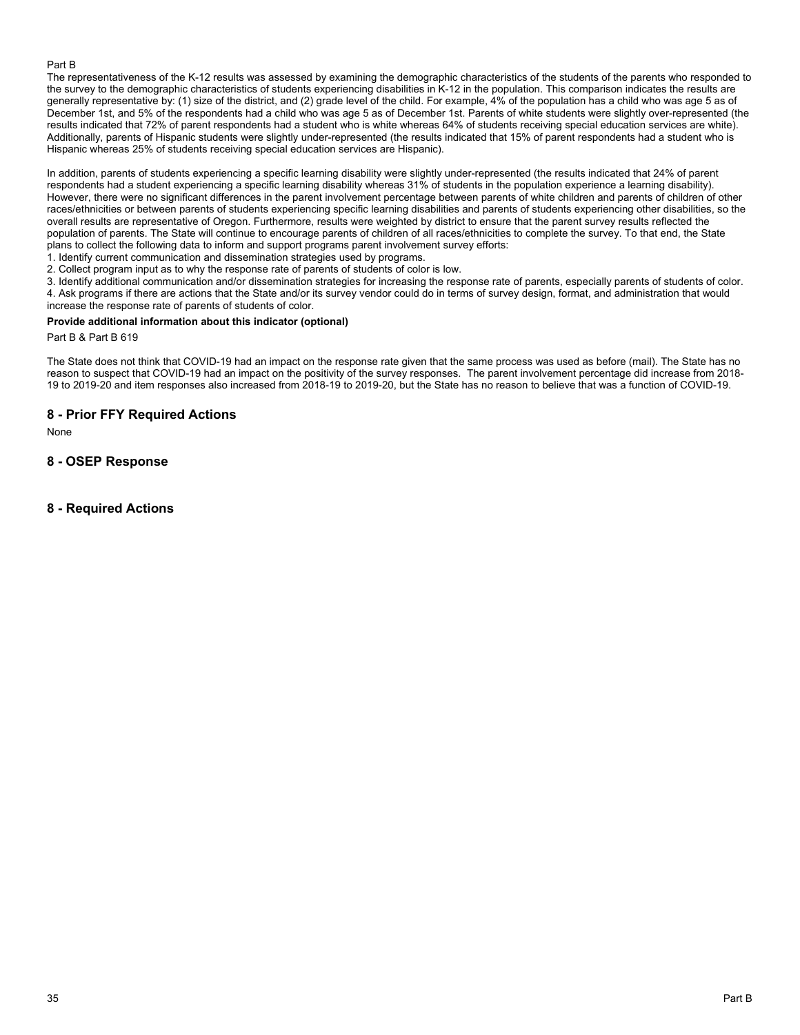Part B

The representativeness of the K-12 results was assessed by examining the demographic characteristics of the students of the parents who responded to the survey to the demographic characteristics of students experiencing disabilities in K-12 in the population. This comparison indicates the results are generally representative by: (1) size of the district, and (2) grade level of the child. For example, 4% of the population has a child who was age 5 as of December 1st, and 5% of the respondents had a child who was age 5 as of December 1st. Parents of white students were slightly over-represented (the results indicated that 72% of parent respondents had a student who is white whereas 64% of students receiving special education services are white). Additionally, parents of Hispanic students were slightly under-represented (the results indicated that 15% of parent respondents had a student who is Hispanic whereas 25% of students receiving special education services are Hispanic).

In addition, parents of students experiencing a specific learning disability were slightly under-represented (the results indicated that 24% of parent respondents had a student experiencing a specific learning disability whereas 31% of students in the population experience a learning disability). However, there were no significant differences in the parent involvement percentage between parents of white children and parents of children of other races/ethnicities or between parents of students experiencing specific learning disabilities and parents of students experiencing other disabilities, so the overall results are representative of Oregon. Furthermore, results were weighted by district to ensure that the parent survey results reflected the population of parents. The State will continue to encourage parents of children of all races/ethnicities to complete the survey. To that end, the State plans to collect the following data to inform and support programs parent involvement survey efforts:

1. Identify current communication and dissemination strategies used by programs.
2. Collect program input as to why the response rate of parents of students of color is low.
3. Identify additional communication and/or dissemination strategies for increasing the response rate of parents, especially parents of students of color.
4. Ask programs if there are actions that the State and/or its survey vendor could do in terms of survey design, format, and administration that would increase the response rate of parents of students of color.

**Provide additional information about this indicator (optional)**

Part B & Part B 619

The State does not think that COVID-19 had an impact on the response rate given that the same process was used as before (mail). The State has no reason to suspect that COVID-19 had an impact on the positivity of the survey responses. The parent involvement percentage did increase from 2018-19 to 2019-20 and item responses also increased from 2018-19 to 2019-20, but the State has no reason to believe that was a function of COVID-19.

## 8 - Prior FFY Required Actions

None

## 8 - OSEP Response

## 8 - Required Actions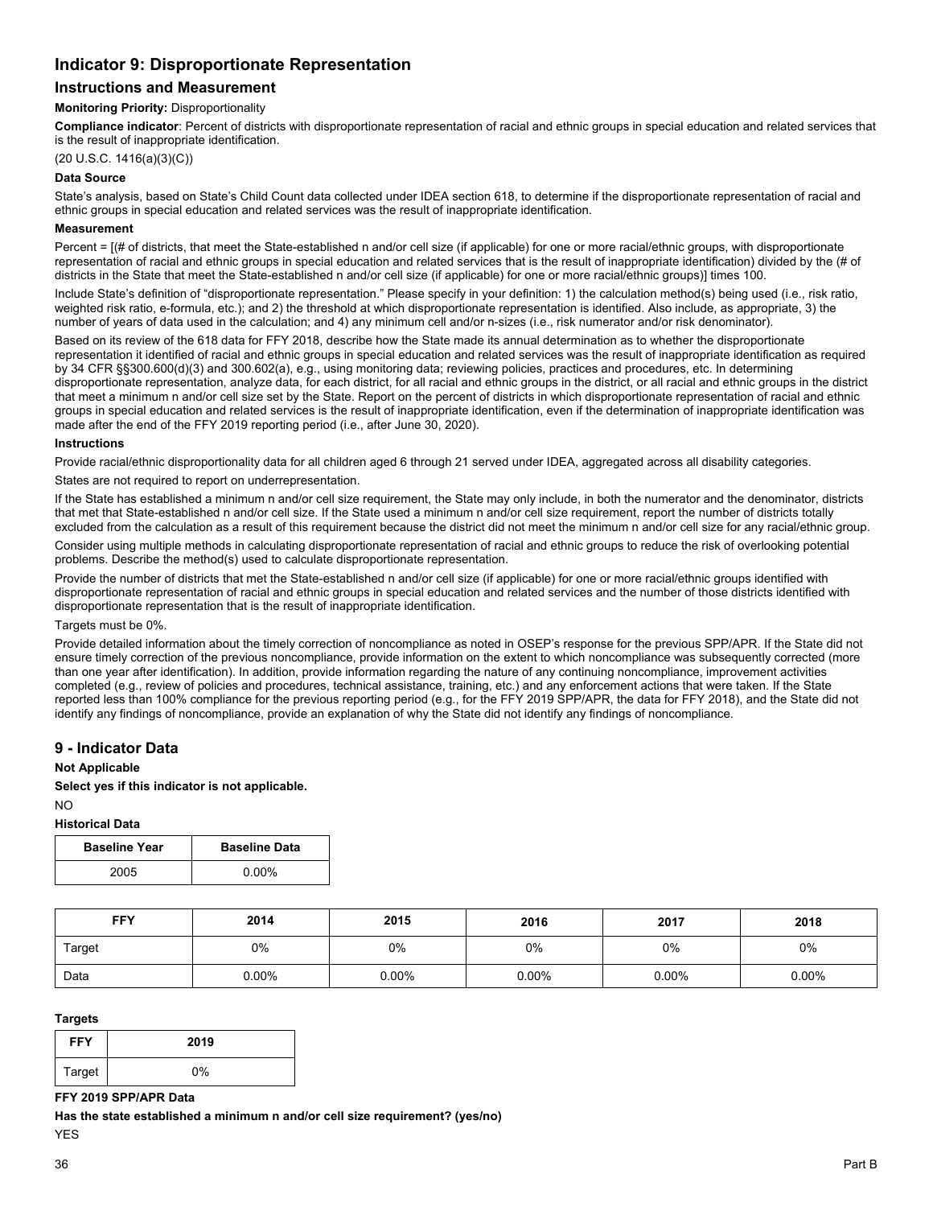## Indicator 9: Disproportionate Representation

### Instructions and Measurement

**Monitoring Priority:** Disproportionality

**Compliance indicator**: Percent of districts with disproportionate representation of racial and ethnic groups in special education and related services that is the result of inappropriate identification.

(20 U.S.C. 1416(a)(3)(C))

**Data Source**

State's analysis, based on State's Child Count data collected under IDEA section 618, to determine if the disproportionate representation of racial and ethnic groups in special education and related services was the result of inappropriate identification.

**Measurement**

Percent = [(# of districts, that meet the State-established n and/or cell size (if applicable) for one or more racial/ethnic groups, with disproportionate representation of racial and ethnic groups in special education and related services that is the result of inappropriate identification) divided by the (# of districts in the State that meet the State-established n and/or cell size (if applicable) for one or more racial/ethnic groups)] times 100.

Include State's definition of "disproportionate representation." Please specify in your definition: 1) the calculation method(s) being used (i.e., risk ratio, weighted risk ratio, e-formula, etc.); and 2) the threshold at which disproportionate representation is identified. Also include, as appropriate, 3) the number of years of data used in the calculation; and 4) any minimum cell and/or n-sizes (i.e., risk numerator and/or risk denominator).

Based on its review of the 618 data for FFY 2018, describe how the State made its annual determination as to whether the disproportionate representation it identified of racial and ethnic groups in special education and related services was the result of inappropriate identification as required by 34 CFR §§300.600(d)(3) and 300.602(a), e.g., using monitoring data; reviewing policies, practices and procedures, etc. In determining disproportionate representation, analyze data, for each district, for all racial and ethnic groups in the district, or all racial and ethnic groups in the district that meet a minimum n and/or cell size set by the State. Report on the percent of districts in which disproportionate representation of racial and ethnic groups in special education and related services is the result of inappropriate identification, even if the determination of inappropriate identification was made after the end of the FFY 2019 reporting period (i.e., after June 30, 2020).

**Instructions**

Provide racial/ethnic disproportionality data for all children aged 6 through 21 served under IDEA, aggregated across all disability categories.

States are not required to report on underrepresentation.

If the State has established a minimum n and/or cell size requirement, the State may only include, in both the numerator and the denominator, districts that met that State-established n and/or cell size. If the State used a minimum n and/or cell size requirement, report the number of districts totally excluded from the calculation as a result of this requirement because the district did not meet the minimum n and/or cell size for any racial/ethnic group.

Consider using multiple methods in calculating disproportionate representation of racial and ethnic groups to reduce the risk of overlooking potential problems. Describe the method(s) used to calculate disproportionate representation.

Provide the number of districts that met the State-established n and/or cell size (if applicable) for one or more racial/ethnic groups identified with disproportionate representation of racial and ethnic groups in special education and related services and the number of those districts identified with disproportionate representation that is the result of inappropriate identification.

Targets must be 0%.

Provide detailed information about the timely correction of noncompliance as noted in OSEP's response for the previous SPP/APR. If the State did not ensure timely correction of the previous noncompliance, provide information on the extent to which noncompliance was subsequently corrected (more than one year after identification). In addition, provide information regarding the nature of any continuing noncompliance, improvement activities completed (e.g., review of policies and procedures, technical assistance, training, etc.) and any enforcement actions that were taken. If the State reported less than 100% compliance for the previous reporting period (e.g., for the FFY 2019 SPP/APR, the data for FFY 2018), and the State did not identify any findings of noncompliance, provide an explanation of why the State did not identify any findings of noncompliance.

## 9 - Indicator Data

**Not Applicable**

**Select yes if this indicator is not applicable.**

NO

**Historical Data**

| Baseline Year | Baseline Data |
|---|---|
| 2005 | 0.00% |

| FFY | 2014 | 2015 | 2016 | 2017 | 2018 |
|---|---|---|---|---|---|
| Target | 0% | 0% | 0% | 0% | 0% |
| Data | 0.00% | 0.00% | 0.00% | 0.00% | 0.00% |

**Targets**

| FFY | 2019 |
|---|---|
| Target | 0% |

**FFY 2019 SPP/APR Data**

**Has the state established a minimum n and/or cell size requirement? (yes/no)**

YES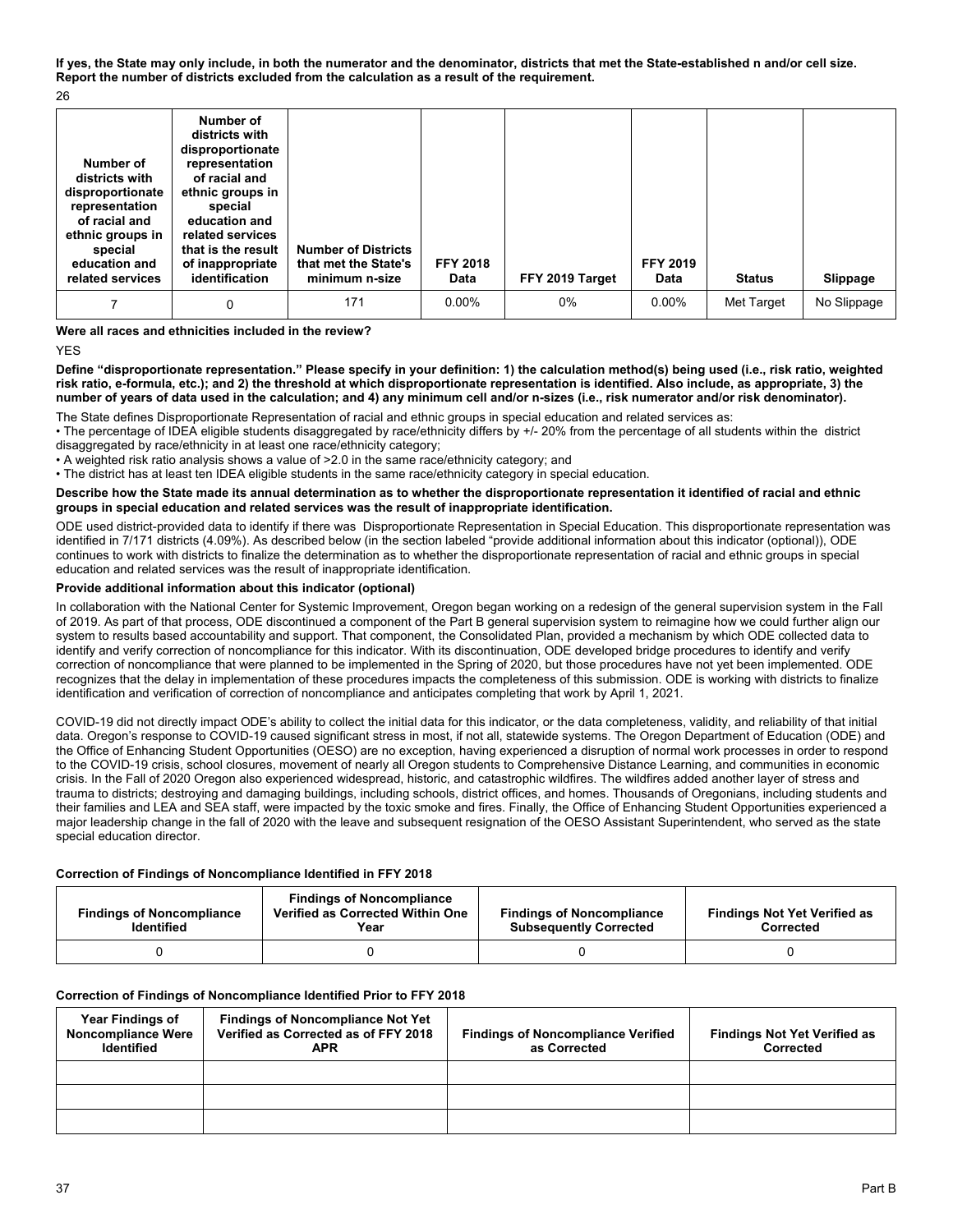**If yes, the State may only include, in both the numerator and the denominator, districts that met the State-established n and/or cell size. Report the number of districts excluded from the calculation as a result of the requirement.**

26

| Number of districts with disproportionate representation of racial and ethnic groups in special education and related services | Number of districts with disproportionate representation of racial and ethnic groups in special education and related services that is the result of inappropriate identification | Number of Districts that met the State's minimum n-size | FFY 2018 Data | FFY 2019 Target | FFY 2019 Data | Status | Slippage |
|---|---|---|---|---|---|---|---|
| 7 | 0 | 171 | 0.00% | 0% | 0.00% | Met Target | No Slippage |

**Were all races and ethnicities included in the review?**

YES

**Define "disproportionate representation." Please specify in your definition: 1) the calculation method(s) being used (i.e., risk ratio, weighted risk ratio, e-formula, etc.); and 2) the threshold at which disproportionate representation is identified. Also include, as appropriate, 3) the number of years of data used in the calculation; and 4) any minimum cell and/or n-sizes (i.e., risk numerator and/or risk denominator).**

The State defines Disproportionate Representation of racial and ethnic groups in special education and related services as:

- The percentage of IDEA eligible students disaggregated by race/ethnicity differs by +/- 20% from the percentage of all students within the district disaggregated by race/ethnicity in at least one race/ethnicity category;
- A weighted risk ratio analysis shows a value of >2.0 in the same race/ethnicity category; and
- The district has at least ten IDEA eligible students in the same race/ethnicity category in special education.

**Describe how the State made its annual determination as to whether the disproportionate representation it identified of racial and ethnic groups in special education and related services was the result of inappropriate identification.**

ODE used district-provided data to identify if there was Disproportionate Representation in Special Education. This disproportionate representation was identified in 7/171 districts (4.09%). As described below (in the section labeled "provide additional information about this indicator (optional)), ODE continues to work with districts to finalize the determination as to whether the disproportionate representation of racial and ethnic groups in special education and related services was the result of inappropriate identification.

**Provide additional information about this indicator (optional)**

In collaboration with the National Center for Systemic Improvement, Oregon began working on a redesign of the general supervision system in the Fall of 2019. As part of that process, ODE discontinued a component of the Part B general supervision system to reimagine how we could further align our system to results based accountability and support. That component, the Consolidated Plan, provided a mechanism by which ODE collected data to identify and verify correction of noncompliance for this indicator. With its discontinuation, ODE developed bridge procedures to identify and verify correction of noncompliance that were planned to be implemented in the Spring of 2020, but those procedures have not yet been implemented. ODE recognizes that the delay in implementation of these procedures impacts the completeness of this submission. ODE is working with districts to finalize identification and verification of correction of noncompliance and anticipates completing that work by April 1, 2021.

COVID-19 did not directly impact ODE's ability to collect the initial data for this indicator, or the data completeness, validity, and reliability of that initial data. Oregon's response to COVID-19 caused significant stress in most, if not all, statewide systems. The Oregon Department of Education (ODE) and the Office of Enhancing Student Opportunities (OESO) are no exception, having experienced a disruption of normal work processes in order to respond to the COVID-19 crisis, school closures, movement of nearly all Oregon students to Comprehensive Distance Learning, and communities in economic crisis. In the Fall of 2020 Oregon also experienced widespread, historic, and catastrophic wildfires. The wildfires added another layer of stress and trauma to districts; destroying and damaging buildings, including schools, district offices, and homes. Thousands of Oregonians, including students and their families and LEA and SEA staff, were impacted by the toxic smoke and fires. Finally, the Office of Enhancing Student Opportunities experienced a major leadership change in the fall of 2020 with the leave and subsequent resignation of the OESO Assistant Superintendent, who served as the state special education director.

**Correction of Findings of Noncompliance Identified in FFY 2018**

| Findings of Noncompliance Identified | Findings of Noncompliance Verified as Corrected Within One Year | Findings of Noncompliance Subsequently Corrected | Findings Not Yet Verified as Corrected |
|---|---|---|---|
| 0 | 0 | 0 | 0 |

**Correction of Findings of Noncompliance Identified Prior to FFY 2018**

| Year Findings of Noncompliance Were Identified | Findings of Noncompliance Not Yet Verified as Corrected as of FFY 2018 APR | Findings of Noncompliance Verified as Corrected | Findings Not Yet Verified as Corrected |
|---|---|---|---|
| | | | |
| | | | |
| | | | |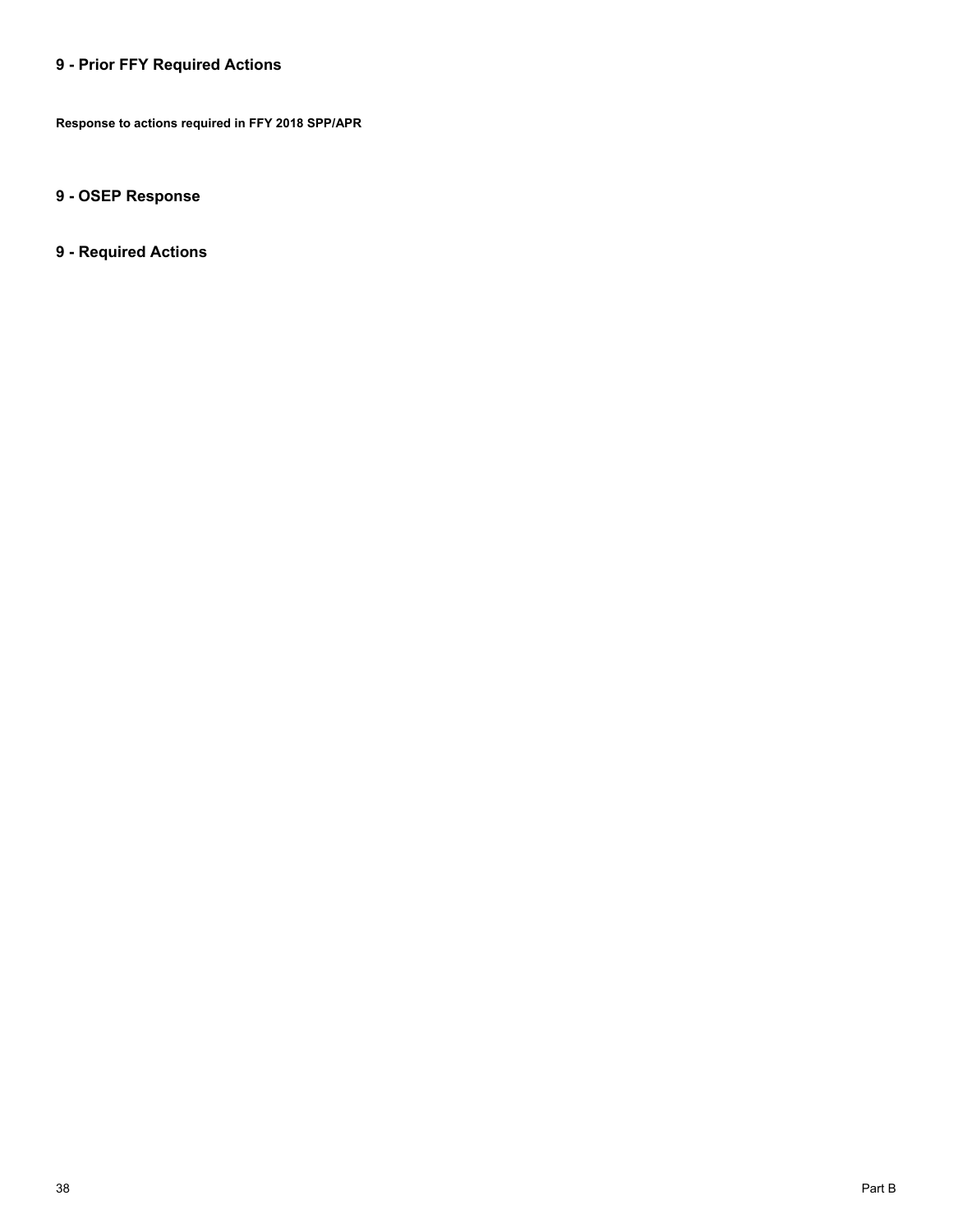## 9 - Prior FFY Required Actions

**Response to actions required in FFY 2018 SPP/APR**

## 9 - OSEP Response

## 9 - Required Actions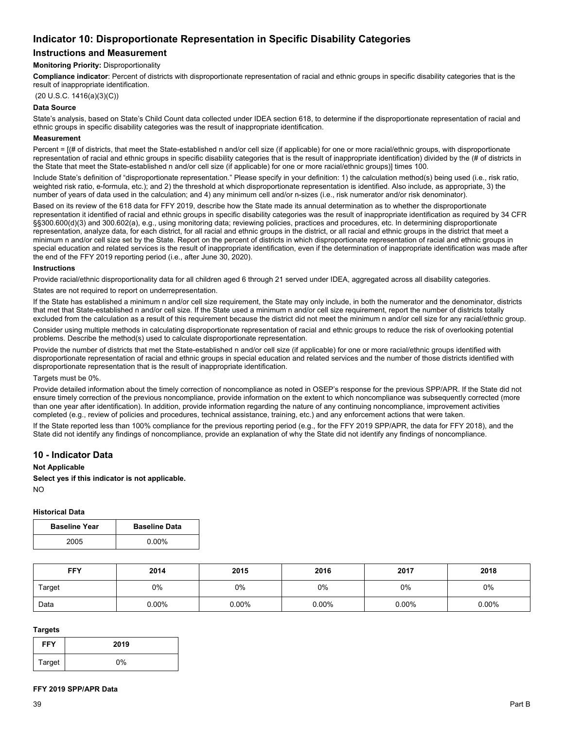## Indicator 10: Disproportionate Representation in Specific Disability Categories

### Instructions and Measurement

**Monitoring Priority:** Disproportionality

**Compliance indicator**: Percent of districts with disproportionate representation of racial and ethnic groups in specific disability categories that is the result of inappropriate identification.

(20 U.S.C. 1416(a)(3)(C))

**Data Source**

State's analysis, based on State's Child Count data collected under IDEA section 618, to determine if the disproportionate representation of racial and ethnic groups in specific disability categories was the result of inappropriate identification.

**Measurement**

Percent = [(# of districts, that meet the State-established n and/or cell size (if applicable) for one or more racial/ethnic groups, with disproportionate representation of racial and ethnic groups in specific disability categories that is the result of inappropriate identification) divided by the (# of districts in the State that meet the State-established n and/or cell size (if applicable) for one or more racial/ethnic groups)] times 100.

Include State's definition of "disproportionate representation." Please specify in your definition: 1) the calculation method(s) being used (i.e., risk ratio, weighted risk ratio, e-formula, etc.); and 2) the threshold at which disproportionate representation is identified. Also include, as appropriate, 3) the number of years of data used in the calculation; and 4) any minimum cell and/or n-sizes (i.e., risk numerator and/or risk denominator).

Based on its review of the 618 data for FFY 2019, describe how the State made its annual determination as to whether the disproportionate representation it identified of racial and ethnic groups in specific disability categories was the result of inappropriate identification as required by 34 CFR §§300.600(d)(3) and 300.602(a), e.g., using monitoring data; reviewing policies, practices and procedures, etc. In determining disproportionate representation, analyze data, for each district, for all racial and ethnic groups in the district, or all racial and ethnic groups in the district that meet a minimum n and/or cell size set by the State. Report on the percent of districts in which disproportionate representation of racial and ethnic groups in special education and related services is the result of inappropriate identification, even if the determination of inappropriate identification was made after the end of the FFY 2019 reporting period (i.e., after June 30, 2020).

**Instructions**

Provide racial/ethnic disproportionality data for all children aged 6 through 21 served under IDEA, aggregated across all disability categories.

States are not required to report on underrepresentation.

If the State has established a minimum n and/or cell size requirement, the State may only include, in both the numerator and the denominator, districts that met that State-established n and/or cell size. If the State used a minimum n and/or cell size requirement, report the number of districts totally excluded from the calculation as a result of this requirement because the district did not meet the minimum n and/or cell size for any racial/ethnic group.

Consider using multiple methods in calculating disproportionate representation of racial and ethnic groups to reduce the risk of overlooking potential problems. Describe the method(s) used to calculate disproportionate representation.

Provide the number of districts that met the State-established n and/or cell size (if applicable) for one or more racial/ethnic groups identified with disproportionate representation of racial and ethnic groups in special education and related services and the number of those districts identified with disproportionate representation that is the result of inappropriate identification.

Targets must be 0%.

Provide detailed information about the timely correction of noncompliance as noted in OSEP's response for the previous SPP/APR. If the State did not ensure timely correction of the previous noncompliance, provide information on the extent to which noncompliance was subsequently corrected (more than one year after identification). In addition, provide information regarding the nature of any continuing noncompliance, improvement activities completed (e.g., review of policies and procedures, technical assistance, training, etc.) and any enforcement actions that were taken.

If the State reported less than 100% compliance for the previous reporting period (e.g., for the FFY 2019 SPP/APR, the data for FFY 2018), and the State did not identify any findings of noncompliance, provide an explanation of why the State did not identify any findings of noncompliance.

## 10 - Indicator Data

**Not Applicable**

**Select yes if this indicator is not applicable.**

NO

**Historical Data**

| Baseline Year | Baseline Data |
|---|---|
| 2005 | 0.00% |

| FFY | 2014 | 2015 | 2016 | 2017 | 2018 |
|---|---|---|---|---|---|
| Target | 0% | 0% | 0% | 0% | 0% |
| Data | 0.00% | 0.00% | 0.00% | 0.00% | 0.00% |

**Targets**

| FFY | 2019 |
|---|---|
| Target | 0% |

**FFY 2019 SPP/APR Data**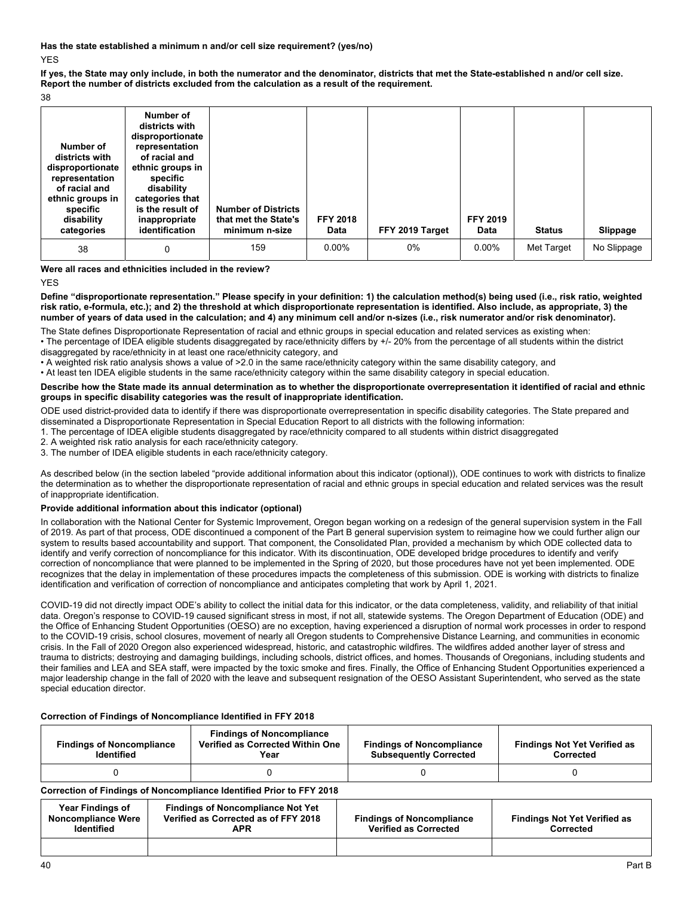**Has the state established a minimum n and/or cell size requirement? (yes/no)**

YES

**If yes, the State may only include, in both the numerator and the denominator, districts that met the State-established n and/or cell size. Report the number of districts excluded from the calculation as a result of the requirement.**

38

| Number of districts with disproportionate representation of racial and ethnic groups in specific disability categories | Number of districts with disproportionate representation of racial and ethnic groups in specific disability categories that is the result of inappropriate identification | Number of Districts that met the State's minimum n-size | FFY 2018 Data | FFY 2019 Target | FFY 2019 Data | Status | Slippage |
|---|---|---|---|---|---|---|---|
| 38 | 0 | 159 | 0.00% | 0% | 0.00% | Met Target | No Slippage |

**Were all races and ethnicities included in the review?**

YES

**Define "disproportionate representation." Please specify in your definition: 1) the calculation method(s) being used (i.e., risk ratio, weighted risk ratio, e-formula, etc.); and 2) the threshold at which disproportionate representation is identified. Also include, as appropriate, 3) the number of years of data used in the calculation; and 4) any minimum cell and/or n-sizes (i.e., risk numerator and/or risk denominator).**

The State defines Disproportionate Representation of racial and ethnic groups in special education and related services as existing when:

• The percentage of IDEA eligible students disaggregated by race/ethnicity differs by +/- 20% from the percentage of all students within the district disaggregated by race/ethnicity in at least one race/ethnicity category, and

• A weighted risk ratio analysis shows a value of >2.0 in the same race/ethnicity category within the same disability category, and

• At least ten IDEA eligible students in the same race/ethnicity category within the same disability category in special education.

**Describe how the State made its annual determination as to whether the disproportionate overrepresentation it identified of racial and ethnic groups in specific disability categories was the result of inappropriate identification.**

ODE used district-provided data to identify if there was disproportionate overrepresentation in specific disability categories. The State prepared and disseminated a Disproportionate Representation in Special Education Report to all districts with the following information:

1. The percentage of IDEA eligible students disaggregated by race/ethnicity compared to all students within district disaggregated
2. A weighted risk ratio analysis for each race/ethnicity category.
3. The number of IDEA eligible students in each race/ethnicity category.

As described below (in the section labeled "provide additional information about this indicator (optional)), ODE continues to work with districts to finalize the determination as to whether the disproportionate representation of racial and ethnic groups in special education and related services was the result of inappropriate identification.

**Provide additional information about this indicator (optional)**

In collaboration with the National Center for Systemic Improvement, Oregon began working on a redesign of the general supervision system in the Fall of 2019. As part of that process, ODE discontinued a component of the Part B general supervision system to reimagine how we could further align our system to results based accountability and support. That component, the Consolidated Plan, provided a mechanism by which ODE collected data to identify and verify correction of noncompliance for this indicator. With its discontinuation, ODE developed bridge procedures to identify and verify correction of noncompliance that were planned to be implemented in the Spring of 2020, but those procedures have not yet been implemented. ODE recognizes that the delay in implementation of these procedures impacts the completeness of this submission. ODE is working with districts to finalize identification and verification of correction of noncompliance and anticipates completing that work by April 1, 2021.

COVID-19 did not directly impact ODE's ability to collect the initial data for this indicator, or the data completeness, validity, and reliability of that initial data. Oregon's response to COVID-19 caused significant stress in most, if not all, statewide systems. The Oregon Department of Education (ODE) and the Office of Enhancing Student Opportunities (OESO) are no exception, having experienced a disruption of normal work processes in order to respond to the COVID-19 crisis, school closures, movement of nearly all Oregon students to Comprehensive Distance Learning, and communities in economic crisis. In the Fall of 2020 Oregon also experienced widespread, historic, and catastrophic wildfires. The wildfires added another layer of stress and trauma to districts; destroying and damaging buildings, including schools, district offices, and homes. Thousands of Oregonians, including students and their families and LEA and SEA staff, were impacted by the toxic smoke and fires. Finally, the Office of Enhancing Student Opportunities experienced a major leadership change in the fall of 2020 with the leave and subsequent resignation of the OESO Assistant Superintendent, who served as the state special education director.

**Correction of Findings of Noncompliance Identified in FFY 2018**

| Findings of Noncompliance Identified | Findings of Noncompliance Verified as Corrected Within One Year | Findings of Noncompliance Subsequently Corrected | Findings Not Yet Verified as Corrected |
|---|---|---|---|
| 0 | 0 | 0 | 0 |

**Correction of Findings of Noncompliance Identified Prior to FFY 2018**

| Year Findings of Noncompliance Were Identified | Findings of Noncompliance Not Yet Verified as Corrected as of FFY 2018 APR | Findings of Noncompliance Verified as Corrected | Findings Not Yet Verified as Corrected |
|---|---|---|---|
| | | | |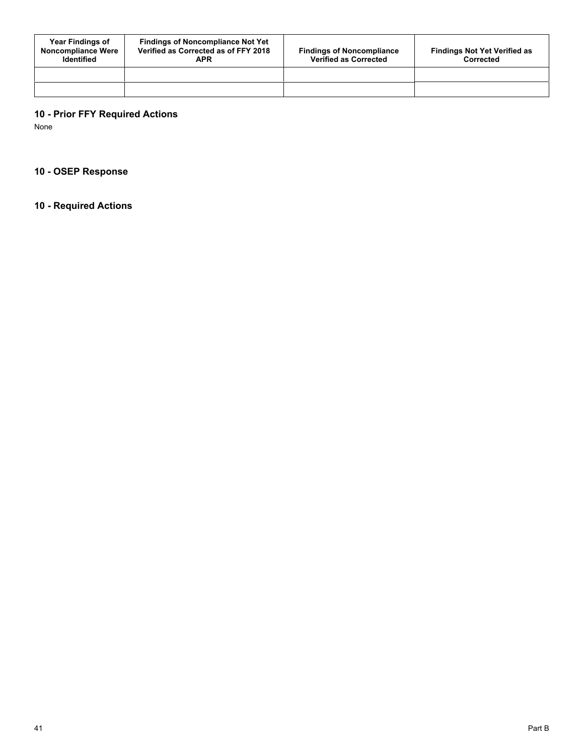| Year Findings of Noncompliance Were Identified | Findings of Noncompliance Not Yet Verified as Corrected as of FFY 2018 APR | Findings of Noncompliance Verified as Corrected | Findings Not Yet Verified as Corrected |
|---|---|---|---|
| | | | |
| | | | |

## 10 - Prior FFY Required Actions

None

## 10 - OSEP Response

## 10 - Required Actions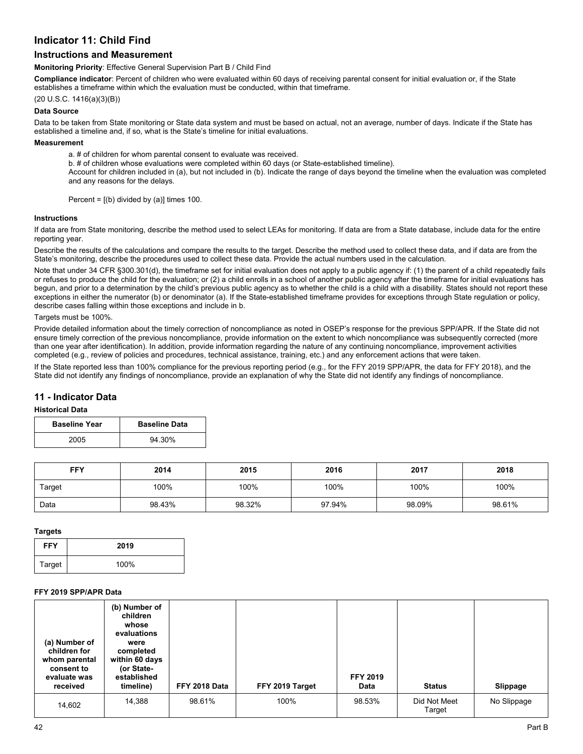## Indicator 11: Child Find

### Instructions and Measurement

**Monitoring Priority**: Effective General Supervision Part B / Child Find

**Compliance indicator**: Percent of children who were evaluated within 60 days of receiving parental consent for initial evaluation or, if the State establishes a timeframe within which the evaluation must be conducted, within that timeframe.

(20 U.S.C. 1416(a)(3)(B))

#### Data Source

Data to be taken from State monitoring or State data system and must be based on actual, not an average, number of days. Indicate if the State has established a timeline and, if so, what is the State's timeline for initial evaluations.

#### Measurement

a. # of children for whom parental consent to evaluate was received.

b. # of children whose evaluations were completed within 60 days (or State-established timeline).

Account for children included in (a), but not included in (b). Indicate the range of days beyond the timeline when the evaluation was completed and any reasons for the delays.

Percent = [(b) divided by (a)] times 100.

#### Instructions

If data are from State monitoring, describe the method used to select LEAs for monitoring. If data are from a State database, include data for the entire reporting year.

Describe the results of the calculations and compare the results to the target. Describe the method used to collect these data, and if data are from the State's monitoring, describe the procedures used to collect these data. Provide the actual numbers used in the calculation.

Note that under 34 CFR §300.301(d), the timeframe set for initial evaluation does not apply to a public agency if: (1) the parent of a child repeatedly fails or refuses to produce the child for the evaluation; or (2) a child enrolls in a school of another public agency after the timeframe for initial evaluations has begun, and prior to a determination by the child's previous public agency as to whether the child is a child with a disability. States should not report these exceptions in either the numerator (b) or denominator (a). If the State-established timeframe provides for exceptions through State regulation or policy, describe cases falling within those exceptions and include in b.

Targets must be 100%.

Provide detailed information about the timely correction of noncompliance as noted in OSEP's response for the previous SPP/APR. If the State did not ensure timely correction of the previous noncompliance, provide information on the extent to which noncompliance was subsequently corrected (more than one year after identification). In addition, provide information regarding the nature of any continuing noncompliance, improvement activities completed (e.g., review of policies and procedures, technical assistance, training, etc.) and any enforcement actions that were taken.

If the State reported less than 100% compliance for the previous reporting period (e.g., for the FFY 2019 SPP/APR, the data for FFY 2018), and the State did not identify any findings of noncompliance, provide an explanation of why the State did not identify any findings of noncompliance.

### 11 - Indicator Data

#### Historical Data

| Baseline Year | Baseline Data |
|---|---|
| 2005 | 94.30% |

| FFY | 2014 | 2015 | 2016 | 2017 | 2018 |
|---|---|---|---|---|---|
| Target | 100% | 100% | 100% | 100% | 100% |
| Data | 98.43% | 98.32% | 97.94% | 98.09% | 98.61% |

#### Targets

| FFY | 2019 |
|---|---|
| Target | 100% |

#### FFY 2019 SPP/APR Data

| (a) Number of children for whom parental consent to evaluate was received | (b) Number of children whose evaluations were completed within 60 days (or State-established timeline) | FFY 2018 Data | FFY 2019 Target | FFY 2019 Data | Status | Slippage |
|---|---|---|---|---|---|---|
| 14,602 | 14,388 | 98.61% | 100% | 98.53% | Did Not Meet Target | No Slippage |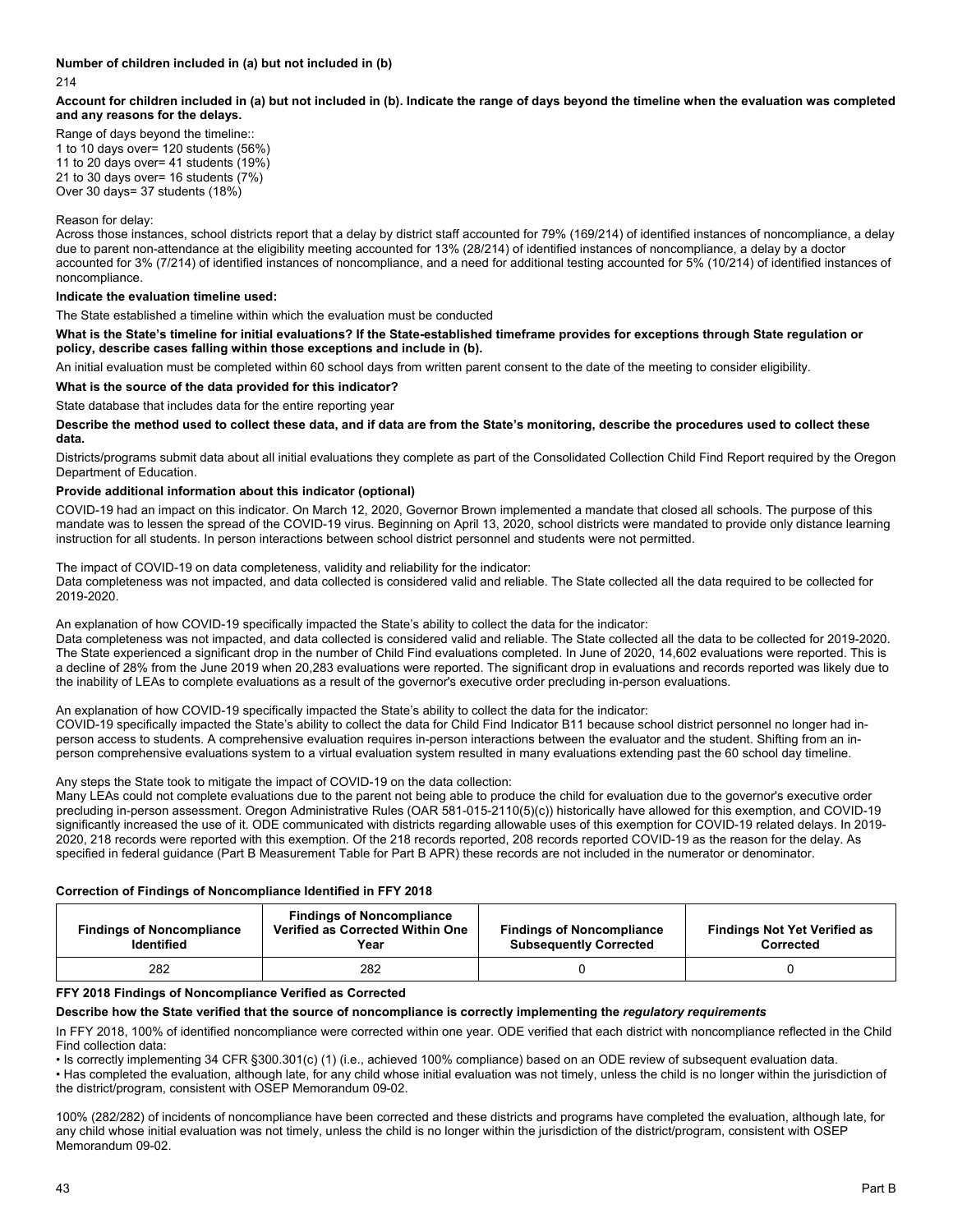**Number of children included in (a) but not included in (b)**

214

**Account for children included in (a) but not included in (b). Indicate the range of days beyond the timeline when the evaluation was completed and any reasons for the delays.**

Range of days beyond the timeline::
1 to 10 days over= 120 students (56%)
11 to 20 days over= 41 students (19%)
21 to 30 days over= 16 students (7%)
Over 30 days= 37 students (18%)

Reason for delay:
Across those instances, school districts report that a delay by district staff accounted for 79% (169/214) of identified instances of noncompliance, a delay due to parent non-attendance at the eligibility meeting accounted for 13% (28/214) of identified instances of noncompliance, a delay by a doctor accounted for 3% (7/214) of identified instances of noncompliance, and a need for additional testing accounted for 5% (10/214) of identified instances of noncompliance.

**Indicate the evaluation timeline used:**

The State established a timeline within which the evaluation must be conducted

**What is the State's timeline for initial evaluations? If the State-established timeframe provides for exceptions through State regulation or policy, describe cases falling within those exceptions and include in (b).**

An initial evaluation must be completed within 60 school days from written parent consent to the date of the meeting to consider eligibility.

**What is the source of the data provided for this indicator?**

State database that includes data for the entire reporting year

**Describe the method used to collect these data, and if data are from the State's monitoring, describe the procedures used to collect these data.**

Districts/programs submit data about all initial evaluations they complete as part of the Consolidated Collection Child Find Report required by the Oregon Department of Education.

**Provide additional information about this indicator (optional)**

COVID-19 had an impact on this indicator. On March 12, 2020, Governor Brown implemented a mandate that closed all schools. The purpose of this mandate was to lessen the spread of the COVID-19 virus. Beginning on April 13, 2020, school districts were mandated to provide only distance learning instruction for all students. In person interactions between school district personnel and students were not permitted.

The impact of COVID-19 on data completeness, validity and reliability for the indicator:
Data completeness was not impacted, and data collected is considered valid and reliable. The State collected all the data required to be collected for 2019-2020.

An explanation of how COVID-19 specifically impacted the State's ability to collect the data for the indicator:
Data completeness was not impacted, and data collected is considered valid and reliable. The State collected all the data to be collected for 2019-2020. The State experienced a significant drop in the number of Child Find evaluations completed. In June of 2020, 14,602 evaluations were reported. This is a decline of 28% from the June 2019 when 20,283 evaluations were reported. The significant drop in evaluations and records reported was likely due to the inability of LEAs to complete evaluations as a result of the governor's executive order precluding in-person evaluations.

An explanation of how COVID-19 specifically impacted the State's ability to collect the data for the indicator:
COVID-19 specifically impacted the State's ability to collect the data for Child Find Indicator B11 because school district personnel no longer had in-person access to students. A comprehensive evaluation requires in-person interactions between the evaluator and the student. Shifting from an in-person comprehensive evaluations system to a virtual evaluation system resulted in many evaluations extending past the 60 school day timeline.

Any steps the State took to mitigate the impact of COVID-19 on the data collection:
Many LEAs could not complete evaluations due to the parent not being able to produce the child for evaluation due to the governor's executive order precluding in-person assessment. Oregon Administrative Rules (OAR 581-015-2110(5)(c)) historically have allowed for this exemption, and COVID-19 significantly increased the use of it. ODE communicated with districts regarding allowable uses of this exemption for COVID-19 related delays. In 2019-2020, 218 records were reported with this exemption. Of the 218 records reported, 208 records reported COVID-19 as the reason for the delay. As specified in federal guidance (Part B Measurement Table for Part B APR) these records are not included in the numerator or denominator.

**Correction of Findings of Noncompliance Identified in FFY 2018**

| Findings of Noncompliance Identified | Findings of Noncompliance Verified as Corrected Within One Year | Findings of Noncompliance Subsequently Corrected | Findings Not Yet Verified as Corrected |
| --- | --- | --- | --- |
| 282 | 282 | 0 | 0 |

**FFY 2018 Findings of Noncompliance Verified as Corrected**

**Describe how the State verified that the source of noncompliance is correctly implementing the *regulatory requirements***

In FFY 2018, 100% of identified noncompliance were corrected within one year. ODE verified that each district with noncompliance reflected in the Child Find collection data:

• Is correctly implementing 34 CFR §300.301(c) (1) (i.e., achieved 100% compliance) based on an ODE review of subsequent evaluation data.
• Has completed the evaluation, although late, for any child whose initial evaluation was not timely, unless the child is no longer within the jurisdiction of the district/program, consistent with OSEP Memorandum 09-02.

100% (282/282) of incidents of noncompliance have been corrected and these districts and programs have completed the evaluation, although late, for any child whose initial evaluation was not timely, unless the child is no longer within the jurisdiction of the district/program, consistent with OSEP Memorandum 09-02.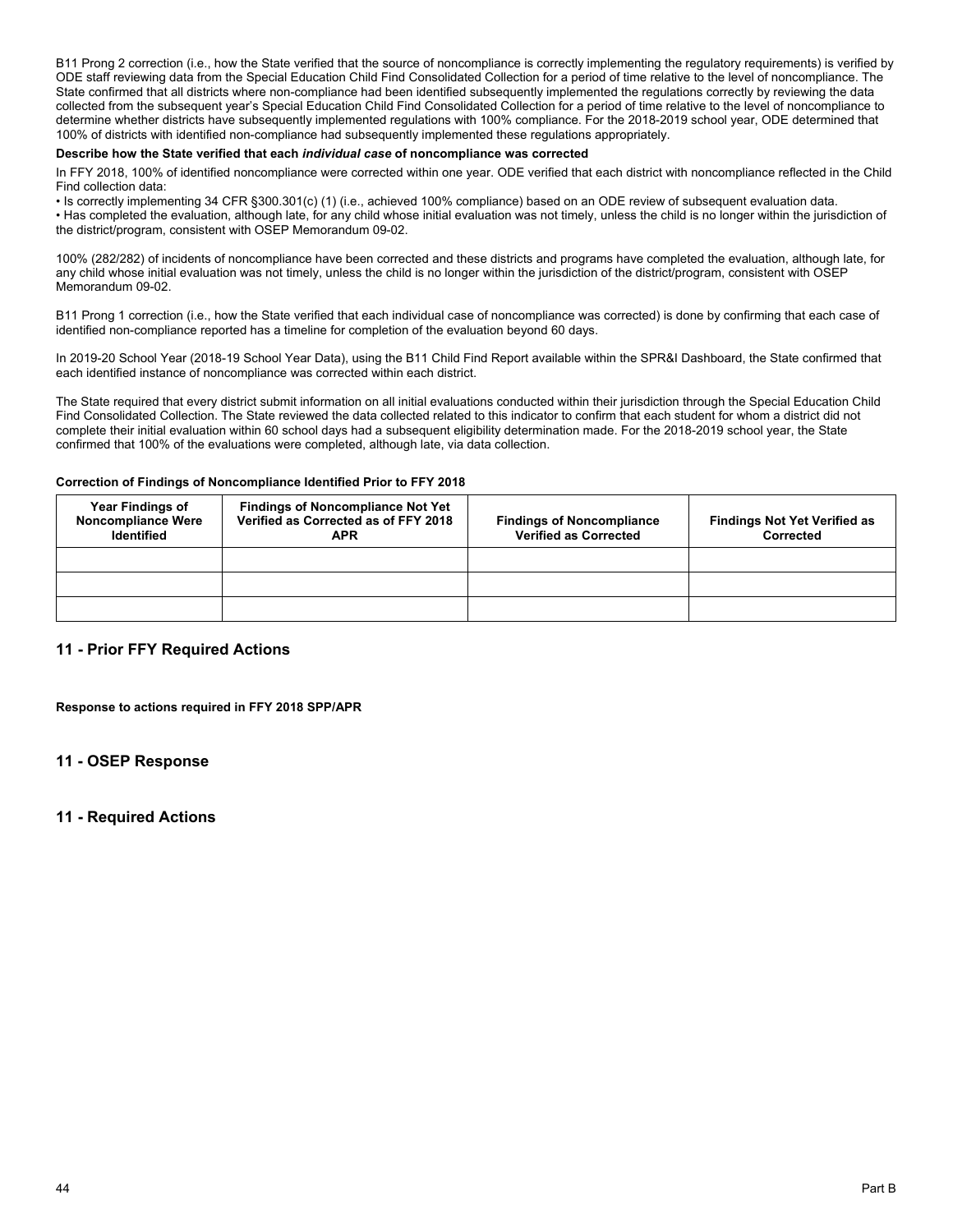B11 Prong 2 correction (i.e., how the State verified that the source of noncompliance is correctly implementing the regulatory requirements) is verified by ODE staff reviewing data from the Special Education Child Find Consolidated Collection for a period of time relative to the level of noncompliance. The State confirmed that all districts where non-compliance had been identified subsequently implemented the regulations correctly by reviewing the data collected from the subsequent year's Special Education Child Find Consolidated Collection for a period of time relative to the level of noncompliance to determine whether districts have subsequently implemented regulations with 100% compliance. For the 2018-2019 school year, ODE determined that 100% of districts with identified non-compliance had subsequently implemented these regulations appropriately.

**Describe how the State verified that each *individual case* of noncompliance was corrected**

In FFY 2018, 100% of identified noncompliance were corrected within one year. ODE verified that each district with noncompliance reflected in the Child Find collection data:

• Is correctly implementing 34 CFR §300.301(c) (1) (i.e., achieved 100% compliance) based on an ODE review of subsequent evaluation data.
• Has completed the evaluation, although late, for any child whose initial evaluation was not timely, unless the child is no longer within the jurisdiction of the district/program, consistent with OSEP Memorandum 09-02.

100% (282/282) of incidents of noncompliance have been corrected and these districts and programs have completed the evaluation, although late, for any child whose initial evaluation was not timely, unless the child is no longer within the jurisdiction of the district/program, consistent with OSEP Memorandum 09-02.

B11 Prong 1 correction (i.e., how the State verified that each individual case of noncompliance was corrected) is done by confirming that each case of identified non-compliance reported has a timeline for completion of the evaluation beyond 60 days.

In 2019-20 School Year (2018-19 School Year Data), using the B11 Child Find Report available within the SPR&I Dashboard, the State confirmed that each identified instance of noncompliance was corrected within each district.

The State required that every district submit information on all initial evaluations conducted within their jurisdiction through the Special Education Child Find Consolidated Collection. The State reviewed the data collected related to this indicator to confirm that each student for whom a district did not complete their initial evaluation within 60 school days had a subsequent eligibility determination made. For the 2018-2019 school year, the State confirmed that 100% of the evaluations were completed, although late, via data collection.

**Correction of Findings of Noncompliance Identified Prior to FFY 2018**

| Year Findings of Noncompliance Were Identified | Findings of Noncompliance Not Yet Verified as Corrected as of FFY 2018 APR | Findings of Noncompliance Verified as Corrected | Findings Not Yet Verified as Corrected |
|---|---|---|---|
| | | | |
| | | | |
| | | | |

## 11 - Prior FFY Required Actions

**Response to actions required in FFY 2018 SPP/APR**

## 11 - OSEP Response

## 11 - Required Actions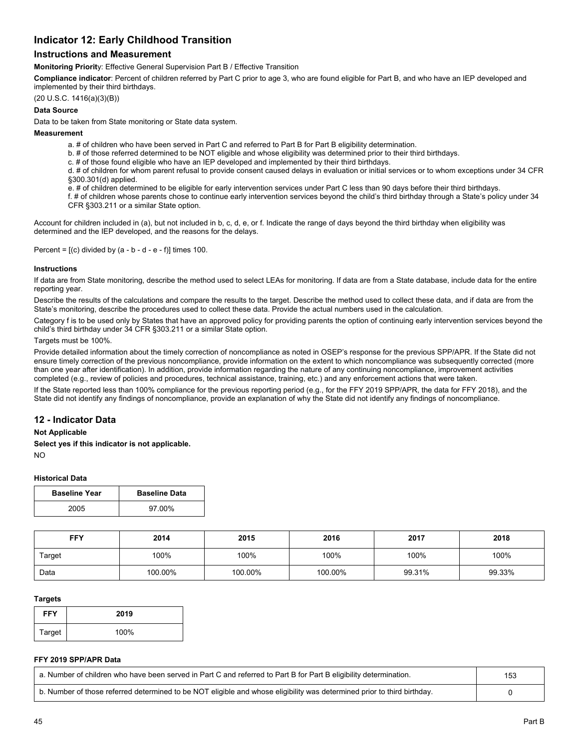## Indicator 12: Early Childhood Transition

### Instructions and Measurement

**Monitoring Priority**: Effective General Supervision Part B / Effective Transition

**Compliance indicator**: Percent of children referred by Part C prior to age 3, who are found eligible for Part B, and who have an IEP developed and implemented by their third birthdays.

(20 U.S.C. 1416(a)(3)(B))

**Data Source**

Data to be taken from State monitoring or State data system.

**Measurement**

a. # of children who have been served in Part C and referred to Part B for Part B eligibility determination.

b. # of those referred determined to be NOT eligible and whose eligibility was determined prior to their third birthdays.

c. # of those found eligible who have an IEP developed and implemented by their third birthdays.

d. # of children for whom parent refusal to provide consent caused delays in evaluation or initial services or to whom exceptions under 34 CFR §300.301(d) applied.

e. # of children determined to be eligible for early intervention services under Part C less than 90 days before their third birthdays.

f. # of children whose parents chose to continue early intervention services beyond the child's third birthday through a State's policy under 34 CFR §303.211 or a similar State option.

Account for children included in (a), but not included in b, c, d, e, or f. Indicate the range of days beyond the third birthday when eligibility was determined and the IEP developed, and the reasons for the delays.

Percent = [(c) divided by (a - b - d - e - f)] times 100.

**Instructions**

If data are from State monitoring, describe the method used to select LEAs for monitoring. If data are from a State database, include data for the entire reporting year.

Describe the results of the calculations and compare the results to the target. Describe the method used to collect these data, and if data are from the State's monitoring, describe the procedures used to collect these data. Provide the actual numbers used in the calculation.

Category f is to be used only by States that have an approved policy for providing parents the option of continuing early intervention services beyond the child's third birthday under 34 CFR §303.211 or a similar State option.

Targets must be 100%.

Provide detailed information about the timely correction of noncompliance as noted in OSEP's response for the previous SPP/APR. If the State did not ensure timely correction of the previous noncompliance, provide information on the extent to which noncompliance was subsequently corrected (more than one year after identification). In addition, provide information regarding the nature of any continuing noncompliance, improvement activities completed (e.g., review of policies and procedures, technical assistance, training, etc.) and any enforcement actions that were taken.

If the State reported less than 100% compliance for the previous reporting period (e.g., for the FFY 2019 SPP/APR, the data for FFY 2018), and the State did not identify any findings of noncompliance, provide an explanation of why the State did not identify any findings of noncompliance.

## 12 - Indicator Data

**Not Applicable**

**Select yes if this indicator is not applicable.**

NO

**Historical Data**

| Baseline Year | Baseline Data |
|---|---|
| 2005 | 97.00% |

| FFY | 2014 | 2015 | 2016 | 2017 | 2018 |
|---|---|---|---|---|---|
| Target | 100% | 100% | 100% | 100% | 100% |
| Data | 100.00% | 100.00% | 100.00% | 99.31% | 99.33% |

**Targets**

| FFY | 2019 |
|---|---|
| Target | 100% |

**FFY 2019 SPP/APR Data**

| | |
|---|---|
| a. Number of children who have been served in Part C and referred to Part B for Part B eligibility determination. | 153 |
| b. Number of those referred determined to be NOT eligible and whose eligibility was determined prior to third birthday. | 0 |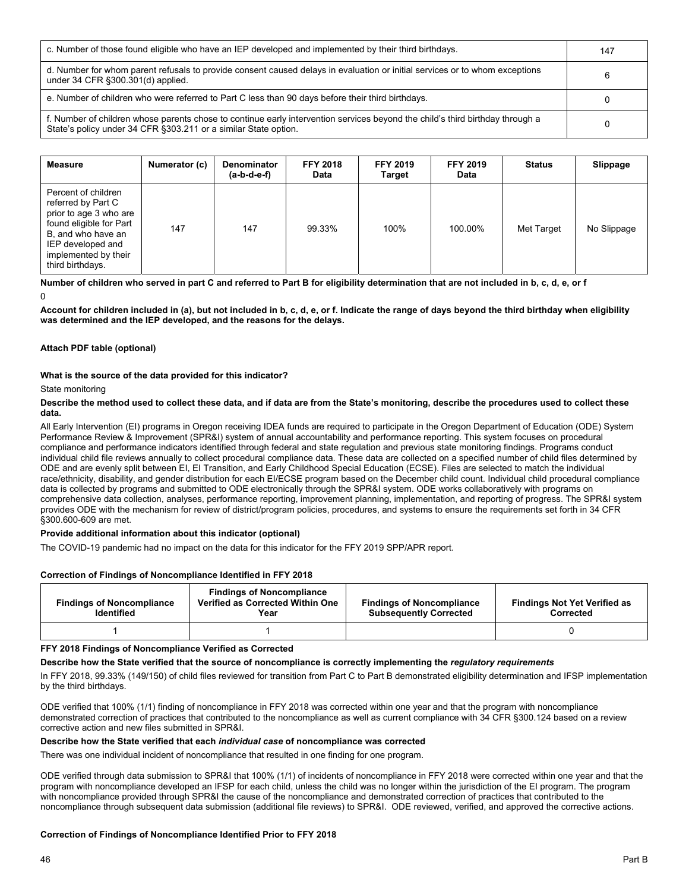| | |
|---|---|
| c. Number of those found eligible who have an IEP developed and implemented by their third birthdays. | 147 |
| d. Number for whom parent refusals to provide consent caused delays in evaluation or initial services or to whom exceptions under 34 CFR §300.301(d) applied. | 6 |
| e. Number of children who were referred to Part C less than 90 days before their third birthdays. | 0 |
| f. Number of children whose parents chose to continue early intervention services beyond the child's third birthday through a State's policy under 34 CFR §303.211 or a similar State option. | 0 |

| Measure | Numerator (c) | Denominator (a-b-d-e-f) | FFY 2018 Data | FFY 2019 Target | FFY 2019 Data | Status | Slippage |
|---|---|---|---|---|---|---|---|
| Percent of children referred by Part C prior to age 3 who are found eligible for Part B, and who have an IEP developed and implemented by their third birthdays. | 147 | 147 | 99.33% | 100% | 100.00% | Met Target | No Slippage |

**Number of children who served in part C and referred to Part B for eligibility determination that are not included in b, c, d, e, or f**

0

**Account for children included in (a), but not included in b, c, d, e, or f. Indicate the range of days beyond the third birthday when eligibility was determined and the IEP developed, and the reasons for the delays.**

**Attach PDF table (optional)**

**What is the source of the data provided for this indicator?**

State monitoring

**Describe the method used to collect these data, and if data are from the State's monitoring, describe the procedures used to collect these data.**

All Early Intervention (EI) programs in Oregon receiving IDEA funds are required to participate in the Oregon Department of Education (ODE) System Performance Review & Improvement (SPR&I) system of annual accountability and performance reporting. This system focuses on procedural compliance and performance indicators identified through federal and state regulation and previous state monitoring findings. Programs conduct individual child file reviews annually to collect procedural compliance data. These data are collected on a specified number of child files determined by ODE and are evenly split between EI, EI Transition, and Early Childhood Special Education (ECSE). Files are selected to match the individual race/ethnicity, disability, and gender distribution for each EI/ECSE program based on the December child count. Individual child procedural compliance data is collected by programs and submitted to ODE electronically through the SPR&I system. ODE works collaboratively with programs on comprehensive data collection, analyses, performance reporting, improvement planning, implementation, and reporting of progress. The SPR&I system provides ODE with the mechanism for review of district/program policies, procedures, and systems to ensure the requirements set forth in 34 CFR §300.600-609 are met.

**Provide additional information about this indicator (optional)**

The COVID-19 pandemic had no impact on the data for this indicator for the FFY 2019 SPP/APR report.

**Correction of Findings of Noncompliance Identified in FFY 2018**

| Findings of Noncompliance Identified | Findings of Noncompliance Verified as Corrected Within One Year | Findings of Noncompliance Subsequently Corrected | Findings Not Yet Verified as Corrected |
|---|---|---|---|
| 1 | 1 | | 0 |

**FFY 2018 Findings of Noncompliance Verified as Corrected**

**Describe how the State verified that the source of noncompliance is correctly implementing the *regulatory requirements***

In FFY 2018, 99.33% (149/150) of child files reviewed for transition from Part C to Part B demonstrated eligibility determination and IFSP implementation by the third birthdays.

ODE verified that 100% (1/1) finding of noncompliance in FFY 2018 was corrected within one year and that the program with noncompliance demonstrated correction of practices that contributed to the noncompliance as well as current compliance with 34 CFR §300.124 based on a review corrective action and new files submitted in SPR&I.

**Describe how the State verified that each *individual case* of noncompliance was corrected**

There was one individual incident of noncompliance that resulted in one finding for one program.

ODE verified through data submission to SPR&I that 100% (1/1) of incidents of noncompliance in FFY 2018 were corrected within one year and that the program with noncompliance developed an IFSP for each child, unless the child was no longer within the jurisdiction of the EI program. The program with noncompliance provided through SPR&I the cause of the noncompliance and demonstrated correction of practices that contributed to the noncompliance through subsequent data submission (additional file reviews) to SPR&I. ODE reviewed, verified, and approved the corrective actions.

**Correction of Findings of Noncompliance Identified Prior to FFY 2018**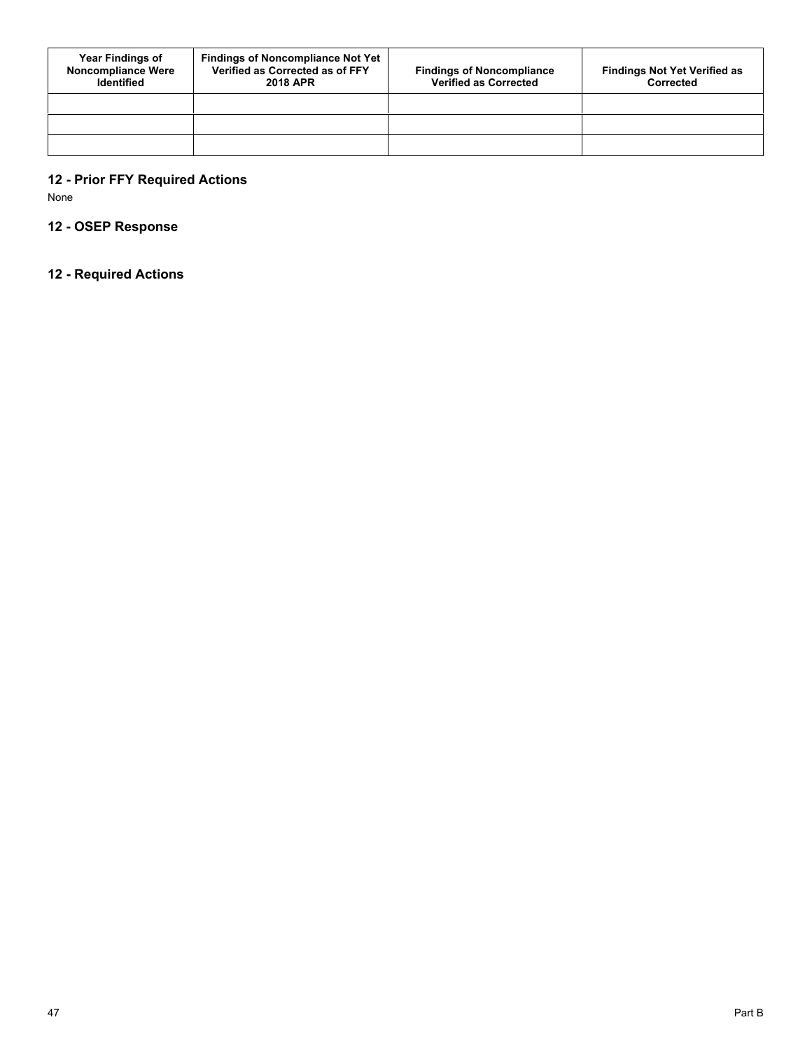| Year Findings of Noncompliance Were Identified | Findings of Noncompliance Not Yet Verified as Corrected as of FFY 2018 APR | Findings of Noncompliance Verified as Corrected | Findings Not Yet Verified as Corrected |
|---|---|---|---|
| | | | |
| | | | |
| | | | |

## 12 - Prior FFY Required Actions

None

## 12 - OSEP Response

## 12 - Required Actions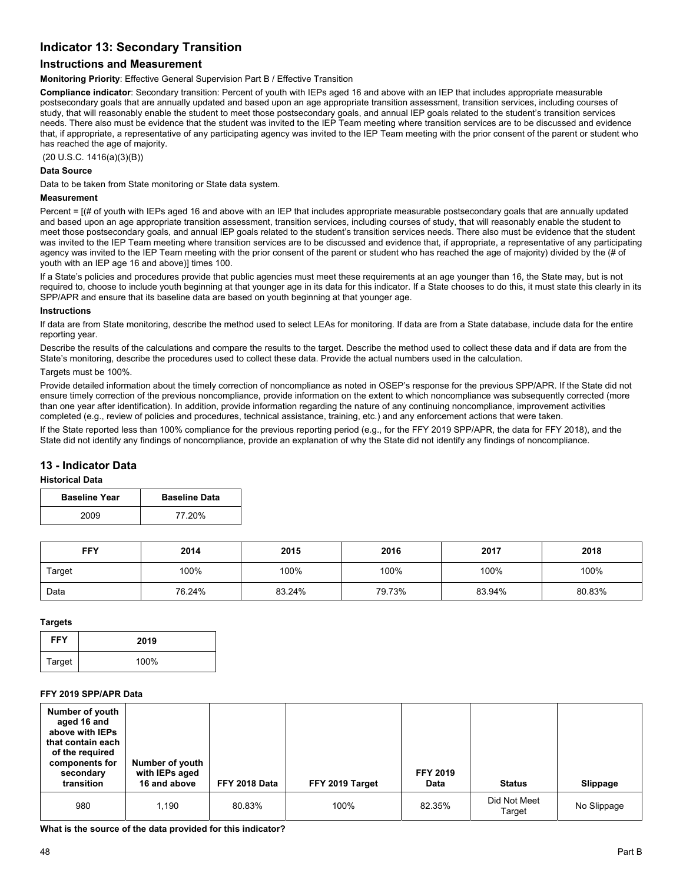## Indicator 13: Secondary Transition

### Instructions and Measurement

**Monitoring Priority**: Effective General Supervision Part B / Effective Transition

**Compliance indicator**: Secondary transition: Percent of youth with IEPs aged 16 and above with an IEP that includes appropriate measurable postsecondary goals that are annually updated and based upon an age appropriate transition assessment, transition services, including courses of study, that will reasonably enable the student to meet those postsecondary goals, and annual IEP goals related to the student's transition services needs. There also must be evidence that the student was invited to the IEP Team meeting where transition services are to be discussed and evidence that, if appropriate, a representative of any participating agency was invited to the IEP Team meeting with the prior consent of the parent or student who has reached the age of majority.

(20 U.S.C. 1416(a)(3)(B))

**Data Source**

Data to be taken from State monitoring or State data system.

**Measurement**

Percent = [(# of youth with IEPs aged 16 and above with an IEP that includes appropriate measurable postsecondary goals that are annually updated and based upon an age appropriate transition assessment, transition services, including courses of study, that will reasonably enable the student to meet those postsecondary goals, and annual IEP goals related to the student's transition services needs. There also must be evidence that the student was invited to the IEP Team meeting where transition services are to be discussed and evidence that, if appropriate, a representative of any participating agency was invited to the IEP Team meeting with the prior consent of the parent or student who has reached the age of majority) divided by the (# of youth with an IEP age 16 and above)] times 100.

If a State's policies and procedures provide that public agencies must meet these requirements at an age younger than 16, the State may, but is not required to, choose to include youth beginning at that younger age in its data for this indicator. If a State chooses to do this, it must state this clearly in its SPP/APR and ensure that its baseline data are based on youth beginning at that younger age.

**Instructions**

If data are from State monitoring, describe the method used to select LEAs for monitoring. If data are from a State database, include data for the entire reporting year.

Describe the results of the calculations and compare the results to the target. Describe the method used to collect these data and if data are from the State's monitoring, describe the procedures used to collect these data. Provide the actual numbers used in the calculation.

Targets must be 100%.

Provide detailed information about the timely correction of noncompliance as noted in OSEP's response for the previous SPP/APR. If the State did not ensure timely correction of the previous noncompliance, provide information on the extent to which noncompliance was subsequently corrected (more than one year after identification). In addition, provide information regarding the nature of any continuing noncompliance, improvement activities completed (e.g., review of policies and procedures, technical assistance, training, etc.) and any enforcement actions that were taken.

If the State reported less than 100% compliance for the previous reporting period (e.g., for the FFY 2019 SPP/APR, the data for FFY 2018), and the State did not identify any findings of noncompliance, provide an explanation of why the State did not identify any findings of noncompliance.

## 13 - Indicator Data

**Historical Data**

| Baseline Year | Baseline Data |
|---|---|
| 2009 | 77.20% |

| FFY | 2014 | 2015 | 2016 | 2017 | 2018 |
|---|---|---|---|---|---|
| Target | 100% | 100% | 100% | 100% | 100% |
| Data | 76.24% | 83.24% | 79.73% | 83.94% | 80.83% |

**Targets**

| FFY | 2019 |
|---|---|
| Target | 100% |

**FFY 2019 SPP/APR Data**

| Number of youth aged 16 and above with IEPs that contain each of the required components for secondary transition | Number of youth with IEPs aged 16 and above | FFY 2018 Data | FFY 2019 Target | FFY 2019 Data | Status | Slippage |
|---|---|---|---|---|---|---|
| 980 | 1,190 | 80.83% | 100% | 82.35% | Did Not Meet Target | No Slippage |

**What is the source of the data provided for this indicator?**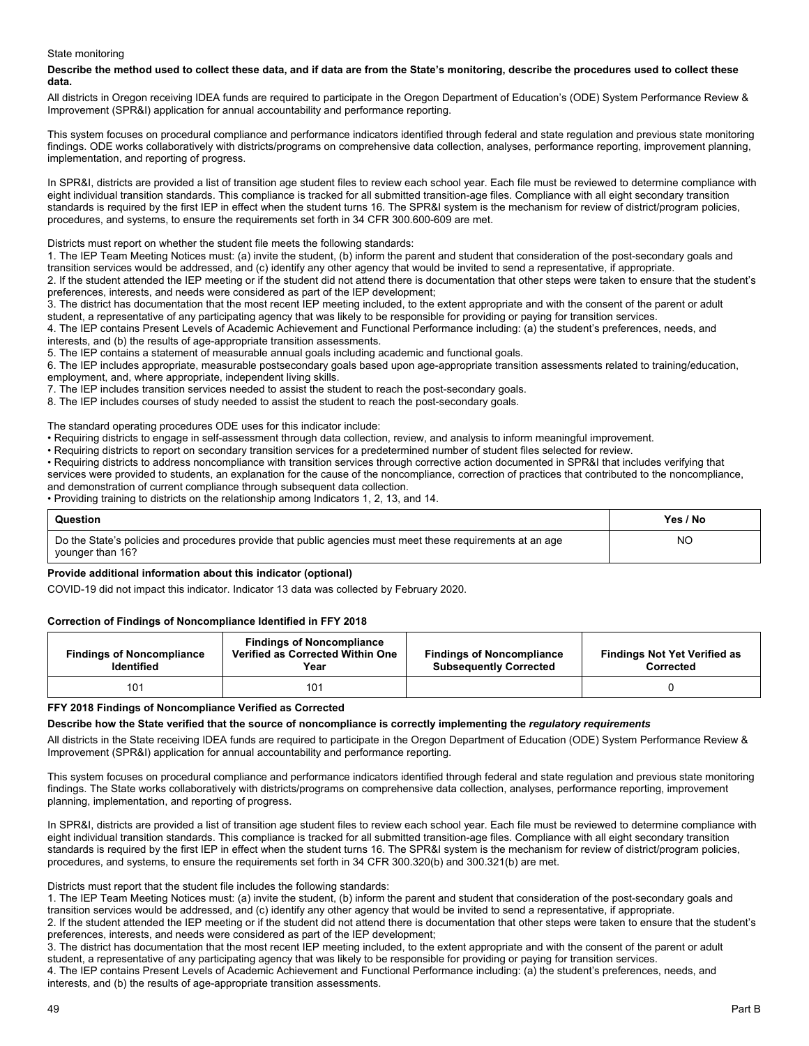State monitoring

**Describe the method used to collect these data, and if data are from the State's monitoring, describe the procedures used to collect these data.**

All districts in Oregon receiving IDEA funds are required to participate in the Oregon Department of Education's (ODE) System Performance Review & Improvement (SPR&I) application for annual accountability and performance reporting.

This system focuses on procedural compliance and performance indicators identified through federal and state regulation and previous state monitoring findings. ODE works collaboratively with districts/programs on comprehensive data collection, analyses, performance reporting, improvement planning, implementation, and reporting of progress.

In SPR&I, districts are provided a list of transition age student files to review each school year. Each file must be reviewed to determine compliance with eight individual transition standards. This compliance is tracked for all submitted transition-age files. Compliance with all eight secondary transition standards is required by the first IEP in effect when the student turns 16. The SPR&I system is the mechanism for review of district/program policies, procedures, and systems, to ensure the requirements set forth in 34 CFR 300.600-609 are met.

Districts must report on whether the student file meets the following standards:

1. The IEP Team Meeting Notices must: (a) invite the student, (b) inform the parent and student that consideration of the post-secondary goals and transition services would be addressed, and (c) identify any other agency that would be invited to send a representative, if appropriate.
2. If the student attended the IEP meeting or if the student did not attend there is documentation that other steps were taken to ensure that the student's preferences, interests, and needs were considered as part of the IEP development;
3. The district has documentation that the most recent IEP meeting included, to the extent appropriate and with the consent of the parent or adult student, a representative of any participating agency that was likely to be responsible for providing or paying for transition services.
4. The IEP contains Present Levels of Academic Achievement and Functional Performance including: (a) the student's preferences, needs, and interests, and (b) the results of age-appropriate transition assessments.
5. The IEP contains a statement of measurable annual goals including academic and functional goals.
6. The IEP includes appropriate, measurable postsecondary goals based upon age-appropriate transition assessments related to training/education, employment, and, where appropriate, independent living skills.
7. The IEP includes transition services needed to assist the student to reach the post-secondary goals.
8. The IEP includes courses of study needed to assist the student to reach the post-secondary goals.

The standard operating procedures ODE uses for this indicator include:

- Requiring districts to engage in self-assessment through data collection, review, and analysis to inform meaningful improvement.
- Requiring districts to report on secondary transition services for a predetermined number of student files selected for review.
- Requiring districts to address noncompliance with transition services through corrective action documented in SPR&I that includes verifying that services were provided to students, an explanation for the cause of the noncompliance, correction of practices that contributed to the noncompliance, and demonstration of current compliance through subsequent data collection.
- Providing training to districts on the relationship among Indicators 1, 2, 13, and 14.

| Question | Yes / No |
|---|---|
| Do the State's policies and procedures provide that public agencies must meet these requirements at an age younger than 16? | NO |

**Provide additional information about this indicator (optional)**

COVID-19 did not impact this indicator. Indicator 13 data was collected by February 2020.

**Correction of Findings of Noncompliance Identified in FFY 2018**

| Findings of Noncompliance Identified | Findings of Noncompliance Verified as Corrected Within One Year | Findings of Noncompliance Subsequently Corrected | Findings Not Yet Verified as Corrected |
|---|---|---|---|
| 101 | 101 | | 0 |

**FFY 2018 Findings of Noncompliance Verified as Corrected**

**Describe how the State verified that the source of noncompliance is correctly implementing the *regulatory requirements***

All districts in the State receiving IDEA funds are required to participate in the Oregon Department of Education (ODE) System Performance Review & Improvement (SPR&I) application for annual accountability and performance reporting.

This system focuses on procedural compliance and performance indicators identified through federal and state regulation and previous state monitoring findings. The State works collaboratively with districts/programs on comprehensive data collection, analyses, performance reporting, improvement planning, implementation, and reporting of progress.

In SPR&I, districts are provided a list of transition age student files to review each school year. Each file must be reviewed to determine compliance with eight individual transition standards. This compliance is tracked for all submitted transition-age files. Compliance with all eight secondary transition standards is required by the first IEP in effect when the student turns 16. The SPR&I system is the mechanism for review of district/program policies, procedures, and systems, to ensure the requirements set forth in 34 CFR 300.320(b) and 300.321(b) are met.

Districts must report that the student file includes the following standards:

1. The IEP Team Meeting Notices must: (a) invite the student, (b) inform the parent and student that consideration of the post-secondary goals and transition services would be addressed, and (c) identify any other agency that would be invited to send a representative, if appropriate.
2. If the student attended the IEP meeting or if the student did not attend there is documentation that other steps were taken to ensure that the student's preferences, interests, and needs were considered as part of the IEP development;
3. The district has documentation that the most recent IEP meeting included, to the extent appropriate and with the consent of the parent or adult student, a representative of any participating agency that was likely to be responsible for providing or paying for transition services.
4. The IEP contains Present Levels of Academic Achievement and Functional Performance including: (a) the student's preferences, needs, and interests, and (b) the results of age-appropriate transition assessments.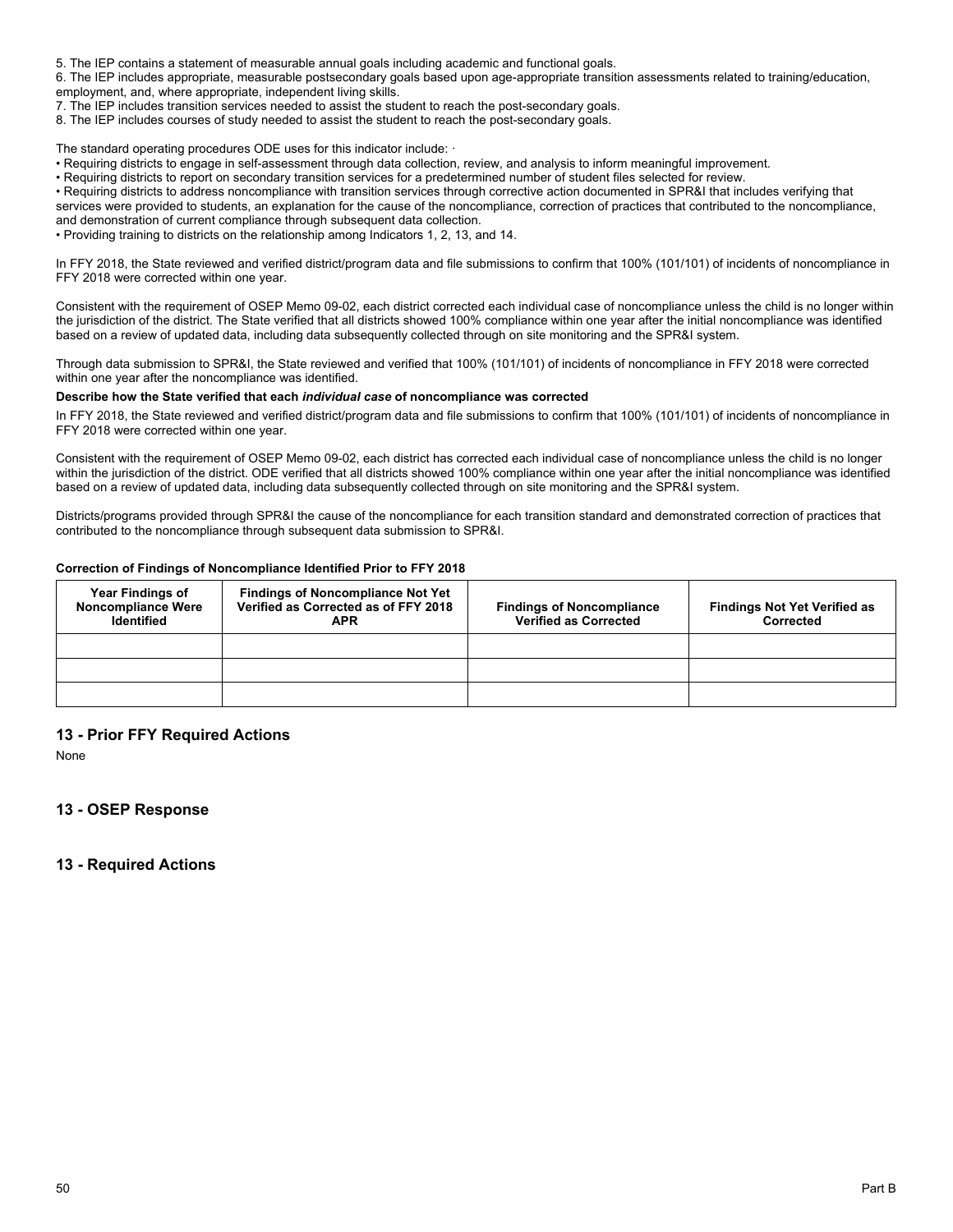5. The IEP contains a statement of measurable annual goals including academic and functional goals.
6. The IEP includes appropriate, measurable postsecondary goals based upon age-appropriate transition assessments related to training/education, employment, and, where appropriate, independent living skills.
7. The IEP includes transition services needed to assist the student to reach the post-secondary goals.
8. The IEP includes courses of study needed to assist the student to reach the post-secondary goals.

The standard operating procedures ODE uses for this indicator include: ·
• Requiring districts to engage in self-assessment through data collection, review, and analysis to inform meaningful improvement.
• Requiring districts to report on secondary transition services for a predetermined number of student files selected for review.
• Requiring districts to address noncompliance with transition services through corrective action documented in SPR&I that includes verifying that services were provided to students, an explanation for the cause of the noncompliance, correction of practices that contributed to the noncompliance, and demonstration of current compliance through subsequent data collection.
• Providing training to districts on the relationship among Indicators 1, 2, 13, and 14.

In FFY 2018, the State reviewed and verified district/program data and file submissions to confirm that 100% (101/101) of incidents of noncompliance in FFY 2018 were corrected within one year.

Consistent with the requirement of OSEP Memo 09-02, each district corrected each individual case of noncompliance unless the child is no longer within the jurisdiction of the district. The State verified that all districts showed 100% compliance within one year after the initial noncompliance was identified based on a review of updated data, including data subsequently collected through on site monitoring and the SPR&I system.

Through data submission to SPR&I, the State reviewed and verified that 100% (101/101) of incidents of noncompliance in FFY 2018 were corrected within one year after the noncompliance was identified.

**Describe how the State verified that each *individual case* of noncompliance was corrected**

In FFY 2018, the State reviewed and verified district/program data and file submissions to confirm that 100% (101/101) of incidents of noncompliance in FFY 2018 were corrected within one year.

Consistent with the requirement of OSEP Memo 09-02, each district has corrected each individual case of noncompliance unless the child is no longer within the jurisdiction of the district. ODE verified that all districts showed 100% compliance within one year after the initial noncompliance was identified based on a review of updated data, including data subsequently collected through on site monitoring and the SPR&I system.

Districts/programs provided through SPR&I the cause of the noncompliance for each transition standard and demonstrated correction of practices that contributed to the noncompliance through subsequent data submission to SPR&I.

**Correction of Findings of Noncompliance Identified Prior to FFY 2018**

| Year Findings of Noncompliance Were Identified | Findings of Noncompliance Not Yet Verified as Corrected as of FFY 2018 APR | Findings of Noncompliance Verified as Corrected | Findings Not Yet Verified as Corrected |
|---|---|---|---|
| | | | |
| | | | |
| | | | |

## 13 - Prior FFY Required Actions

None

## 13 - OSEP Response

## 13 - Required Actions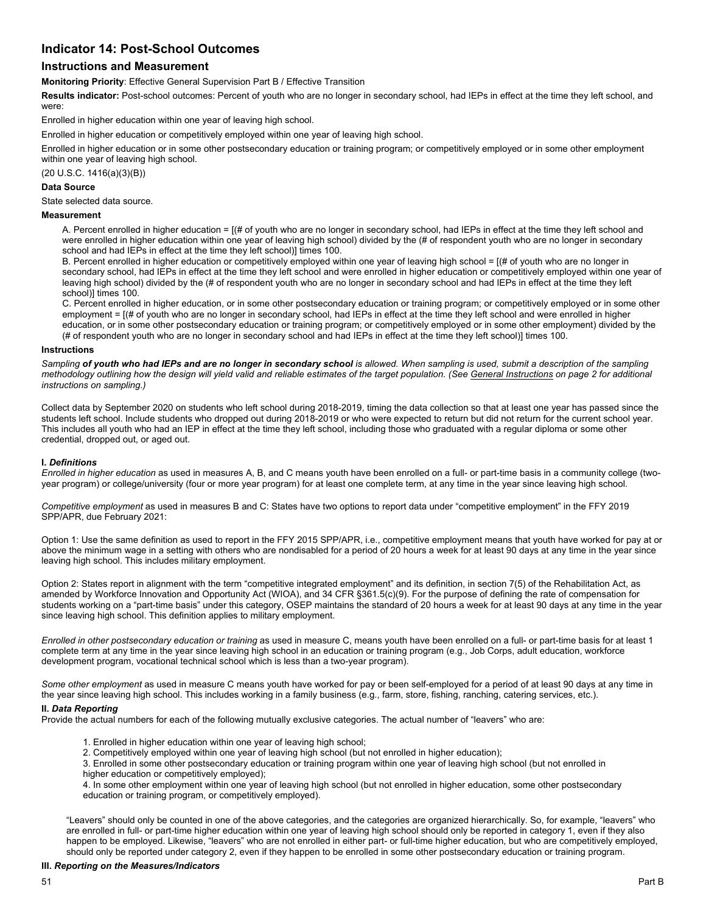# Indicator 14: Post-School Outcomes

## Instructions and Measurement

**Monitoring Priority**: Effective General Supervision Part B / Effective Transition

**Results indicator:** Post-school outcomes: Percent of youth who are no longer in secondary school, had IEPs in effect at the time they left school, and were:

Enrolled in higher education within one year of leaving high school.

Enrolled in higher education or competitively employed within one year of leaving high school.

Enrolled in higher education or in some other postsecondary education or training program; or competitively employed or in some other employment within one year of leaving high school.

(20 U.S.C. 1416(a)(3)(B))

**Data Source**

State selected data source.

**Measurement**

A. Percent enrolled in higher education = [(# of youth who are no longer in secondary school, had IEPs in effect at the time they left school and were enrolled in higher education within one year of leaving high school) divided by the (# of respondent youth who are no longer in secondary school and had IEPs in effect at the time they left school)] times 100.

B. Percent enrolled in higher education or competitively employed within one year of leaving high school = [(# of youth who are no longer in secondary school, had IEPs in effect at the time they left school and were enrolled in higher education or competitively employed within one year of leaving high school) divided by the (# of respondent youth who are no longer in secondary school and had IEPs in effect at the time they left school)] times 100.

C. Percent enrolled in higher education, or in some other postsecondary education or training program; or competitively employed or in some other employment = [(# of youth who are no longer in secondary school, had IEPs in effect at the time they left school and were enrolled in higher education, or in some other postsecondary education or training program; or competitively employed or in some other employment) divided by the (# of respondent youth who are no longer in secondary school and had IEPs in effect at the time they left school)] times 100.

**Instructions**

*Sampling **of youth who had IEPs and are no longer in secondary school** is allowed. When sampling is used, submit a description of the sampling methodology outlining how the design will yield valid and reliable estimates of the target population. (See General Instructions on page 2 for additional instructions on sampling.)*

Collect data by September 2020 on students who left school during 2018-2019, timing the data collection so that at least one year has passed since the students left school. Include students who dropped out during 2018-2019 or who were expected to return but did not return for the current school year. This includes all youth who had an IEP in effect at the time they left school, including those who graduated with a regular diploma or some other credential, dropped out, or aged out.

**I. *Definitions***

*Enrolled in higher education* as used in measures A, B, and C means youth have been enrolled on a full- or part-time basis in a community college (two-year program) or college/university (four or more year program) for at least one complete term, at any time in the year since leaving high school.

*Competitive employment* as used in measures B and C: States have two options to report data under "competitive employment" in the FFY 2019 SPP/APR, due February 2021:

Option 1: Use the same definition as used to report in the FFY 2015 SPP/APR, i.e., competitive employment means that youth have worked for pay at or above the minimum wage in a setting with others who are nondisabled for a period of 20 hours a week for at least 90 days at any time in the year since leaving high school. This includes military employment.

Option 2: States report in alignment with the term "competitive integrated employment" and its definition, in section 7(5) of the Rehabilitation Act, as amended by Workforce Innovation and Opportunity Act (WIOA), and 34 CFR §361.5(c)(9). For the purpose of defining the rate of compensation for students working on a "part-time basis" under this category, OSEP maintains the standard of 20 hours a week for at least 90 days at any time in the year since leaving high school. This definition applies to military employment.

*Enrolled in other postsecondary education or training* as used in measure C, means youth have been enrolled on a full- or part-time basis for at least 1 complete term at any time in the year since leaving high school in an education or training program (e.g., Job Corps, adult education, workforce development program, vocational technical school which is less than a two-year program).

*Some other employment* as used in measure C means youth have worked for pay or been self-employed for a period of at least 90 days at any time in the year since leaving high school. This includes working in a family business (e.g., farm, store, fishing, ranching, catering services, etc.).

**II. *Data Reporting***

Provide the actual numbers for each of the following mutually exclusive categories. The actual number of "leavers" who are:

1. Enrolled in higher education within one year of leaving high school;
2. Competitively employed within one year of leaving high school (but not enrolled in higher education);
3. Enrolled in some other postsecondary education or training program within one year of leaving high school (but not enrolled in higher education or competitively employed);
4. In some other employment within one year of leaving high school (but not enrolled in higher education, some other postsecondary education or training program, or competitively employed).

"Leavers" should only be counted in one of the above categories, and the categories are organized hierarchically. So, for example, "leavers" who are enrolled in full- or part-time higher education within one year of leaving high school should only be reported in category 1, even if they also happen to be employed. Likewise, "leavers" who are not enrolled in either part- or full-time higher education, but who are competitively employed, should only be reported under category 2, even if they happen to be enrolled in some other postsecondary education or training program.

**III. *Reporting on the Measures/Indicators***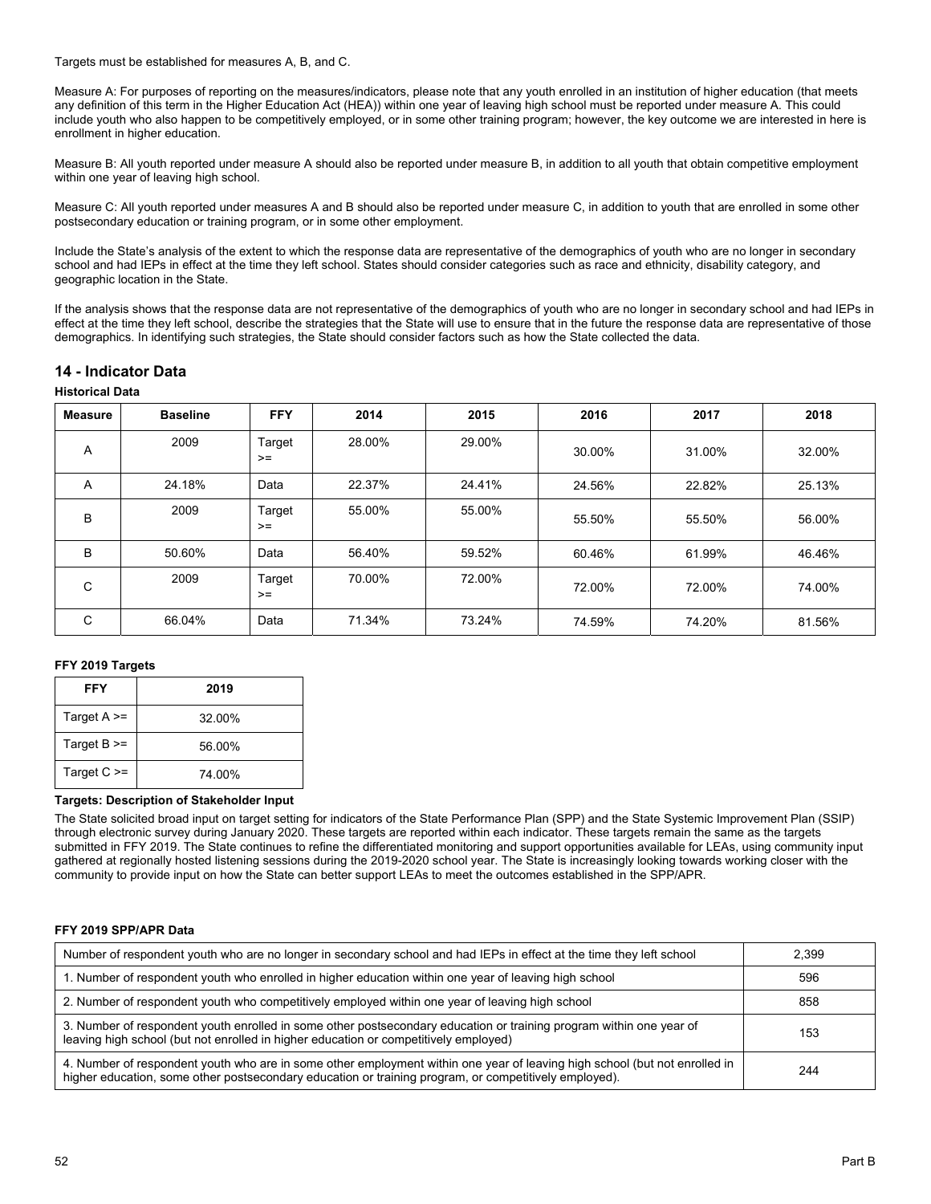Targets must be established for measures A, B, and C.

Measure A: For purposes of reporting on the measures/indicators, please note that any youth enrolled in an institution of higher education (that meets any definition of this term in the Higher Education Act (HEA)) within one year of leaving high school must be reported under measure A. This could include youth who also happen to be competitively employed, or in some other training program; however, the key outcome we are interested in here is enrollment in higher education.

Measure B: All youth reported under measure A should also be reported under measure B, in addition to all youth that obtain competitive employment within one year of leaving high school.

Measure C: All youth reported under measures A and B should also be reported under measure C, in addition to youth that are enrolled in some other postsecondary education or training program, or in some other employment.

Include the State's analysis of the extent to which the response data are representative of the demographics of youth who are no longer in secondary school and had IEPs in effect at the time they left school. States should consider categories such as race and ethnicity, disability category, and geographic location in the State.

If the analysis shows that the response data are not representative of the demographics of youth who are no longer in secondary school and had IEPs in effect at the time they left school, describe the strategies that the State will use to ensure that in the future the response data are representative of those demographics. In identifying such strategies, the State should consider factors such as how the State collected the data.

## 14 - Indicator Data

**Historical Data**

| Measure | Baseline | FFY | 2014 | 2015 | 2016 | 2017 | 2018 |
|---|---|---|---|---|---|---|---|
| A | 2009 | Target >= | 28.00% | 29.00% | 30.00% | 31.00% | 32.00% |
| A | 24.18% | Data | 22.37% | 24.41% | 24.56% | 22.82% | 25.13% |
| B | 2009 | Target >= | 55.00% | 55.00% | 55.50% | 55.50% | 56.00% |
| B | 50.60% | Data | 56.40% | 59.52% | 60.46% | 61.99% | 46.46% |
| C | 2009 | Target >= | 70.00% | 72.00% | 72.00% | 72.00% | 74.00% |
| C | 66.04% | Data | 71.34% | 73.24% | 74.59% | 74.20% | 81.56% |

**FFY 2019 Targets**

| FFY | 2019 |
|---|---|
| Target A >= | 32.00% |
| Target B >= | 56.00% |
| Target C >= | 74.00% |

**Targets: Description of Stakeholder Input**

The State solicited broad input on target setting for indicators of the State Performance Plan (SPP) and the State Systemic Improvement Plan (SSIP) through electronic survey during January 2020. These targets are reported within each indicator. These targets remain the same as the targets submitted in FFY 2019. The State continues to refine the differentiated monitoring and support opportunities available for LEAs, using community input gathered at regionally hosted listening sessions during the 2019-2020 school year. The State is increasingly looking towards working closer with the community to provide input on how the State can better support LEAs to meet the outcomes established in the SPP/APR.

**FFY 2019 SPP/APR Data**

| | |
|---|---|
| Number of respondent youth who are no longer in secondary school and had IEPs in effect at the time they left school | 2,399 |
| 1. Number of respondent youth who enrolled in higher education within one year of leaving high school | 596 |
| 2. Number of respondent youth who competitively employed within one year of leaving high school | 858 |
| 3. Number of respondent youth enrolled in some other postsecondary education or training program within one year of leaving high school (but not enrolled in higher education or competitively employed) | 153 |
| 4. Number of respondent youth who are in some other employment within one year of leaving high school (but not enrolled in higher education, some other postsecondary education or training program, or competitively employed). | 244 |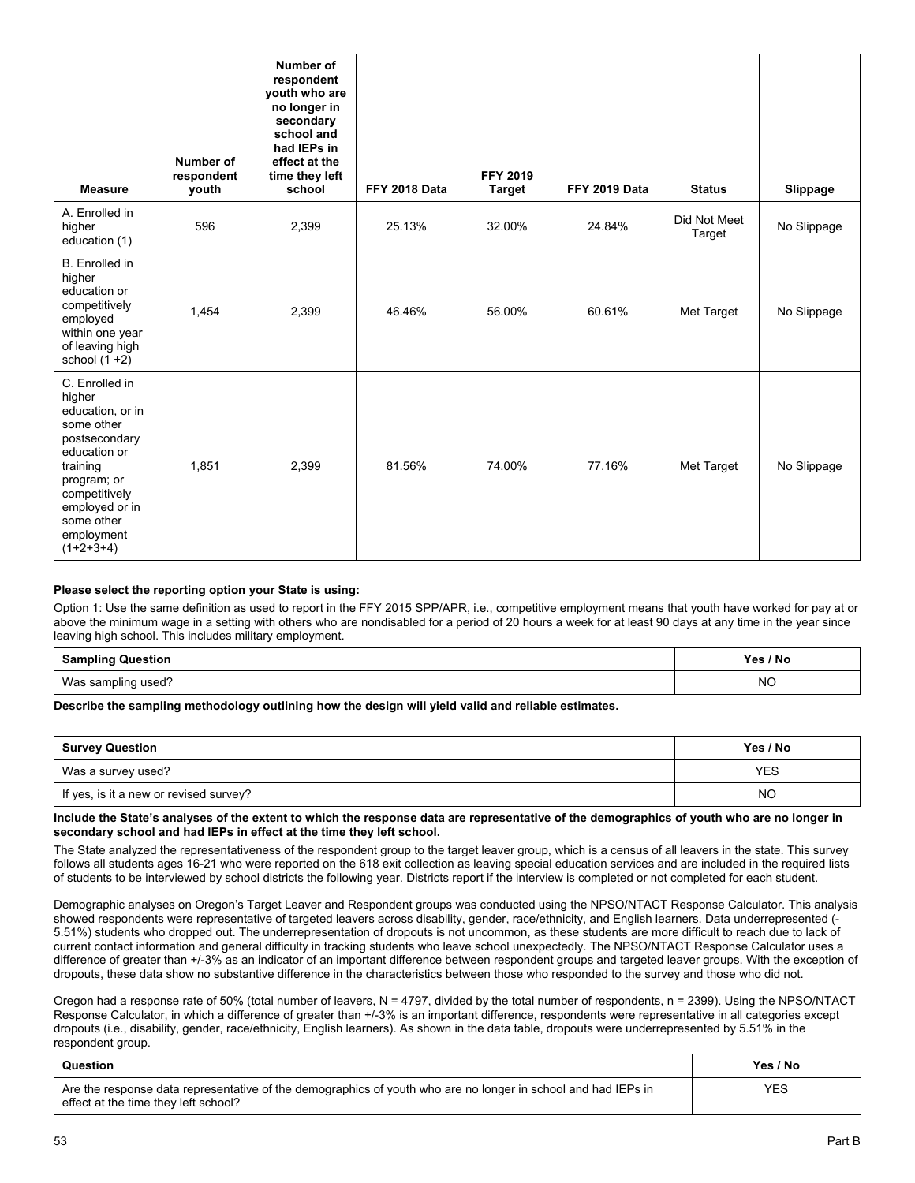| Measure | Number of respondent youth | Number of respondent youth who are no longer in secondary school and had IEPs in effect at the time they left school | FFY 2018 Data | FFY 2019 Target | FFY 2019 Data | Status | Slippage |
|---|---|---|---|---|---|---|---|
| A. Enrolled in higher education (1) | 596 | 2,399 | 25.13% | 32.00% | 24.84% | Did Not Meet Target | No Slippage |
| B. Enrolled in higher education or competitively employed within one year of leaving high school (1 +2) | 1,454 | 2,399 | 46.46% | 56.00% | 60.61% | Met Target | No Slippage |
| C. Enrolled in higher education, or in some other postsecondary education or training program; or competitively employed or in some other employment (1+2+3+4) | 1,851 | 2,399 | 81.56% | 74.00% | 77.16% | Met Target | No Slippage |

**Please select the reporting option your State is using:**

Option 1: Use the same definition as used to report in the FFY 2015 SPP/APR, i.e., competitive employment means that youth have worked for pay at or above the minimum wage in a setting with others who are nondisabled for a period of 20 hours a week for at least 90 days at any time in the year since leaving high school. This includes military employment.

| Sampling Question | Yes / No |
|---|---|
| Was sampling used? | NO |

**Describe the sampling methodology outlining how the design will yield valid and reliable estimates.**

| Survey Question | Yes / No |
|---|---|
| Was a survey used? | YES |
| If yes, is it a new or revised survey? | NO |

**Include the State's analyses of the extent to which the response data are representative of the demographics of youth who are no longer in secondary school and had IEPs in effect at the time they left school.**

The State analyzed the representativeness of the respondent group to the target leaver group, which is a census of all leavers in the state. This survey follows all students ages 16-21 who were reported on the 618 exit collection as leaving special education services and are included in the required lists of students to be interviewed by school districts the following year. Districts report if the interview is completed or not completed for each student.

Demographic analyses on Oregon's Target Leaver and Respondent groups was conducted using the NPSO/NTACT Response Calculator. This analysis showed respondents were representative of targeted leavers across disability, gender, race/ethnicity, and English learners. Data underrepresented (-5.51%) students who dropped out. The underrepresentation of dropouts is not uncommon, as these students are more difficult to reach due to lack of current contact information and general difficulty in tracking students who leave school unexpectedly. The NPSO/NTACT Response Calculator uses a difference of greater than +/-3% as an indicator of an important difference between respondent groups and targeted leaver groups. With the exception of dropouts, these data show no substantive difference in the characteristics between those who responded to the survey and those who did not.

Oregon had a response rate of 50% (total number of leavers, N = 4797, divided by the total number of respondents, n = 2399). Using the NPSO/NTACT Response Calculator, in which a difference of greater than +/-3% is an important difference, respondents were representative in all categories except dropouts (i.e., disability, gender, race/ethnicity, English learners). As shown in the data table, dropouts were underrepresented by 5.51% in the respondent group.

| Question | Yes / No |
|---|---|
| Are the response data representative of the demographics of youth who are no longer in school and had IEPs in effect at the time they left school? | YES |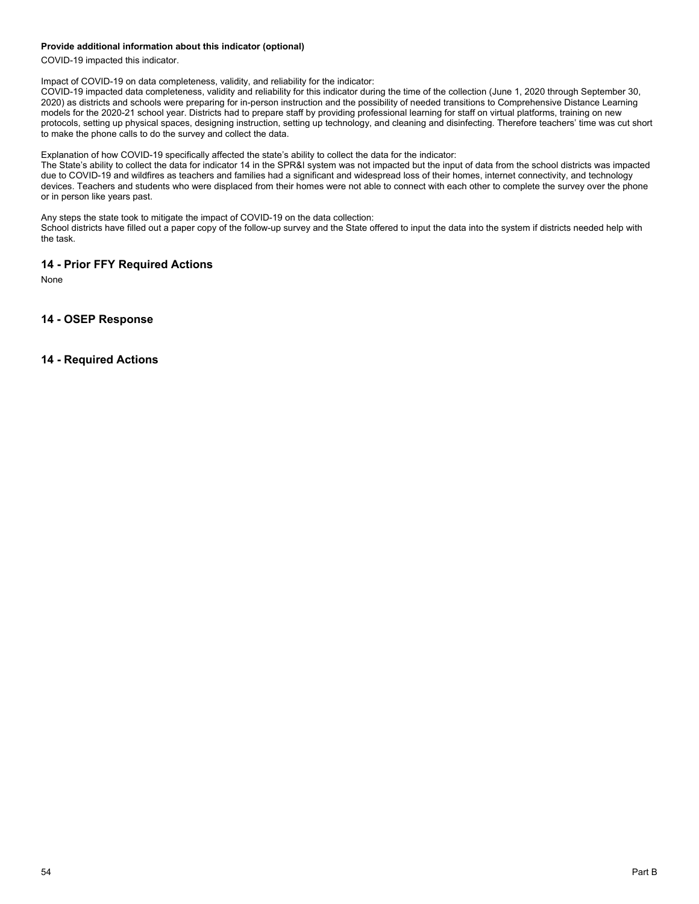**Provide additional information about this indicator (optional)**

COVID-19 impacted this indicator.

Impact of COVID-19 on data completeness, validity, and reliability for the indicator:
COVID-19 impacted data completeness, validity and reliability for this indicator during the time of the collection (June 1, 2020 through September 30, 2020) as districts and schools were preparing for in-person instruction and the possibility of needed transitions to Comprehensive Distance Learning models for the 2020-21 school year. Districts had to prepare staff by providing professional learning for staff on virtual platforms, training on new protocols, setting up physical spaces, designing instruction, setting up technology, and cleaning and disinfecting. Therefore teachers' time was cut short to make the phone calls to do the survey and collect the data.

Explanation of how COVID-19 specifically affected the state's ability to collect the data for the indicator:
The State's ability to collect the data for indicator 14 in the SPR&I system was not impacted but the input of data from the school districts was impacted due to COVID-19 and wildfires as teachers and families had a significant and widespread loss of their homes, internet connectivity, and technology devices. Teachers and students who were displaced from their homes were not able to connect with each other to complete the survey over the phone or in person like years past.

Any steps the state took to mitigate the impact of COVID-19 on the data collection:
School districts have filled out a paper copy of the follow-up survey and the State offered to input the data into the system if districts needed help with the task.

## 14 - Prior FFY Required Actions

None

## 14 - OSEP Response

## 14 - Required Actions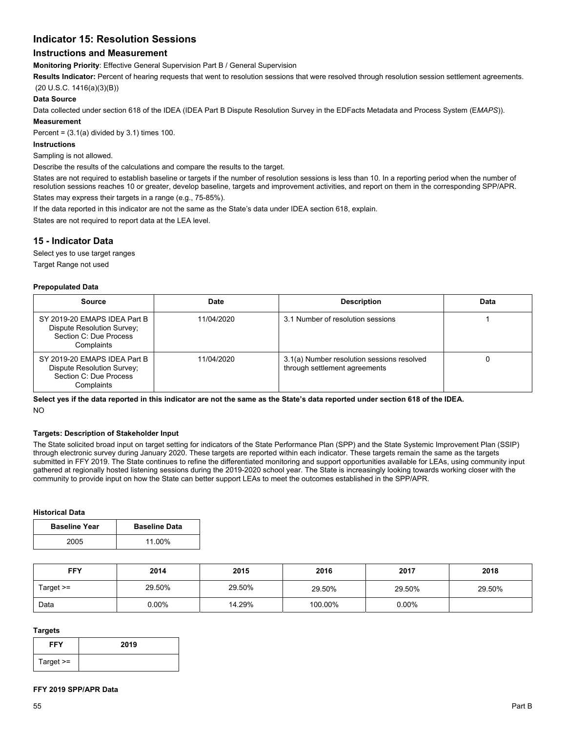## Indicator 15: Resolution Sessions

### Instructions and Measurement

**Monitoring Priority**: Effective General Supervision Part B / General Supervision

**Results Indicator:** Percent of hearing requests that went to resolution sessions that were resolved through resolution session settlement agreements. (20 U.S.C. 1416(a)(3)(B))

**Data Source**

Data collected under section 618 of the IDEA (IDEA Part B Dispute Resolution Survey in the EDFacts Metadata and Process System (E*MAPS*)).

**Measurement**

Percent = (3.1(a) divided by 3.1) times 100.

**Instructions**

Sampling is not allowed.

Describe the results of the calculations and compare the results to the target.

States are not required to establish baseline or targets if the number of resolution sessions is less than 10. In a reporting period when the number of resolution sessions reaches 10 or greater, develop baseline, targets and improvement activities, and report on them in the corresponding SPP/APR.

States may express their targets in a range (e.g., 75-85%).

If the data reported in this indicator are not the same as the State's data under IDEA section 618, explain.

States are not required to report data at the LEA level.

### 15 - Indicator Data

Select yes to use target ranges

Target Range not used

**Prepopulated Data**

| Source | Date | Description | Data |
|---|---|---|---|
| SY 2019-20 EMAPS IDEA Part B Dispute Resolution Survey; Section C: Due Process Complaints | 11/04/2020 | 3.1 Number of resolution sessions | 1 |
| SY 2019-20 EMAPS IDEA Part B Dispute Resolution Survey; Section C: Due Process Complaints | 11/04/2020 | 3.1(a) Number resolution sessions resolved through settlement agreements | 0 |

**Select yes if the data reported in this indicator are not the same as the State's data reported under section 618 of the IDEA.**

NO

**Targets: Description of Stakeholder Input**

The State solicited broad input on target setting for indicators of the State Performance Plan (SPP) and the State Systemic Improvement Plan (SSIP) through electronic survey during January 2020. These targets are reported within each indicator. These targets remain the same as the targets submitted in FFY 2019. The State continues to refine the differentiated monitoring and support opportunities available for LEAs, using community input gathered at regionally hosted listening sessions during the 2019-2020 school year. The State is increasingly looking towards working closer with the community to provide input on how the State can better support LEAs to meet the outcomes established in the SPP/APR.

**Historical Data**

| Baseline Year | Baseline Data |
|---|---|
| 2005 | 11.00% |

| FFY | 2014 | 2015 | 2016 | 2017 | 2018 |
|---|---|---|---|---|---|
| Target >= | 29.50% | 29.50% | 29.50% | 29.50% | 29.50% |
| Data | 0.00% | 14.29% | 100.00% | 0.00% | |

**Targets**

| FFY | 2019 |
|---|---|
| Target >= | |

**FFY 2019 SPP/APR Data**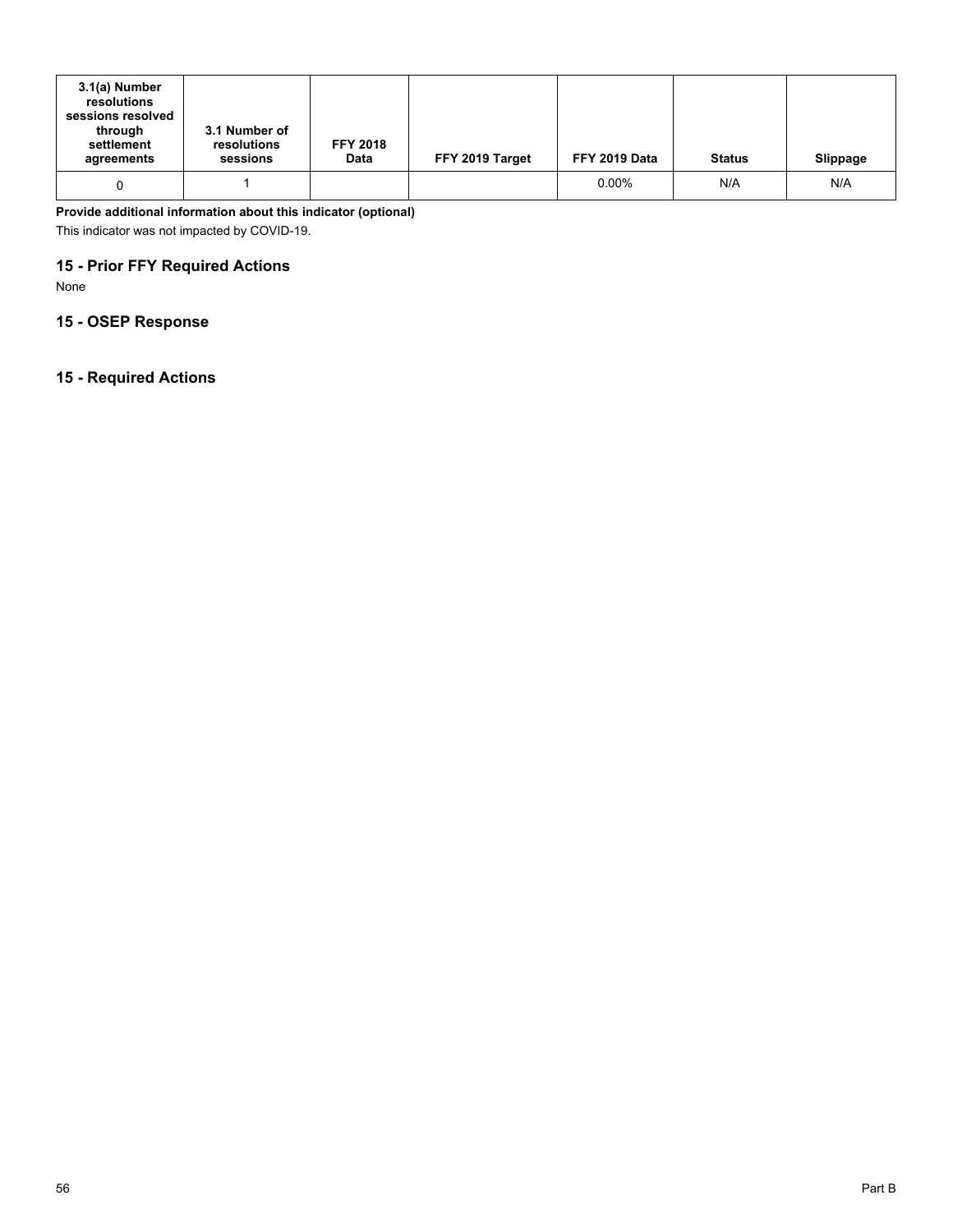| 3.1(a) Number resolutions sessions resolved through settlement agreements | 3.1 Number of resolutions sessions | FFY 2018 Data | FFY 2019 Target | FFY 2019 Data | Status | Slippage |
|---|---|---|---|---|---|---|
| 0 | 1 | | | 0.00% | N/A | N/A |

**Provide additional information about this indicator (optional)**

This indicator was not impacted by COVID-19.

## 15 - Prior FFY Required Actions

None

## 15 - OSEP Response

## 15 - Required Actions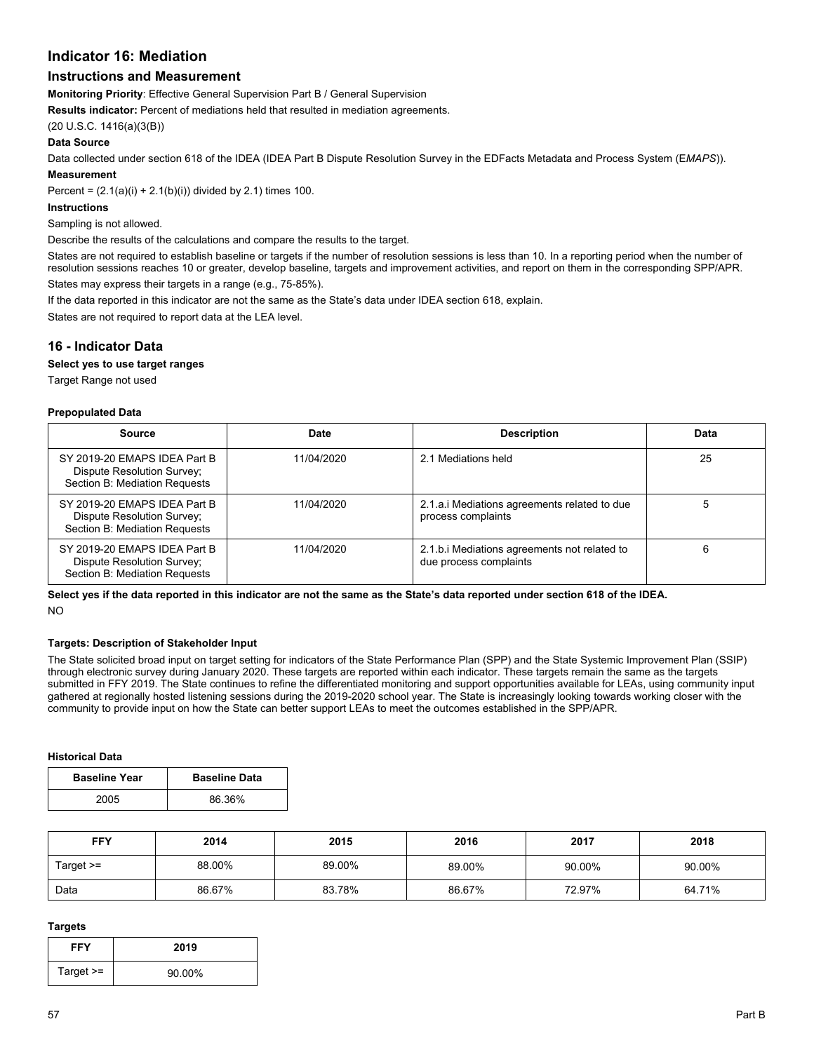## Indicator 16: Mediation

### Instructions and Measurement

**Monitoring Priority**: Effective General Supervision Part B / General Supervision

**Results indicator:** Percent of mediations held that resulted in mediation agreements.

(20 U.S.C. 1416(a)(3(B))

**Data Source**

Data collected under section 618 of the IDEA (IDEA Part B Dispute Resolution Survey in the EDFacts Metadata and Process System (E*MAPS*)).

**Measurement**

Percent = (2.1(a)(i) + 2.1(b)(i)) divided by 2.1) times 100.

**Instructions**

Sampling is not allowed.

Describe the results of the calculations and compare the results to the target.

States are not required to establish baseline or targets if the number of resolution sessions is less than 10. In a reporting period when the number of resolution sessions reaches 10 or greater, develop baseline, targets and improvement activities, and report on them in the corresponding SPP/APR.

States may express their targets in a range (e.g., 75-85%).

If the data reported in this indicator are not the same as the State's data under IDEA section 618, explain.

States are not required to report data at the LEA level.

## 16 - Indicator Data

**Select yes to use target ranges**

Target Range not used

**Prepopulated Data**

| Source | Date | Description | Data |
|---|---|---|---|
| SY 2019-20 EMAPS IDEA Part B Dispute Resolution Survey; Section B: Mediation Requests | 11/04/2020 | 2.1 Mediations held | 25 |
| SY 2019-20 EMAPS IDEA Part B Dispute Resolution Survey; Section B: Mediation Requests | 11/04/2020 | 2.1.a.i Mediations agreements related to due process complaints | 5 |
| SY 2019-20 EMAPS IDEA Part B Dispute Resolution Survey; Section B: Mediation Requests | 11/04/2020 | 2.1.b.i Mediations agreements not related to due process complaints | 6 |

**Select yes if the data reported in this indicator are not the same as the State's data reported under section 618 of the IDEA.**

NO

**Targets: Description of Stakeholder Input**

The State solicited broad input on target setting for indicators of the State Performance Plan (SPP) and the State Systemic Improvement Plan (SSIP) through electronic survey during January 2020. These targets are reported within each indicator. These targets remain the same as the targets submitted in FFY 2019. The State continues to refine the differentiated monitoring and support opportunities available for LEAs, using community input gathered at regionally hosted listening sessions during the 2019-2020 school year. The State is increasingly looking towards working closer with the community to provide input on how the State can better support LEAs to meet the outcomes established in the SPP/APR.

**Historical Data**

| Baseline Year | Baseline Data |
|---|---|
| 2005 | 86.36% |

| FFY | 2014 | 2015 | 2016 | 2017 | 2018 |
|---|---|---|---|---|---|
| Target >= | 88.00% | 89.00% | 89.00% | 90.00% | 90.00% |
| Data | 86.67% | 83.78% | 86.67% | 72.97% | 64.71% |

**Targets**

| FFY | 2019 |
|---|---|
| Target >= | 90.00% |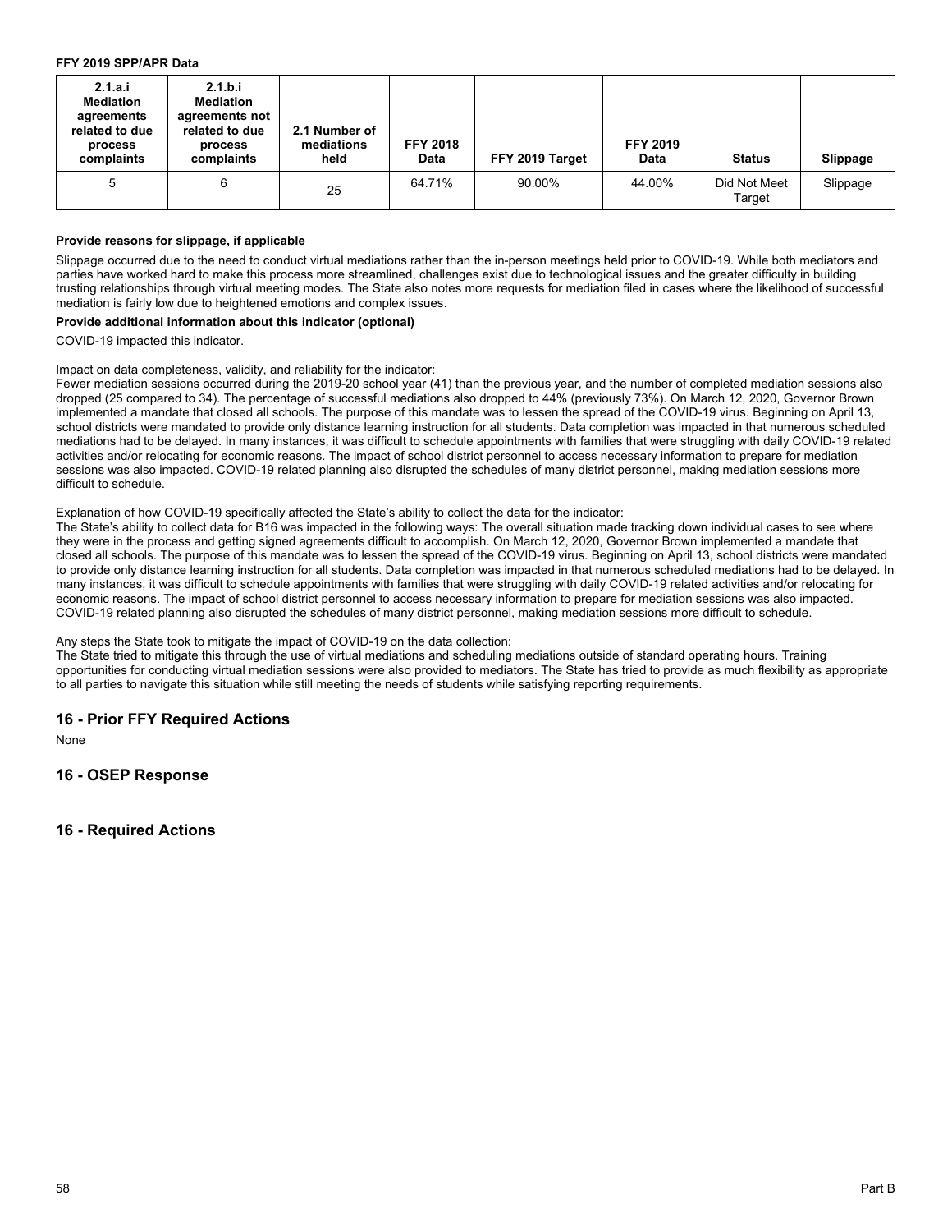**FFY 2019 SPP/APR Data**

| 2.1.a.i Mediation agreements related to due process complaints | 2.1.b.i Mediation agreements not related to due process complaints | 2.1 Number of mediations held | FFY 2018 Data | FFY 2019 Target | FFY 2019 Data | Status | Slippage |
|---|---|---|---|---|---|---|---|
| 5 | 6 | 25 | 64.71% | 90.00% | 44.00% | Did Not Meet Target | Slippage |

**Provide reasons for slippage, if applicable**

Slippage occurred due to the need to conduct virtual mediations rather than the in-person meetings held prior to COVID-19. While both mediators and parties have worked hard to make this process more streamlined, challenges exist due to technological issues and the greater difficulty in building trusting relationships through virtual meeting modes. The State also notes more requests for mediation filed in cases where the likelihood of successful mediation is fairly low due to heightened emotions and complex issues.

**Provide additional information about this indicator (optional)**

COVID-19 impacted this indicator.

Impact on data completeness, validity, and reliability for the indicator:
Fewer mediation sessions occurred during the 2019-20 school year (41) than the previous year, and the number of completed mediation sessions also dropped (25 compared to 34). The percentage of successful mediations also dropped to 44% (previously 73%). On March 12, 2020, Governor Brown implemented a mandate that closed all schools. The purpose of this mandate was to lessen the spread of the COVID-19 virus. Beginning on April 13, school districts were mandated to provide only distance learning instruction for all students. Data completion was impacted in that numerous scheduled mediations had to be delayed. In many instances, it was difficult to schedule appointments with families that were struggling with daily COVID-19 related activities and/or relocating for economic reasons. The impact of school district personnel to access necessary information to prepare for mediation sessions was also impacted. COVID-19 related planning also disrupted the schedules of many district personnel, making mediation sessions more difficult to schedule.

Explanation of how COVID-19 specifically affected the State's ability to collect the data for the indicator:
The State's ability to collect data for B16 was impacted in the following ways: The overall situation made tracking down individual cases to see where they were in the process and getting signed agreements difficult to accomplish. On March 12, 2020, Governor Brown implemented a mandate that closed all schools. The purpose of this mandate was to lessen the spread of the COVID-19 virus. Beginning on April 13, school districts were mandated to provide only distance learning instruction for all students. Data completion was impacted in that numerous scheduled mediations had to be delayed. In many instances, it was difficult to schedule appointments with families that were struggling with daily COVID-19 related activities and/or relocating for economic reasons. The impact of school district personnel to access necessary information to prepare for mediation sessions was also impacted. COVID-19 related planning also disrupted the schedules of many district personnel, making mediation sessions more difficult to schedule.

Any steps the State took to mitigate the impact of COVID-19 on the data collection:
The State tried to mitigate this through the use of virtual mediations and scheduling mediations outside of standard operating hours. Training opportunities for conducting virtual mediation sessions were also provided to mediators. The State has tried to provide as much flexibility as appropriate to all parties to navigate this situation while still meeting the needs of students while satisfying reporting requirements.

## 16 - Prior FFY Required Actions

None

## 16 - OSEP Response

## 16 - Required Actions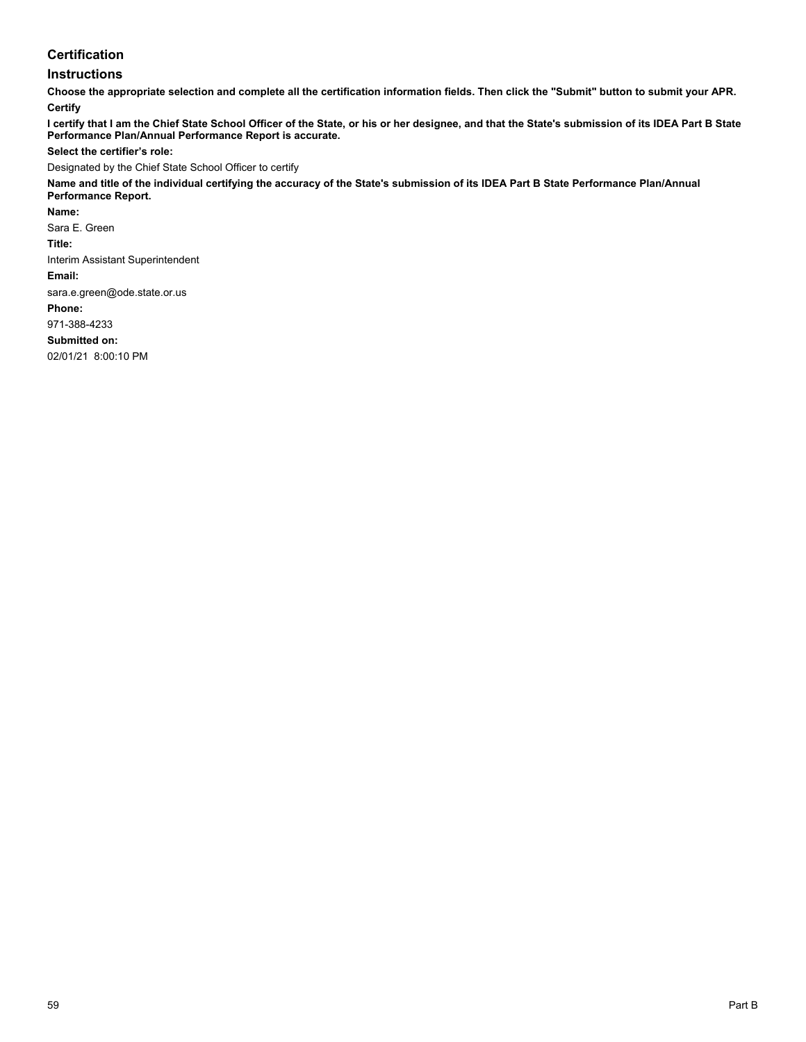## Certification

## Instructions

**Choose the appropriate selection and complete all the certification information fields. Then click the "Submit" button to submit your APR.**

**Certify**

**I certify that I am the Chief State School Officer of the State, or his or her designee, and that the State's submission of its IDEA Part B State Performance Plan/Annual Performance Report is accurate.**

**Select the certifier's role:**

Designated by the Chief State School Officer to certify

**Name and title of the individual certifying the accuracy of the State's submission of its IDEA Part B State Performance Plan/Annual Performance Report.**

**Name:**

Sara E. Green

**Title:**

Interim Assistant Superintendent

**Email:**

sara.e.green@ode.state.or.us

**Phone:**

971-388-4233

**Submitted on:**

02/01/21 8:00:10 PM